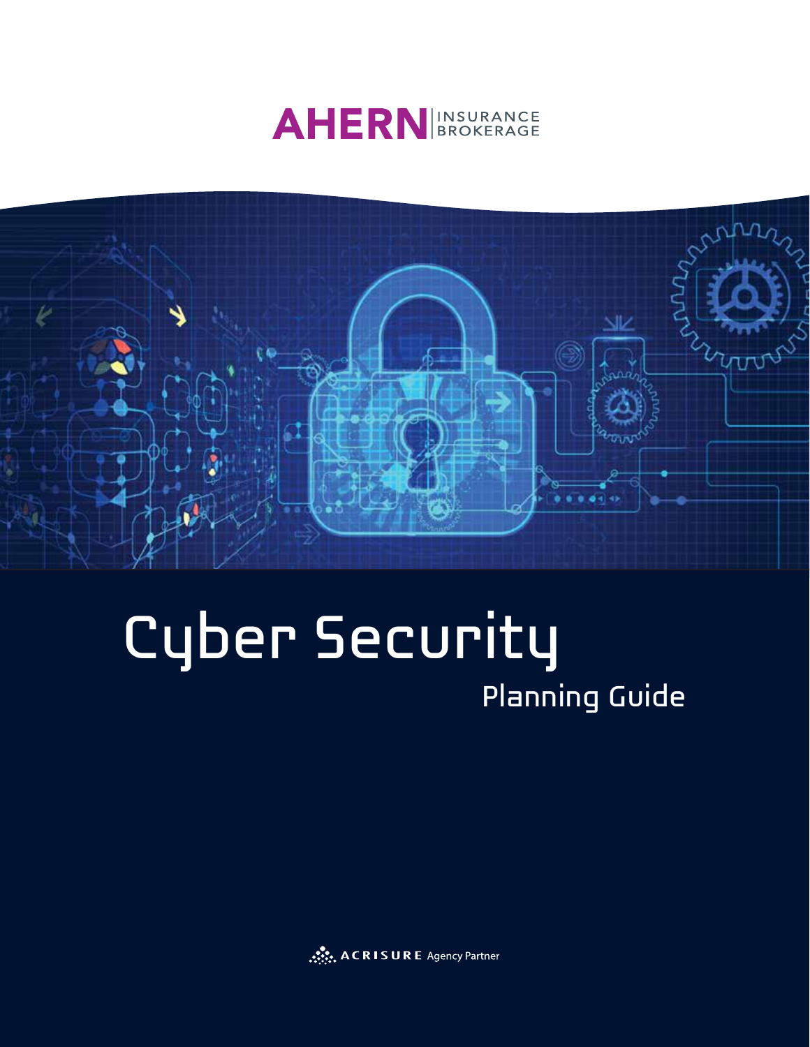AHERN INSURANCE BROKERAGE

# Cyber Security

## Planning Guide

ACRISURE Agency Partner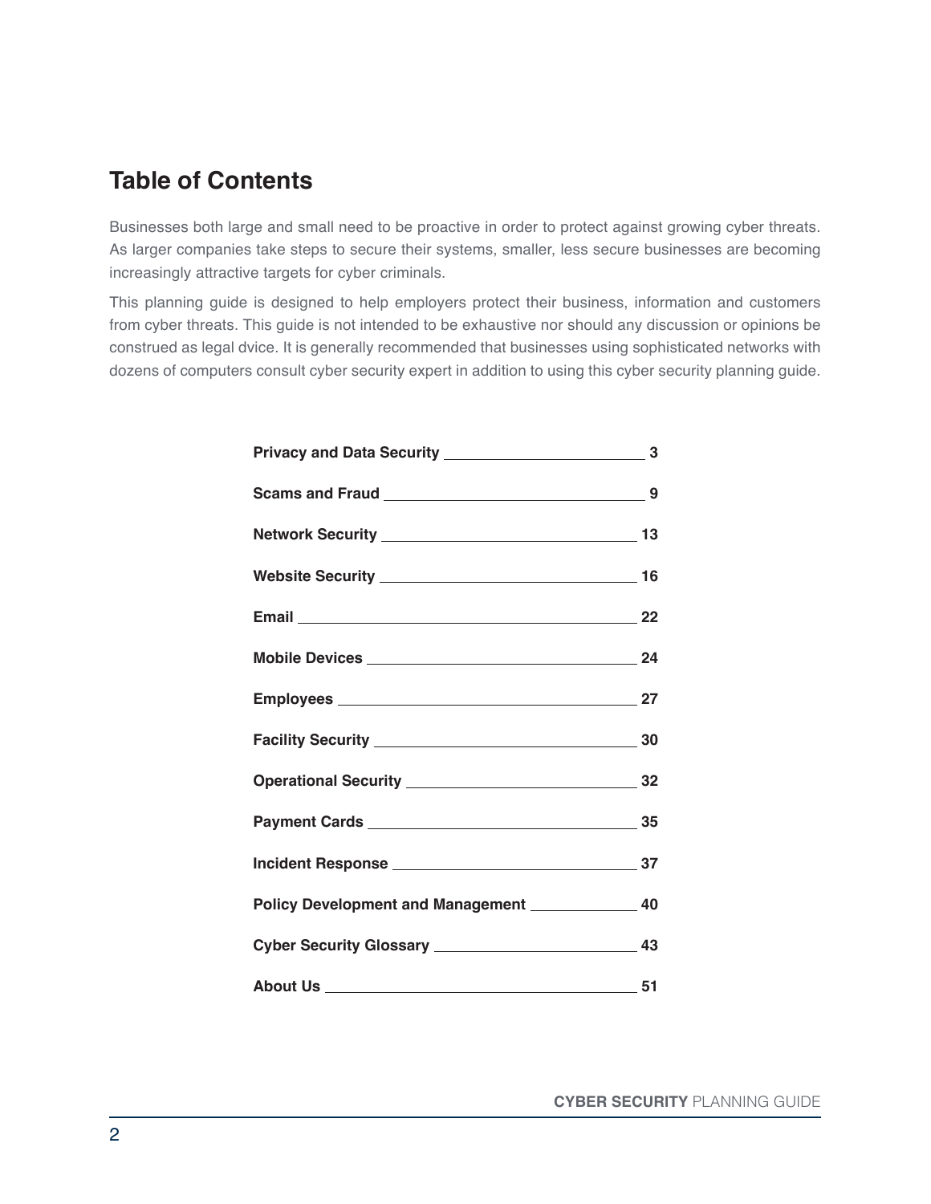# Table of Contents

Businesses both large and small need to be proactive in order to protect against growing cyber threats. As larger companies take steps to secure their systems, smaller, less secure businesses are becoming increasingly attractive targets for cyber criminals.

This planning guide is designed to help employers protect their business, information and customers from cyber threats. This guide is not intended to be exhaustive nor should any discussion or opinions be construed as legal dvice. It is generally recommended that businesses using sophisticated networks with dozens of computers consult cyber security expert in addition to using this cyber security planning guide.

| Section | Page |
|---|---|
| **Privacy and Data Security** | **3** |
| **Scams and Fraud** | **9** |
| **Network Security** | **13** |
| **Website Security** | **16** |
| **Email** | **22** |
| **Mobile Devices** | **24** |
| **Employees** | **27** |
| **Facility Security** | **30** |
| **Operational Security** | **32** |
| **Payment Cards** | **35** |
| **Incident Response** | **37** |
| **Policy Development and Management** | **40** |
| **Cyber Security Glossary** | **43** |
| **About Us** | **51** |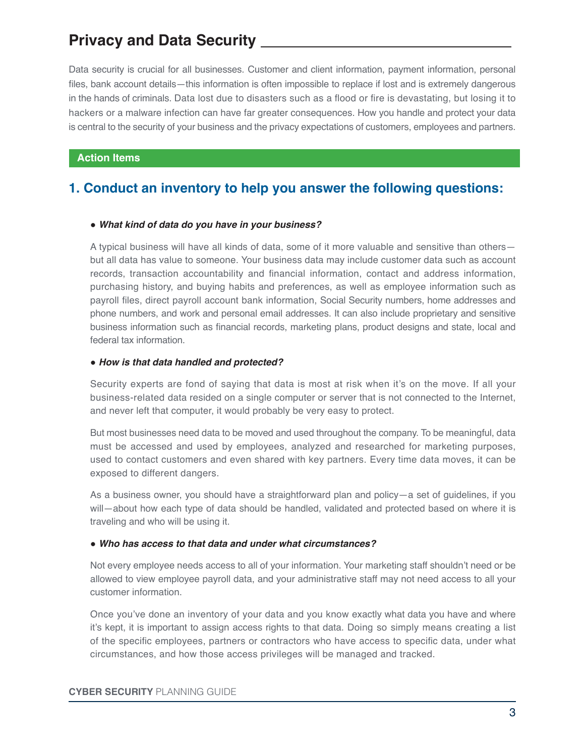# Privacy and Data Security

Data security is crucial for all businesses. Customer and client information, payment information, personal files, bank account details—this information is often impossible to replace if lost and is extremely dangerous in the hands of criminals. Data lost due to disasters such as a flood or fire is devastating, but losing it to hackers or a malware infection can have far greater consequences. How you handle and protect your data is central to the security of your business and the privacy expectations of customers, employees and partners.

**Action Items**

## 1. Conduct an inventory to help you answer the following questions:

- ***What kind of data do you have in your business?***

A typical business will have all kinds of data, some of it more valuable and sensitive than others—but all data has value to someone. Your business data may include customer data such as account records, transaction accountability and financial information, contact and address information, purchasing history, and buying habits and preferences, as well as employee information such as payroll files, direct payroll account bank information, Social Security numbers, home addresses and phone numbers, and work and personal email addresses. It can also include proprietary and sensitive business information such as financial records, marketing plans, product designs and state, local and federal tax information.

- ***How is that data handled and protected?***

Security experts are fond of saying that data is most at risk when it's on the move. If all your business-related data resided on a single computer or server that is not connected to the Internet, and never left that computer, it would probably be very easy to protect.

But most businesses need data to be moved and used throughout the company. To be meaningful, data must be accessed and used by employees, analyzed and researched for marketing purposes, used to contact customers and even shared with key partners. Every time data moves, it can be exposed to different dangers.

As a business owner, you should have a straightforward plan and policy—a set of guidelines, if you will—about how each type of data should be handled, validated and protected based on where it is traveling and who will be using it.

- ***Who has access to that data and under what circumstances?***

Not every employee needs access to all of your information. Your marketing staff shouldn't need or be allowed to view employee payroll data, and your administrative staff may not need access to all your customer information.

Once you've done an inventory of your data and you know exactly what data you have and where it's kept, it is important to assign access rights to that data. Doing so simply means creating a list of the specific employees, partners or contractors who have access to specific data, under what circumstances, and how those access privileges will be managed and tracked.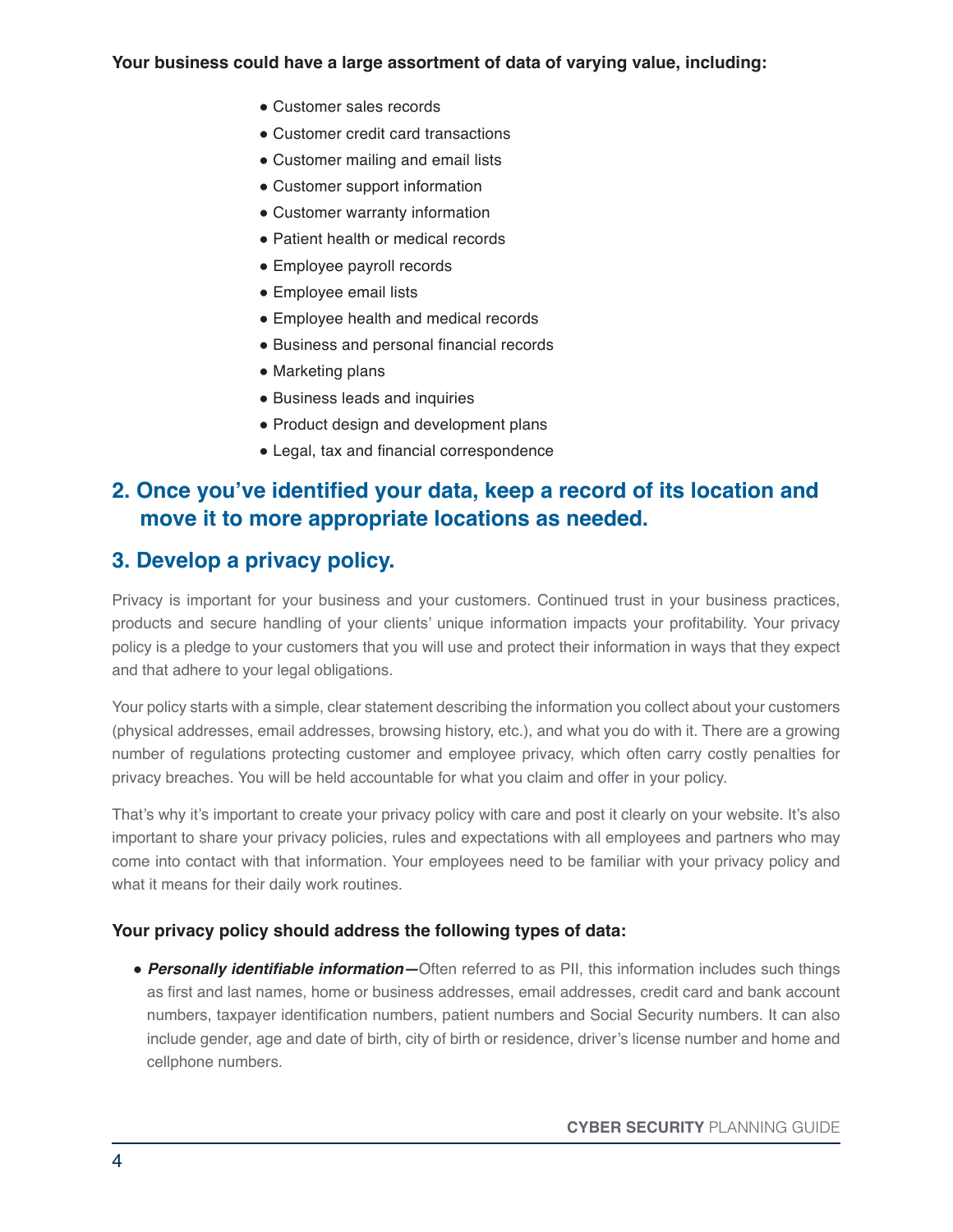**Your business could have a large assortment of data of varying value, including:**

- Customer sales records
- Customer credit card transactions
- Customer mailing and email lists
- Customer support information
- Customer warranty information
- Patient health or medical records
- Employee payroll records
- Employee email lists
- Employee health and medical records
- Business and personal financial records
- Marketing plans
- Business leads and inquiries
- Product design and development plans
- Legal, tax and financial correspondence

## 2. Once you've identified your data, keep a record of its location and move it to more appropriate locations as needed.

## 3. Develop a privacy policy.

Privacy is important for your business and your customers. Continued trust in your business practices, products and secure handling of your clients' unique information impacts your profitability. Your privacy policy is a pledge to your customers that you will use and protect their information in ways that they expect and that adhere to your legal obligations.

Your policy starts with a simple, clear statement describing the information you collect about your customers (physical addresses, email addresses, browsing history, etc.), and what you do with it. There are a growing number of regulations protecting customer and employee privacy, which often carry costly penalties for privacy breaches. You will be held accountable for what you claim and offer in your policy.

That's why it's important to create your privacy policy with care and post it clearly on your website. It's also important to share your privacy policies, rules and expectations with all employees and partners who may come into contact with that information. Your employees need to be familiar with your privacy policy and what it means for their daily work routines.

**Your privacy policy should address the following types of data:**

- ***Personally identifiable information—***Often referred to as PII, this information includes such things as first and last names, home or business addresses, email addresses, credit card and bank account numbers, taxpayer identification numbers, patient numbers and Social Security numbers. It can also include gender, age and date of birth, city of birth or residence, driver's license number and home and cellphone numbers.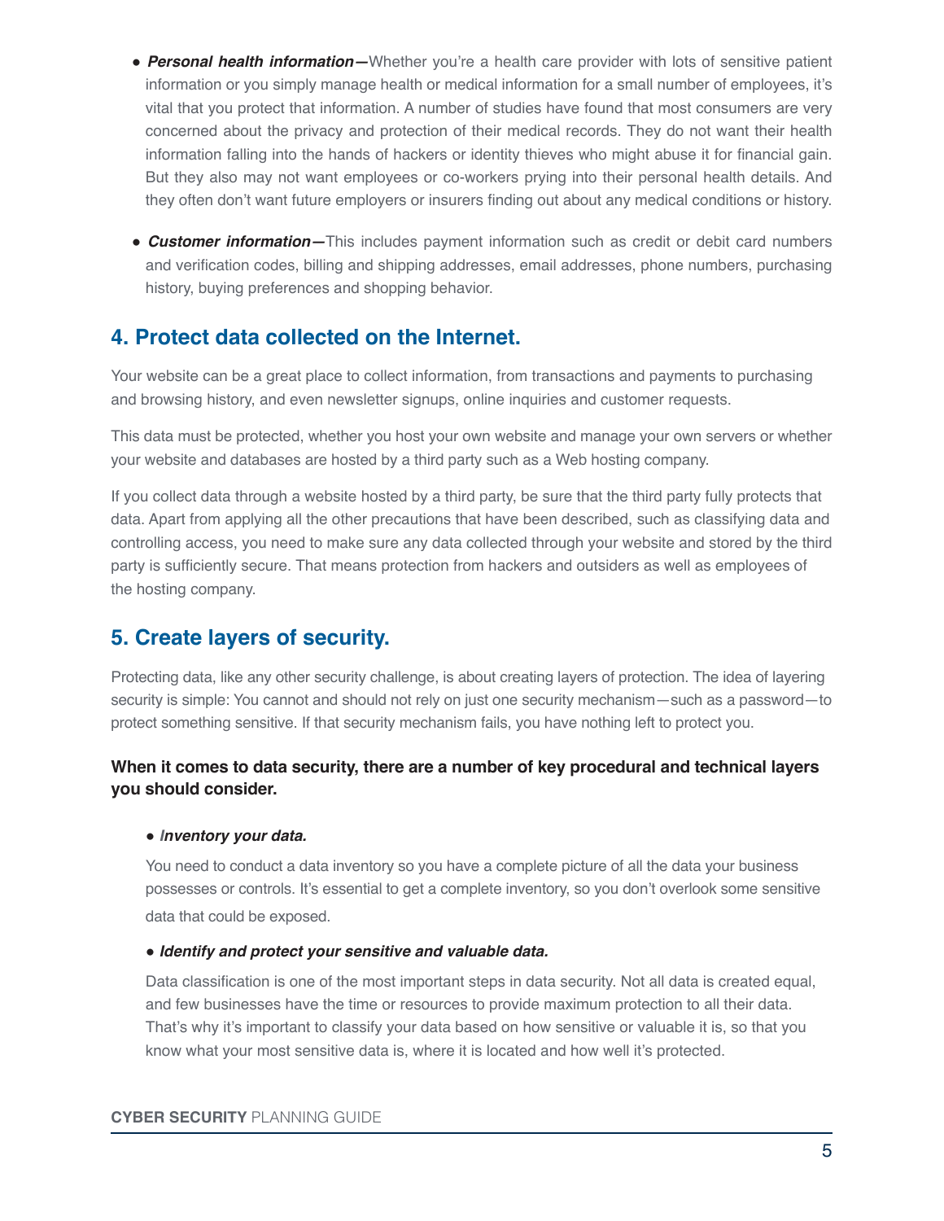- ***Personal health information—***Whether you're a health care provider with lots of sensitive patient information or you simply manage health or medical information for a small number of employees, it's vital that you protect that information. A number of studies have found that most consumers are very concerned about the privacy and protection of their medical records. They do not want their health information falling into the hands of hackers or identity thieves who might abuse it for financial gain. But they also may not want employees or co-workers prying into their personal health details. And they often don't want future employers or insurers finding out about any medical conditions or history.

- ***Customer information—***This includes payment information such as credit or debit card numbers and verification codes, billing and shipping addresses, email addresses, phone numbers, purchasing history, buying preferences and shopping behavior.

## 4. Protect data collected on the Internet.

Your website can be a great place to collect information, from transactions and payments to purchasing and browsing history, and even newsletter signups, online inquiries and customer requests.

This data must be protected, whether you host your own website and manage your own servers or whether your website and databases are hosted by a third party such as a Web hosting company.

If you collect data through a website hosted by a third party, be sure that the third party fully protects that data. Apart from applying all the other precautions that have been described, such as classifying data and controlling access, you need to make sure any data collected through your website and stored by the third party is sufficiently secure. That means protection from hackers and outsiders as well as employees of the hosting company.

## 5. Create layers of security.

Protecting data, like any other security challenge, is about creating layers of protection. The idea of layering security is simple: You cannot and should not rely on just one security mechanism—such as a password—to protect something sensitive. If that security mechanism fails, you have nothing left to protect you.

**When it comes to data security, there are a number of key procedural and technical layers you should consider.**

- ***Inventory your data.***

  You need to conduct a data inventory so you have a complete picture of all the data your business possesses or controls. It's essential to get a complete inventory, so you don't overlook some sensitive data that could be exposed.

- ***Identify and protect your sensitive and valuable data.***

  Data classification is one of the most important steps in data security. Not all data is created equal, and few businesses have the time or resources to provide maximum protection to all their data. That's why it's important to classify your data based on how sensitive or valuable it is, so that you know what your most sensitive data is, where it is located and how well it's protected.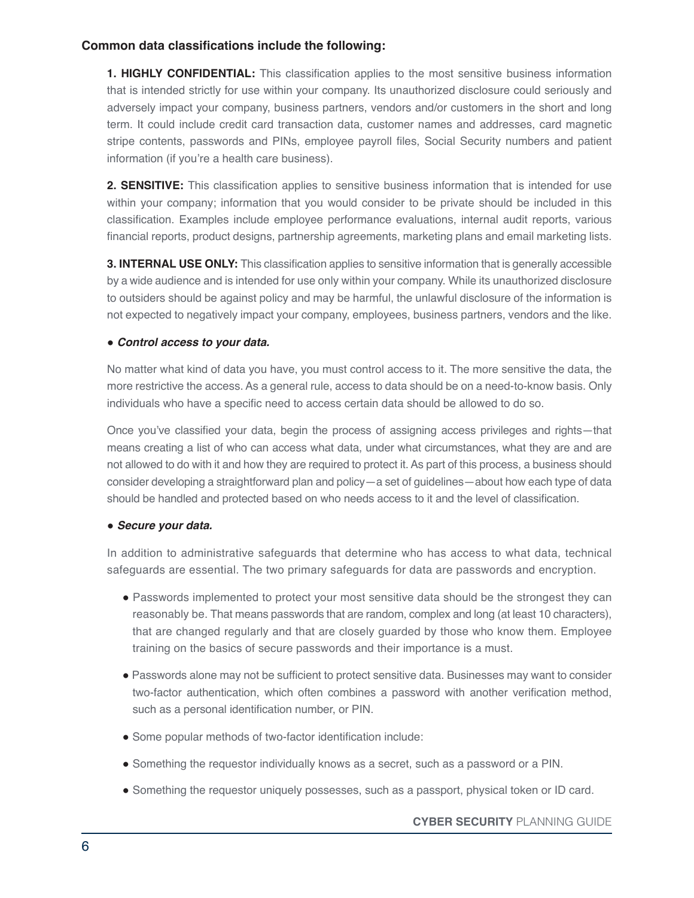**Common data classifications include the following:**

**1. HIGHLY CONFIDENTIAL:** This classification applies to the most sensitive business information that is intended strictly for use within your company. Its unauthorized disclosure could seriously and adversely impact your company, business partners, vendors and/or customers in the short and long term. It could include credit card transaction data, customer names and addresses, card magnetic stripe contents, passwords and PINs, employee payroll files, Social Security numbers and patient information (if you're a health care business).

**2. SENSITIVE:** This classification applies to sensitive business information that is intended for use within your company; information that you would consider to be private should be included in this classification. Examples include employee performance evaluations, internal audit reports, various financial reports, product designs, partnership agreements, marketing plans and email marketing lists.

**3. INTERNAL USE ONLY:** This classification applies to sensitive information that is generally accessible by a wide audience and is intended for use only within your company. While its unauthorized disclosure to outsiders should be against policy and may be harmful, the unlawful disclosure of the information is not expected to negatively impact your company, employees, business partners, vendors and the like.

- ***Control access to your data.***

No matter what kind of data you have, you must control access to it. The more sensitive the data, the more restrictive the access. As a general rule, access to data should be on a need-to-know basis. Only individuals who have a specific need to access certain data should be allowed to do so.

Once you've classified your data, begin the process of assigning access privileges and rights—that means creating a list of who can access what data, under what circumstances, what they are and are not allowed to do with it and how they are required to protect it. As part of this process, a business should consider developing a straightforward plan and policy—a set of guidelines—about how each type of data should be handled and protected based on who needs access to it and the level of classification.

- ***Secure your data.***

In addition to administrative safeguards that determine who has access to what data, technical safeguards are essential. The two primary safeguards for data are passwords and encryption.

- Passwords implemented to protect your most sensitive data should be the strongest they can reasonably be. That means passwords that are random, complex and long (at least 10 characters), that are changed regularly and that are closely guarded by those who know them. Employee training on the basics of secure passwords and their importance is a must.
- Passwords alone may not be sufficient to protect sensitive data. Businesses may want to consider two-factor authentication, which often combines a password with another verification method, such as a personal identification number, or PIN.
- Some popular methods of two-factor identification include:
- Something the requestor individually knows as a secret, such as a password or a PIN.
- Something the requestor uniquely possesses, such as a passport, physical token or ID card.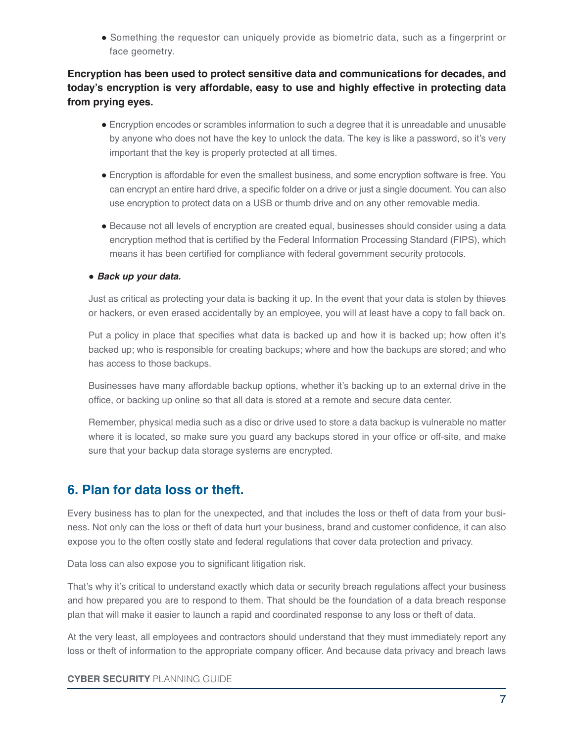- Something the requestor can uniquely provide as biometric data, such as a fingerprint or face geometry.

**Encryption has been used to protect sensitive data and communications for decades, and today's encryption is very affordable, easy to use and highly effective in protecting data from prying eyes.**

- Encryption encodes or scrambles information to such a degree that it is unreadable and unusable by anyone who does not have the key to unlock the data. The key is like a password, so it's very important that the key is properly protected at all times.
- Encryption is affordable for even the smallest business, and some encryption software is free. You can encrypt an entire hard drive, a specific folder on a drive or just a single document. You can also use encryption to protect data on a USB or thumb drive and on any other removable media.
- Because not all levels of encryption are created equal, businesses should consider using a data encryption method that is certified by the Federal Information Processing Standard (FIPS), which means it has been certified for compliance with federal government security protocols.

- ***Back up your data.***

Just as critical as protecting your data is backing it up. In the event that your data is stolen by thieves or hackers, or even erased accidentally by an employee, you will at least have a copy to fall back on.

Put a policy in place that specifies what data is backed up and how it is backed up; how often it's backed up; who is responsible for creating backups; where and how the backups are stored; and who has access to those backups.

Businesses have many affordable backup options, whether it's backing up to an external drive in the office, or backing up online so that all data is stored at a remote and secure data center.

Remember, physical media such as a disc or drive used to store a data backup is vulnerable no matter where it is located, so make sure you guard any backups stored in your office or off-site, and make sure that your backup data storage systems are encrypted.

## 6. Plan for data loss or theft.

Every business has to plan for the unexpected, and that includes the loss or theft of data from your business. Not only can the loss or theft of data hurt your business, brand and customer confidence, it can also expose you to the often costly state and federal regulations that cover data protection and privacy.

Data loss can also expose you to significant litigation risk.

That's why it's critical to understand exactly which data or security breach regulations affect your business and how prepared you are to respond to them. That should be the foundation of a data breach response plan that will make it easier to launch a rapid and coordinated response to any loss or theft of data.

At the very least, all employees and contractors should understand that they must immediately report any loss or theft of information to the appropriate company officer. And because data privacy and breach laws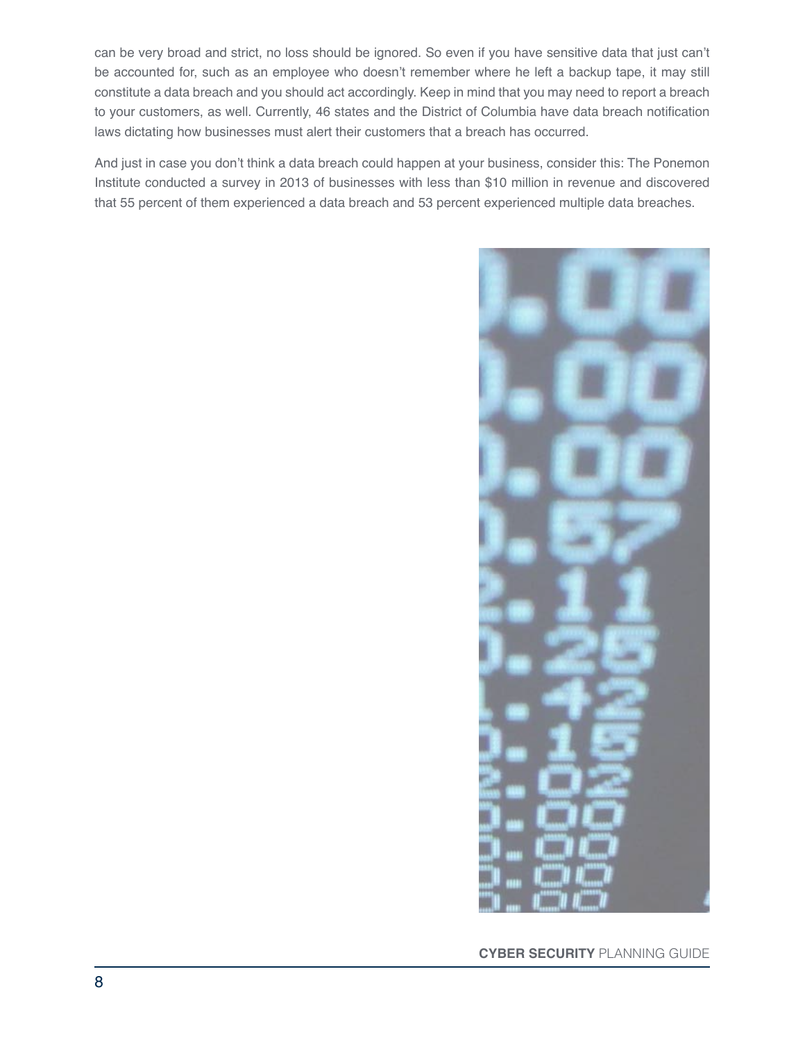can be very broad and strict, no loss should be ignored. So even if you have sensitive data that just can't be accounted for, such as an employee who doesn't remember where he left a backup tape, it may still constitute a data breach and you should act accordingly. Keep in mind that you may need to report a breach to your customers, as well. Currently, 46 states and the District of Columbia have data breach notification laws dictating how businesses must alert their customers that a breach has occurred.

And just in case you don't think a data breach could happen at your business, consider this: The Ponemon Institute conducted a survey in 2013 of businesses with less than $10 million in revenue and discovered that 55 percent of them experienced a data breach and 53 percent experienced multiple data breaches.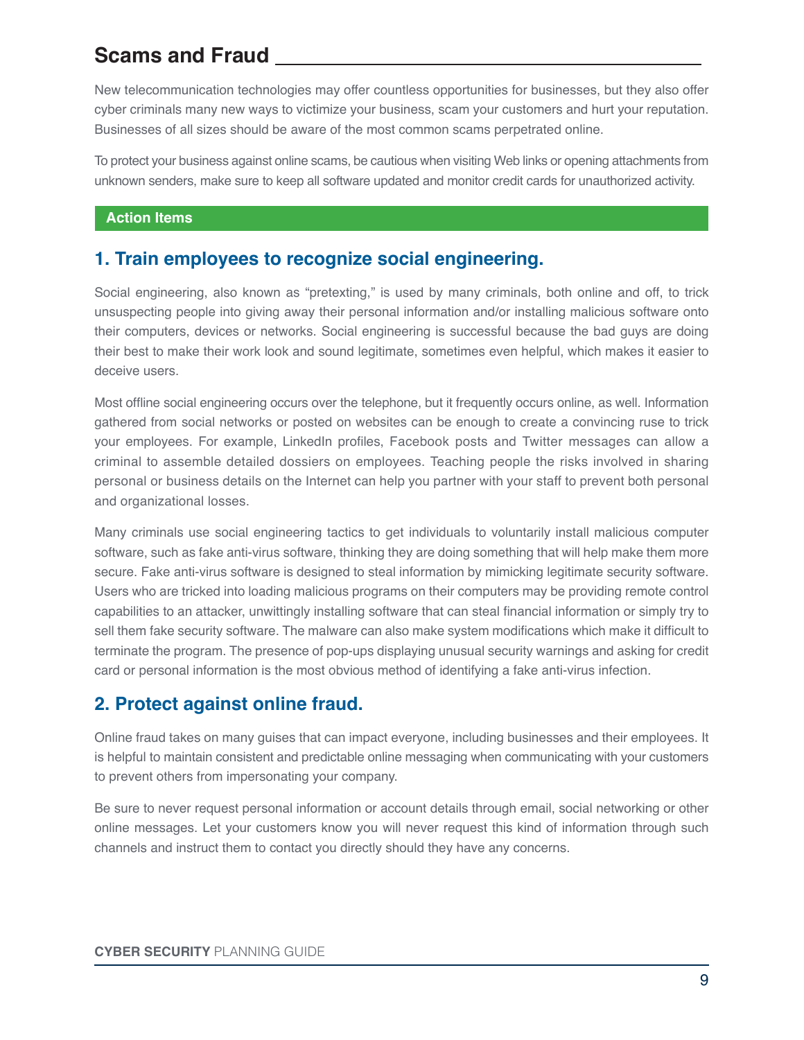## Scams and Fraud

New telecommunication technologies may offer countless opportunities for businesses, but they also offer cyber criminals many new ways to victimize your business, scam your customers and hurt your reputation. Businesses of all sizes should be aware of the most common scams perpetrated online.

To protect your business against online scams, be cautious when visiting Web links or opening attachments from unknown senders, make sure to keep all software updated and monitor credit cards for unauthorized activity.

**Action Items**

### 1. Train employees to recognize social engineering.

Social engineering, also known as "pretexting," is used by many criminals, both online and off, to trick unsuspecting people into giving away their personal information and/or installing malicious software onto their computers, devices or networks. Social engineering is successful because the bad guys are doing their best to make their work look and sound legitimate, sometimes even helpful, which makes it easier to deceive users.

Most offline social engineering occurs over the telephone, but it frequently occurs online, as well. Information gathered from social networks or posted on websites can be enough to create a convincing ruse to trick your employees. For example, LinkedIn profiles, Facebook posts and Twitter messages can allow a criminal to assemble detailed dossiers on employees. Teaching people the risks involved in sharing personal or business details on the Internet can help you partner with your staff to prevent both personal and organizational losses.

Many criminals use social engineering tactics to get individuals to voluntarily install malicious computer software, such as fake anti-virus software, thinking they are doing something that will help make them more secure. Fake anti-virus software is designed to steal information by mimicking legitimate security software. Users who are tricked into loading malicious programs on their computers may be providing remote control capabilities to an attacker, unwittingly installing software that can steal financial information or simply try to sell them fake security software. The malware can also make system modifications which make it difficult to terminate the program. The presence of pop-ups displaying unusual security warnings and asking for credit card or personal information is the most obvious method of identifying a fake anti-virus infection.

### 2. Protect against online fraud.

Online fraud takes on many guises that can impact everyone, including businesses and their employees. It is helpful to maintain consistent and predictable online messaging when communicating with your customers to prevent others from impersonating your company.

Be sure to never request personal information or account details through email, social networking or other online messages. Let your customers know you will never request this kind of information through such channels and instruct them to contact you directly should they have any concerns.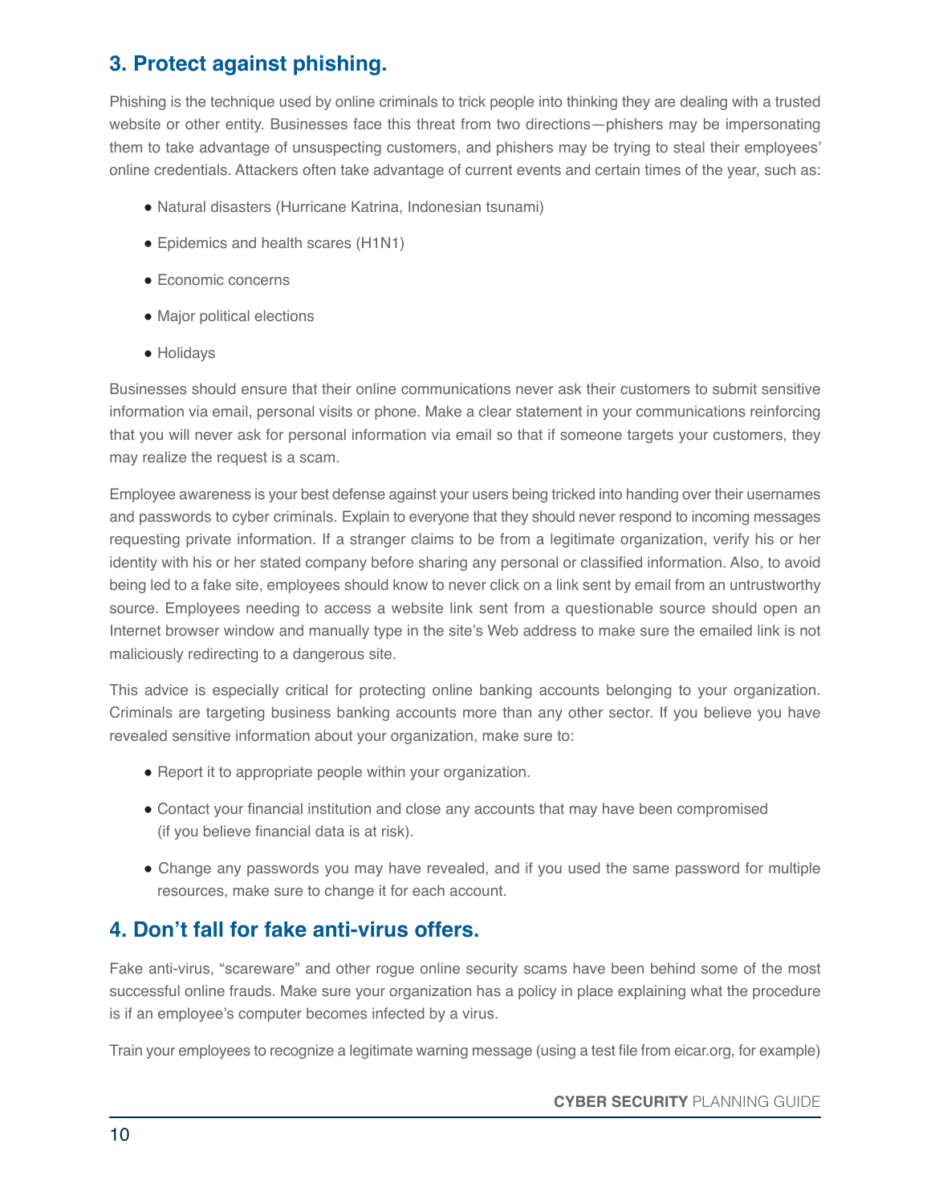## 3. Protect against phishing.

Phishing is the technique used by online criminals to trick people into thinking they are dealing with a trusted website or other entity. Businesses face this threat from two directions—phishers may be impersonating them to take advantage of unsuspecting customers, and phishers may be trying to steal their employees' online credentials. Attackers often take advantage of current events and certain times of the year, such as:

- Natural disasters (Hurricane Katrina, Indonesian tsunami)
- Epidemics and health scares (H1N1)
- Economic concerns
- Major political elections
- Holidays

Businesses should ensure that their online communications never ask their customers to submit sensitive information via email, personal visits or phone. Make a clear statement in your communications reinforcing that you will never ask for personal information via email so that if someone targets your customers, they may realize the request is a scam.

Employee awareness is your best defense against your users being tricked into handing over their usernames and passwords to cyber criminals. Explain to everyone that they should never respond to incoming messages requesting private information. If a stranger claims to be from a legitimate organization, verify his or her identity with his or her stated company before sharing any personal or classified information. Also, to avoid being led to a fake site, employees should know to never click on a link sent by email from an untrustworthy source. Employees needing to access a website link sent from a questionable source should open an Internet browser window and manually type in the site's Web address to make sure the emailed link is not maliciously redirecting to a dangerous site.

This advice is especially critical for protecting online banking accounts belonging to your organization. Criminals are targeting business banking accounts more than any other sector. If you believe you have revealed sensitive information about your organization, make sure to:

- Report it to appropriate people within your organization.
- Contact your financial institution and close any accounts that may have been compromised (if you believe financial data is at risk).
- Change any passwords you may have revealed, and if you used the same password for multiple resources, make sure to change it for each account.

## 4. Don't fall for fake anti-virus offers.

Fake anti-virus, "scareware" and other rogue online security scams have been behind some of the most successful online frauds. Make sure your organization has a policy in place explaining what the procedure is if an employee's computer becomes infected by a virus.

Train your employees to recognize a legitimate warning message (using a test file from eicar.org, for example)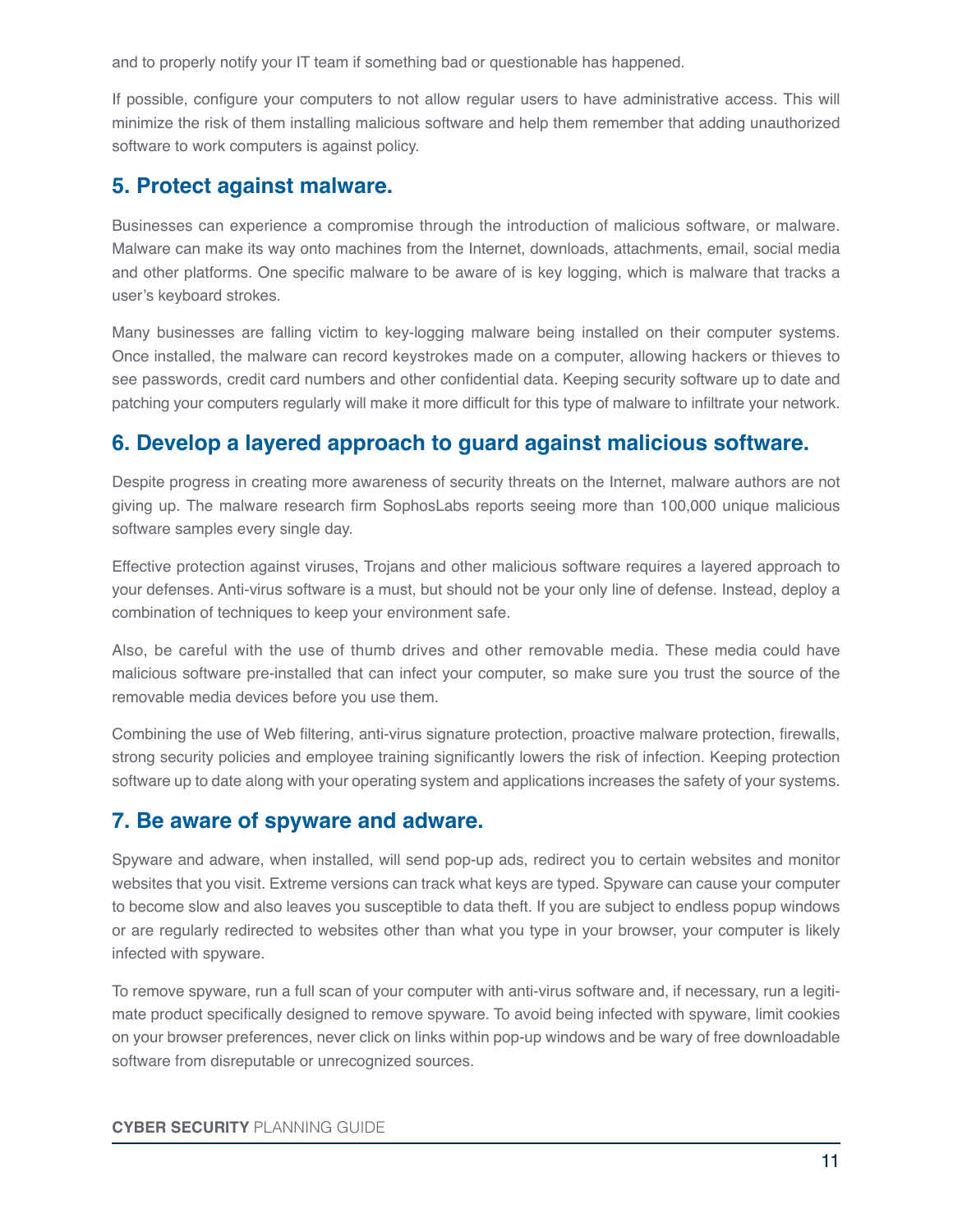and to properly notify your IT team if something bad or questionable has happened.

If possible, configure your computers to not allow regular users to have administrative access. This will minimize the risk of them installing malicious software and help them remember that adding unauthorized software to work computers is against policy.

## 5. Protect against malware.

Businesses can experience a compromise through the introduction of malicious software, or malware. Malware can make its way onto machines from the Internet, downloads, attachments, email, social media and other platforms. One specific malware to be aware of is key logging, which is malware that tracks a user's keyboard strokes.

Many businesses are falling victim to key-logging malware being installed on their computer systems. Once installed, the malware can record keystrokes made on a computer, allowing hackers or thieves to see passwords, credit card numbers and other confidential data. Keeping security software up to date and patching your computers regularly will make it more difficult for this type of malware to infiltrate your network.

## 6. Develop a layered approach to guard against malicious software.

Despite progress in creating more awareness of security threats on the Internet, malware authors are not giving up. The malware research firm SophosLabs reports seeing more than 100,000 unique malicious software samples every single day.

Effective protection against viruses, Trojans and other malicious software requires a layered approach to your defenses. Anti-virus software is a must, but should not be your only line of defense. Instead, deploy a combination of techniques to keep your environment safe.

Also, be careful with the use of thumb drives and other removable media. These media could have malicious software pre-installed that can infect your computer, so make sure you trust the source of the removable media devices before you use them.

Combining the use of Web filtering, anti-virus signature protection, proactive malware protection, firewalls, strong security policies and employee training significantly lowers the risk of infection. Keeping protection software up to date along with your operating system and applications increases the safety of your systems.

## 7. Be aware of spyware and adware.

Spyware and adware, when installed, will send pop-up ads, redirect you to certain websites and monitor websites that you visit. Extreme versions can track what keys are typed. Spyware can cause your computer to become slow and also leaves you susceptible to data theft. If you are subject to endless popup windows or are regularly redirected to websites other than what you type in your browser, your computer is likely infected with spyware.

To remove spyware, run a full scan of your computer with anti-virus software and, if necessary, run a legitimate product specifically designed to remove spyware. To avoid being infected with spyware, limit cookies on your browser preferences, never click on links within pop-up windows and be wary of free downloadable software from disreputable or unrecognized sources.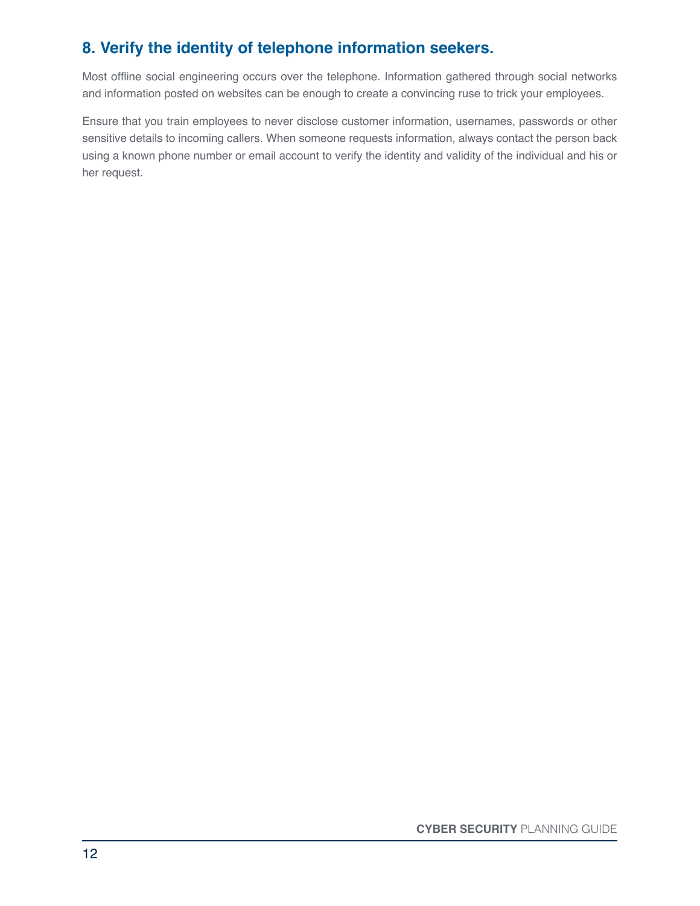## 8. Verify the identity of telephone information seekers.

Most offline social engineering occurs over the telephone. Information gathered through social networks and information posted on websites can be enough to create a convincing ruse to trick your employees.

Ensure that you train employees to never disclose customer information, usernames, passwords or other sensitive details to incoming callers. When someone requests information, always contact the person back using a known phone number or email account to verify the identity and validity of the individual and his or her request.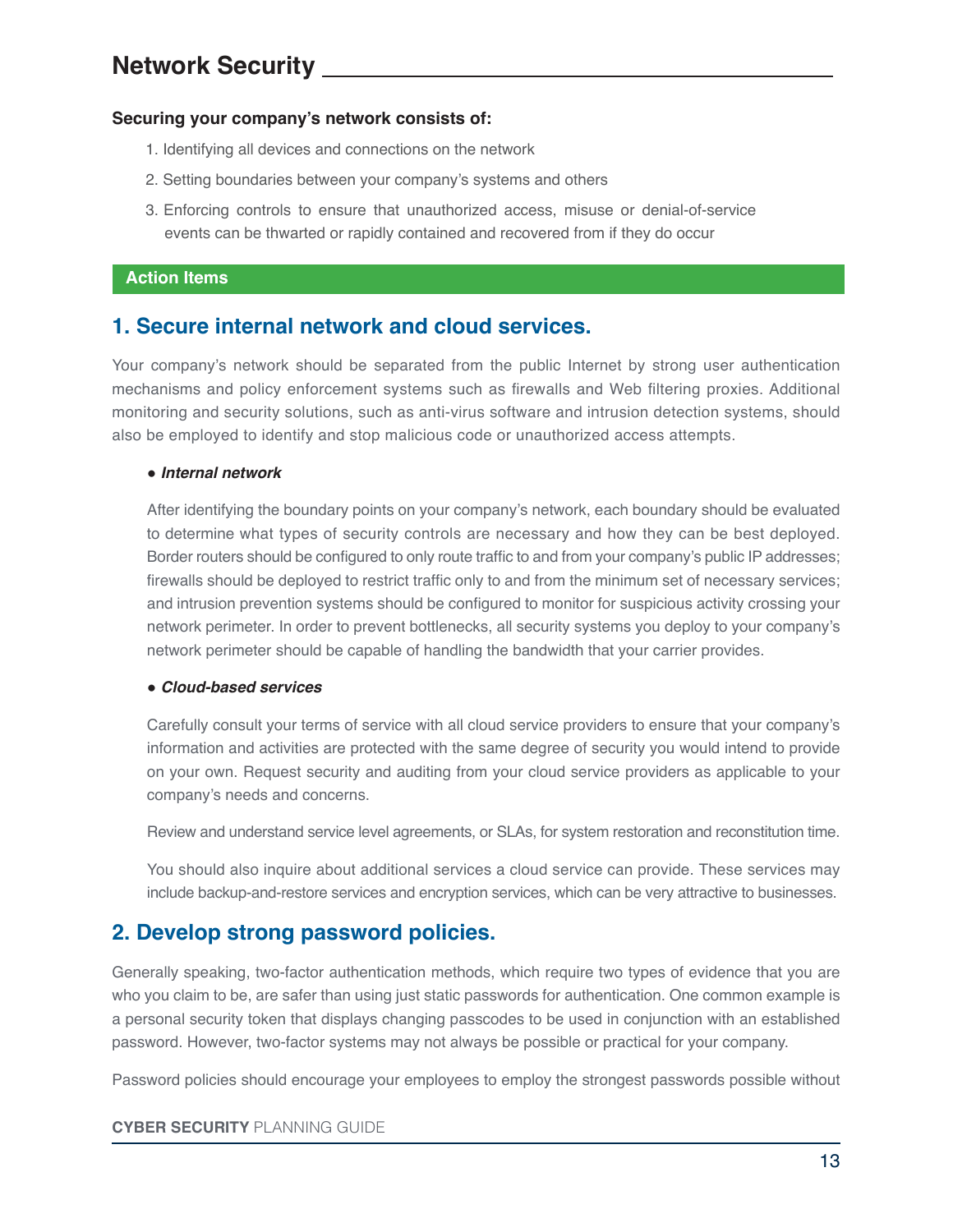## Network Security

**Securing your company's network consists of:**

1. Identifying all devices and connections on the network
2. Setting boundaries between your company's systems and others
3. Enforcing controls to ensure that unauthorized access, misuse or denial-of-service events can be thwarted or rapidly contained and recovered from if they do occur

**Action Items**

### 1. Secure internal network and cloud services.

Your company's network should be separated from the public Internet by strong user authentication mechanisms and policy enforcement systems such as firewalls and Web filtering proxies. Additional monitoring and security solutions, such as anti-virus software and intrusion detection systems, should also be employed to identify and stop malicious code or unauthorized access attempts.

- ***Internal network***

After identifying the boundary points on your company's network, each boundary should be evaluated to determine what types of security controls are necessary and how they can be best deployed. Border routers should be configured to only route traffic to and from your company's public IP addresses; firewalls should be deployed to restrict traffic only to and from the minimum set of necessary services; and intrusion prevention systems should be configured to monitor for suspicious activity crossing your network perimeter. In order to prevent bottlenecks, all security systems you deploy to your company's network perimeter should be capable of handling the bandwidth that your carrier provides.

- ***Cloud-based services***

Carefully consult your terms of service with all cloud service providers to ensure that your company's information and activities are protected with the same degree of security you would intend to provide on your own. Request security and auditing from your cloud service providers as applicable to your company's needs and concerns.

Review and understand service level agreements, or SLAs, for system restoration and reconstitution time.

You should also inquire about additional services a cloud service can provide. These services may include backup-and-restore services and encryption services, which can be very attractive to businesses.

### 2. Develop strong password policies.

Generally speaking, two-factor authentication methods, which require two types of evidence that you are who you claim to be, are safer than using just static passwords for authentication. One common example is a personal security token that displays changing passcodes to be used in conjunction with an established password. However, two-factor systems may not always be possible or practical for your company.

Password policies should encourage your employees to employ the strongest passwords possible without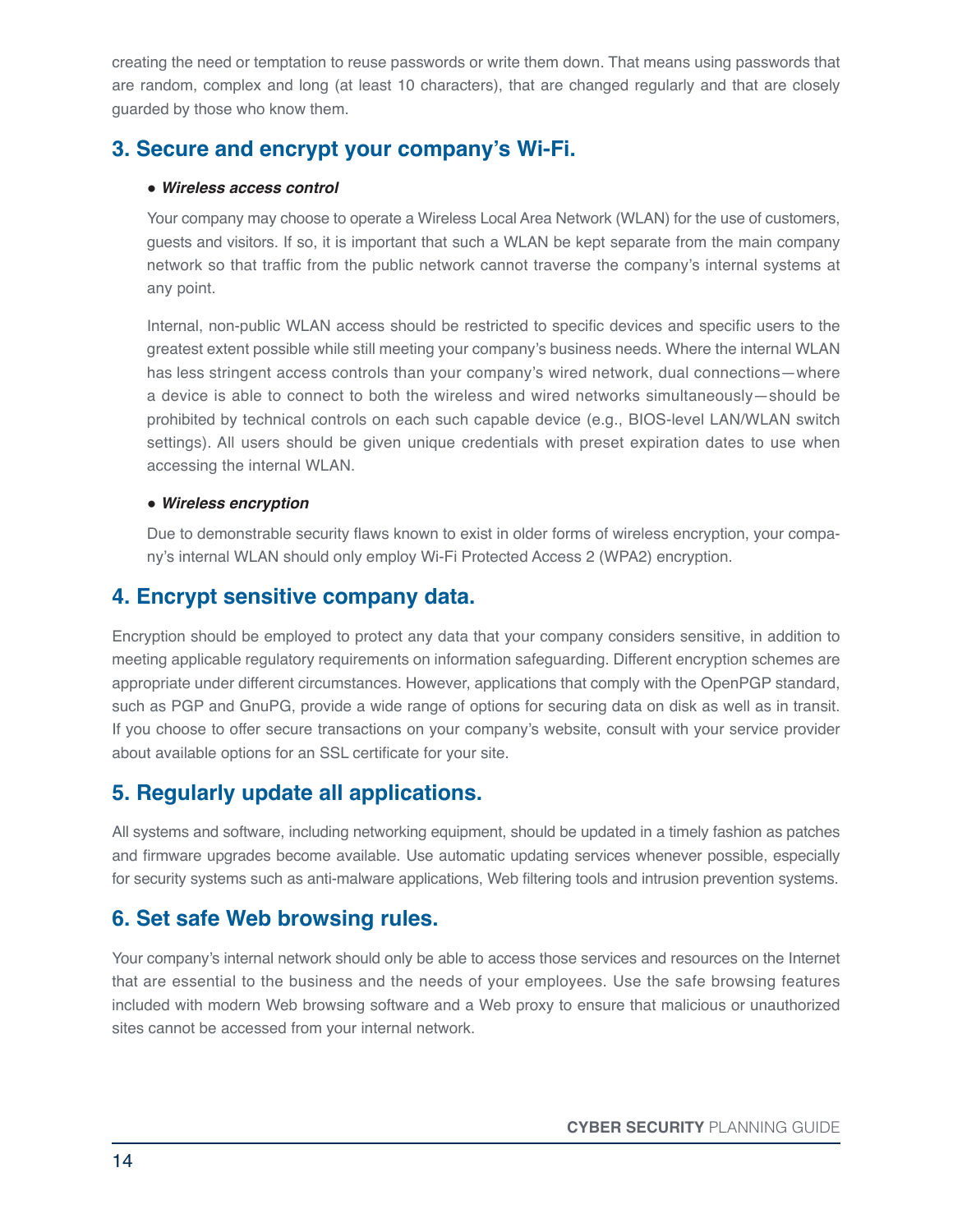creating the need or temptation to reuse passwords or write them down. That means using passwords that are random, complex and long (at least 10 characters), that are changed regularly and that are closely guarded by those who know them.

## 3. Secure and encrypt your company's Wi-Fi.

- ***Wireless access control***

  Your company may choose to operate a Wireless Local Area Network (WLAN) for the use of customers, guests and visitors. If so, it is important that such a WLAN be kept separate from the main company network so that traffic from the public network cannot traverse the company's internal systems at any point.

  Internal, non-public WLAN access should be restricted to specific devices and specific users to the greatest extent possible while still meeting your company's business needs. Where the internal WLAN has less stringent access controls than your company's wired network, dual connections—where a device is able to connect to both the wireless and wired networks simultaneously—should be prohibited by technical controls on each such capable device (e.g., BIOS-level LAN/WLAN switch settings). All users should be given unique credentials with preset expiration dates to use when accessing the internal WLAN.

- ***Wireless encryption***

  Due to demonstrable security flaws known to exist in older forms of wireless encryption, your company's internal WLAN should only employ Wi-Fi Protected Access 2 (WPA2) encryption.

## 4. Encrypt sensitive company data.

Encryption should be employed to protect any data that your company considers sensitive, in addition to meeting applicable regulatory requirements on information safeguarding. Different encryption schemes are appropriate under different circumstances. However, applications that comply with the OpenPGP standard, such as PGP and GnuPG, provide a wide range of options for securing data on disk as well as in transit. If you choose to offer secure transactions on your company's website, consult with your service provider about available options for an SSL certificate for your site.

## 5. Regularly update all applications.

All systems and software, including networking equipment, should be updated in a timely fashion as patches and firmware upgrades become available. Use automatic updating services whenever possible, especially for security systems such as anti-malware applications, Web filtering tools and intrusion prevention systems.

## 6. Set safe Web browsing rules.

Your company's internal network should only be able to access those services and resources on the Internet that are essential to the business and the needs of your employees. Use the safe browsing features included with modern Web browsing software and a Web proxy to ensure that malicious or unauthorized sites cannot be accessed from your internal network.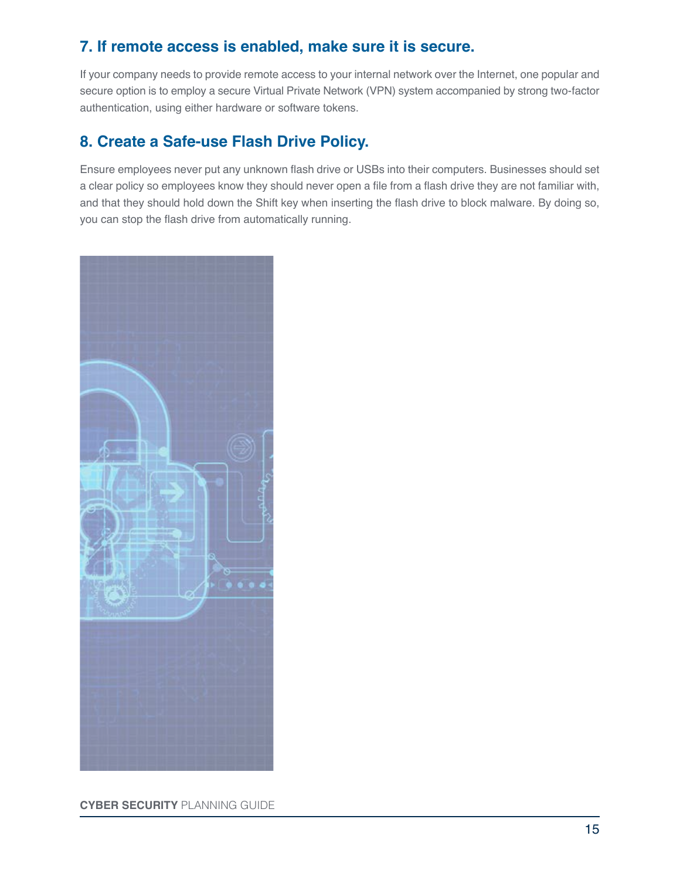## 7. If remote access is enabled, make sure it is secure.

If your company needs to provide remote access to your internal network over the Internet, one popular and secure option is to employ a secure Virtual Private Network (VPN) system accompanied by strong two-factor authentication, using either hardware or software tokens.

## 8. Create a Safe-use Flash Drive Policy.

Ensure employees never put any unknown flash drive or USBs into their computers. Businesses should set a clear policy so employees know they should never open a file from a flash drive they are not familiar with, and that they should hold down the Shift key when inserting the flash drive to block malware. By doing so, you can stop the flash drive from automatically running.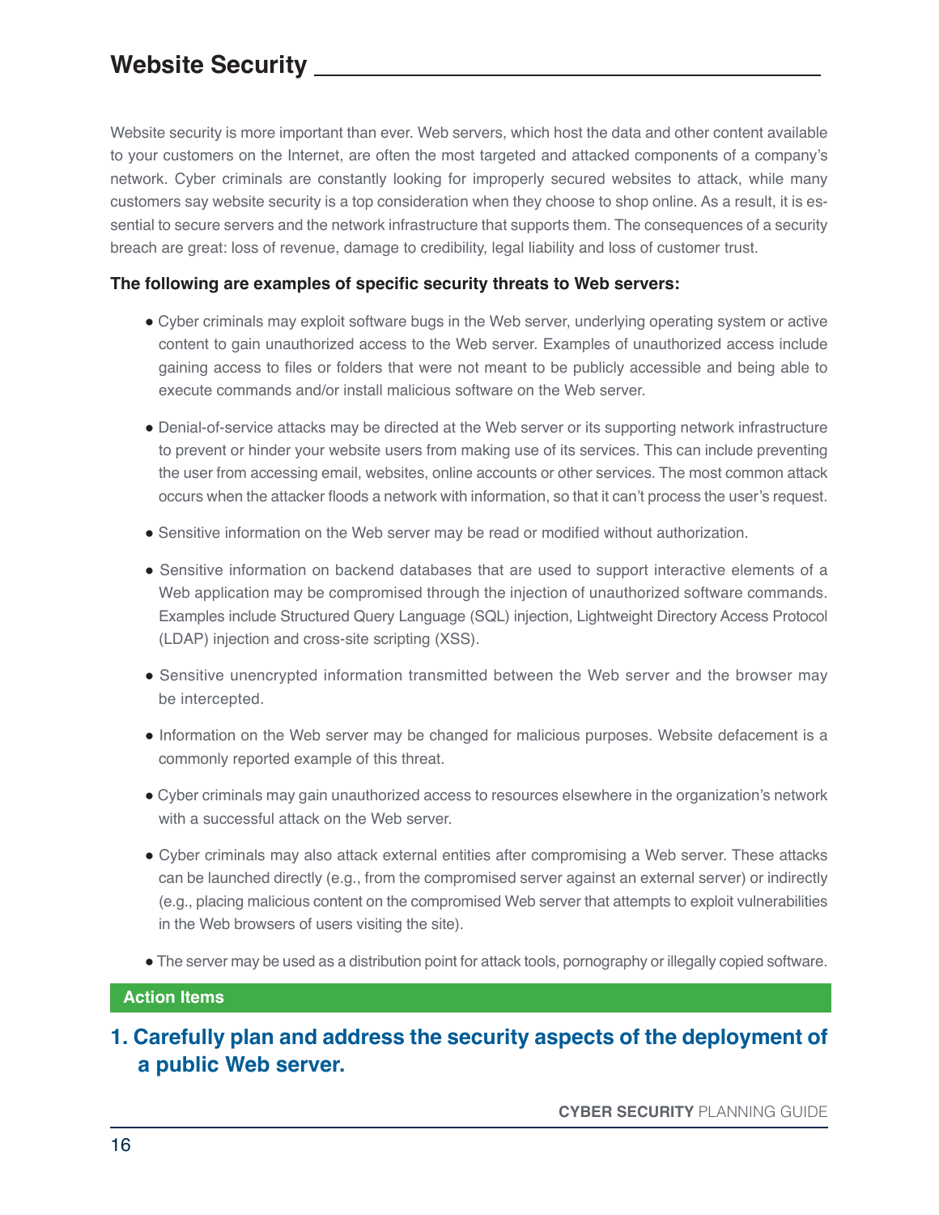## Website Security

Website security is more important than ever. Web servers, which host the data and other content available to your customers on the Internet, are often the most targeted and attacked components of a company's network. Cyber criminals are constantly looking for improperly secured websites to attack, while many customers say website security is a top consideration when they choose to shop online. As a result, it is essential to secure servers and the network infrastructure that supports them. The consequences of a security breach are great: loss of revenue, damage to credibility, legal liability and loss of customer trust.

**The following are examples of specific security threats to Web servers:**

- Cyber criminals may exploit software bugs in the Web server, underlying operating system or active content to gain unauthorized access to the Web server. Examples of unauthorized access include gaining access to files or folders that were not meant to be publicly accessible and being able to execute commands and/or install malicious software on the Web server.
- Denial-of-service attacks may be directed at the Web server or its supporting network infrastructure to prevent or hinder your website users from making use of its services. This can include preventing the user from accessing email, websites, online accounts or other services. The most common attack occurs when the attacker floods a network with information, so that it can't process the user's request.
- Sensitive information on the Web server may be read or modified without authorization.
- Sensitive information on backend databases that are used to support interactive elements of a Web application may be compromised through the injection of unauthorized software commands. Examples include Structured Query Language (SQL) injection, Lightweight Directory Access Protocol (LDAP) injection and cross-site scripting (XSS).
- Sensitive unencrypted information transmitted between the Web server and the browser may be intercepted.
- Information on the Web server may be changed for malicious purposes. Website defacement is a commonly reported example of this threat.
- Cyber criminals may gain unauthorized access to resources elsewhere in the organization's network with a successful attack on the Web server.
- Cyber criminals may also attack external entities after compromising a Web server. These attacks can be launched directly (e.g., from the compromised server against an external server) or indirectly (e.g., placing malicious content on the compromised Web server that attempts to exploit vulnerabilities in the Web browsers of users visiting the site).
- The server may be used as a distribution point for attack tools, pornography or illegally copied software.

### Action Items

### 1. Carefully plan and address the security aspects of the deployment of a public Web server.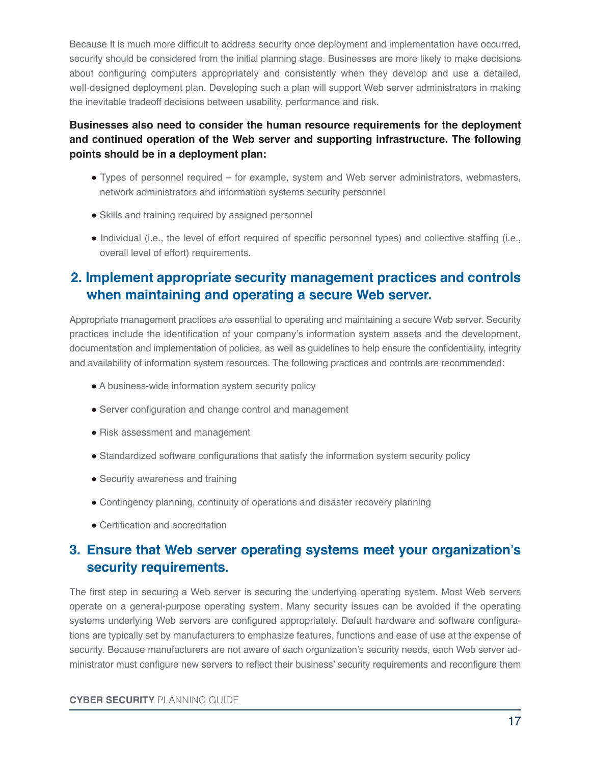Because It is much more difficult to address security once deployment and implementation have occurred, security should be considered from the initial planning stage. Businesses are more likely to make decisions about configuring computers appropriately and consistently when they develop and use a detailed, well-designed deployment plan. Developing such a plan will support Web server administrators in making the inevitable tradeoff decisions between usability, performance and risk.

**Businesses also need to consider the human resource requirements for the deployment and continued operation of the Web server and supporting infrastructure. The following points should be in a deployment plan:**

- Types of personnel required – for example, system and Web server administrators, webmasters, network administrators and information systems security personnel
- Skills and training required by assigned personnel
- Individual (i.e., the level of effort required of specific personnel types) and collective staffing (i.e., overall level of effort) requirements.

## 2. Implement appropriate security management practices and controls when maintaining and operating a secure Web server.

Appropriate management practices are essential to operating and maintaining a secure Web server. Security practices include the identification of your company's information system assets and the development, documentation and implementation of policies, as well as guidelines to help ensure the confidentiality, integrity and availability of information system resources. The following practices and controls are recommended:

- A business-wide information system security policy
- Server configuration and change control and management
- Risk assessment and management
- Standardized software configurations that satisfy the information system security policy
- Security awareness and training
- Contingency planning, continuity of operations and disaster recovery planning
- Certification and accreditation

## 3. Ensure that Web server operating systems meet your organization's security requirements.

The first step in securing a Web server is securing the underlying operating system. Most Web servers operate on a general-purpose operating system. Many security issues can be avoided if the operating systems underlying Web servers are configured appropriately. Default hardware and software configurations are typically set by manufacturers to emphasize features, functions and ease of use at the expense of security. Because manufacturers are not aware of each organization's security needs, each Web server administrator must configure new servers to reflect their business' security requirements and reconfigure them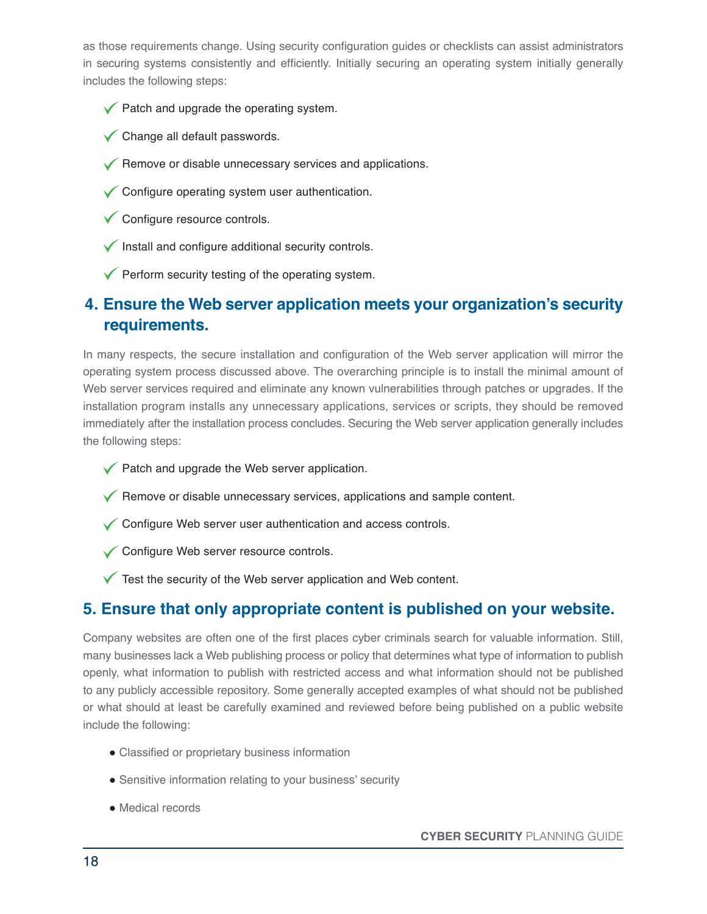as those requirements change. Using security configuration guides or checklists can assist administrators in securing systems consistently and efficiently. Initially securing an operating system initially generally includes the following steps:

- ✓ Patch and upgrade the operating system.
- ✓ Change all default passwords.
- ✓ Remove or disable unnecessary services and applications.
- ✓ Configure operating system user authentication.
- ✓ Configure resource controls.
- ✓ Install and configure additional security controls.
- ✓ Perform security testing of the operating system.

## 4. Ensure the Web server application meets your organization's security requirements.

In many respects, the secure installation and configuration of the Web server application will mirror the operating system process discussed above. The overarching principle is to install the minimal amount of Web server services required and eliminate any known vulnerabilities through patches or upgrades. If the installation program installs any unnecessary applications, services or scripts, they should be removed immediately after the installation process concludes. Securing the Web server application generally includes the following steps:

- ✓ Patch and upgrade the Web server application.
- ✓ Remove or disable unnecessary services, applications and sample content.
- ✓ Configure Web server user authentication and access controls.
- ✓ Configure Web server resource controls.
- ✓ Test the security of the Web server application and Web content.

## 5. Ensure that only appropriate content is published on your website.

Company websites are often one of the first places cyber criminals search for valuable information. Still, many businesses lack a Web publishing process or policy that determines what type of information to publish openly, what information to publish with restricted access and what information should not be published to any publicly accessible repository. Some generally accepted examples of what should not be published or what should at least be carefully examined and reviewed before being published on a public website include the following:

- Classified or proprietary business information
- Sensitive information relating to your business' security
- Medical records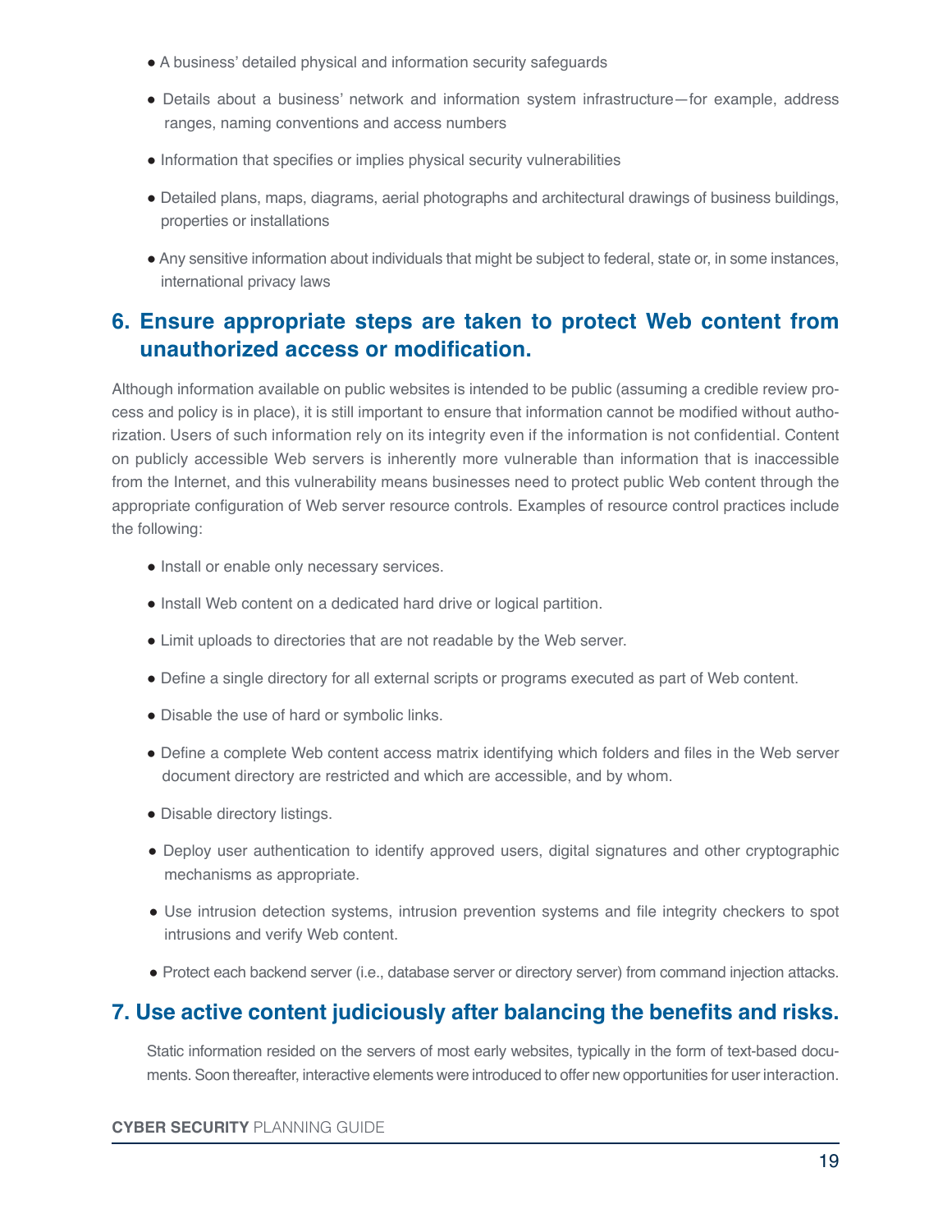- A business' detailed physical and information security safeguards
- Details about a business' network and information system infrastructure—for example, address ranges, naming conventions and access numbers
- Information that specifies or implies physical security vulnerabilities
- Detailed plans, maps, diagrams, aerial photographs and architectural drawings of business buildings, properties or installations
- Any sensitive information about individuals that might be subject to federal, state or, in some instances, international privacy laws

## 6. Ensure appropriate steps are taken to protect Web content from unauthorized access or modification.

Although information available on public websites is intended to be public (assuming a credible review process and policy is in place), it is still important to ensure that information cannot be modified without authorization. Users of such information rely on its integrity even if the information is not confidential. Content on publicly accessible Web servers is inherently more vulnerable than information that is inaccessible from the Internet, and this vulnerability means businesses need to protect public Web content through the appropriate configuration of Web server resource controls. Examples of resource control practices include the following:

- Install or enable only necessary services.
- Install Web content on a dedicated hard drive or logical partition.
- Limit uploads to directories that are not readable by the Web server.
- Define a single directory for all external scripts or programs executed as part of Web content.
- Disable the use of hard or symbolic links.
- Define a complete Web content access matrix identifying which folders and files in the Web server document directory are restricted and which are accessible, and by whom.
- Disable directory listings.
- Deploy user authentication to identify approved users, digital signatures and other cryptographic mechanisms as appropriate.
- Use intrusion detection systems, intrusion prevention systems and file integrity checkers to spot intrusions and verify Web content.
- Protect each backend server (i.e., database server or directory server) from command injection attacks.

## 7. Use active content judiciously after balancing the benefits and risks.

Static information resided on the servers of most early websites, typically in the form of text-based documents. Soon thereafter, interactive elements were introduced to offer new opportunities for user interaction.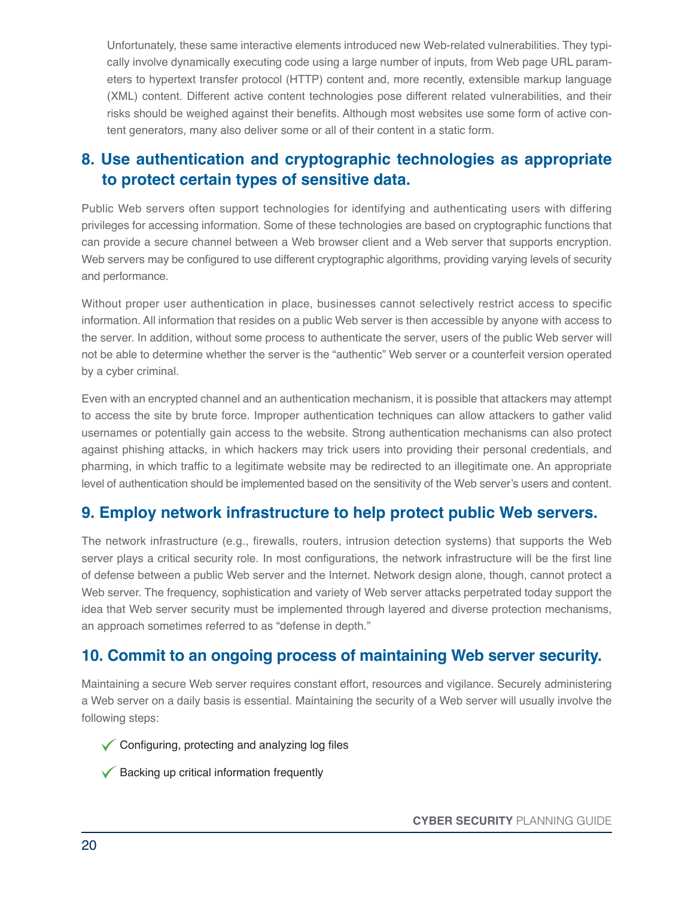Unfortunately, these same interactive elements introduced new Web-related vulnerabilities. They typically involve dynamically executing code using a large number of inputs, from Web page URL parameters to hypertext transfer protocol (HTTP) content and, more recently, extensible markup language (XML) content. Different active content technologies pose different related vulnerabilities, and their risks should be weighed against their benefits. Although most websites use some form of active content generators, many also deliver some or all of their content in a static form.

## 8. Use authentication and cryptographic technologies as appropriate to protect certain types of sensitive data.

Public Web servers often support technologies for identifying and authenticating users with differing privileges for accessing information. Some of these technologies are based on cryptographic functions that can provide a secure channel between a Web browser client and a Web server that supports encryption. Web servers may be configured to use different cryptographic algorithms, providing varying levels of security and performance.

Without proper user authentication in place, businesses cannot selectively restrict access to specific information. All information that resides on a public Web server is then accessible by anyone with access to the server. In addition, without some process to authenticate the server, users of the public Web server will not be able to determine whether the server is the "authentic" Web server or a counterfeit version operated by a cyber criminal.

Even with an encrypted channel and an authentication mechanism, it is possible that attackers may attempt to access the site by brute force. Improper authentication techniques can allow attackers to gather valid usernames or potentially gain access to the website. Strong authentication mechanisms can also protect against phishing attacks, in which hackers may trick users into providing their personal credentials, and pharming, in which traffic to a legitimate website may be redirected to an illegitimate one. An appropriate level of authentication should be implemented based on the sensitivity of the Web server's users and content.

## 9. Employ network infrastructure to help protect public Web servers.

The network infrastructure (e.g., firewalls, routers, intrusion detection systems) that supports the Web server plays a critical security role. In most configurations, the network infrastructure will be the first line of defense between a public Web server and the Internet. Network design alone, though, cannot protect a Web server. The frequency, sophistication and variety of Web server attacks perpetrated today support the idea that Web server security must be implemented through layered and diverse protection mechanisms, an approach sometimes referred to as "defense in depth."

## 10. Commit to an ongoing process of maintaining Web server security.

Maintaining a secure Web server requires constant effort, resources and vigilance. Securely administering a Web server on a daily basis is essential. Maintaining the security of a Web server will usually involve the following steps:

- ✓ Configuring, protecting and analyzing log files
- ✓ Backing up critical information frequently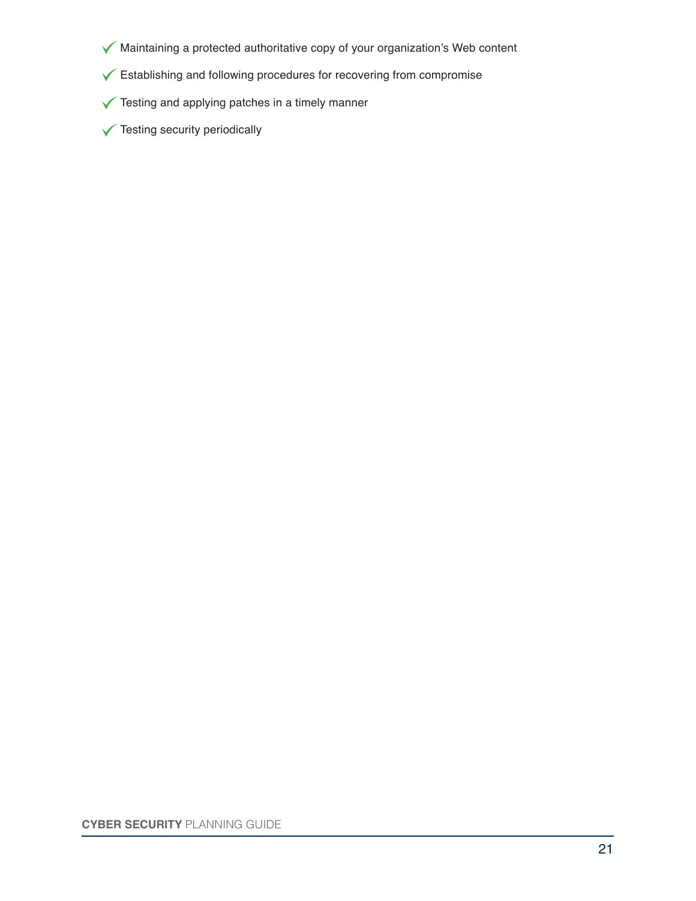- Maintaining a protected authoritative copy of your organization's Web content
- Establishing and following procedures for recovering from compromise
- Testing and applying patches in a timely manner
- Testing security periodically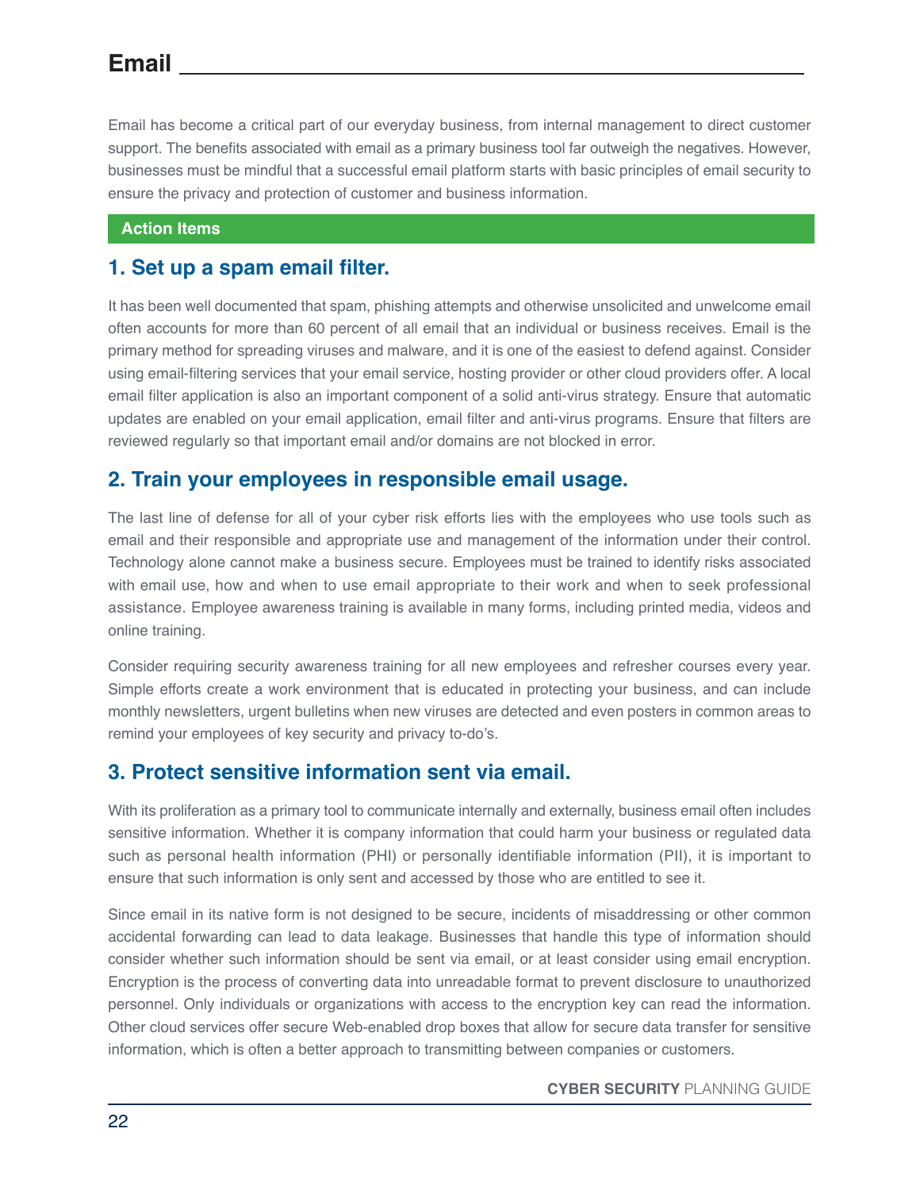# Email

Email has become a critical part of our everyday business, from internal management to direct customer support. The benefits associated with email as a primary business tool far outweigh the negatives. However, businesses must be mindful that a successful email platform starts with basic principles of email security to ensure the privacy and protection of customer and business information.

**Action Items**

## 1. Set up a spam email filter.

It has been well documented that spam, phishing attempts and otherwise unsolicited and unwelcome email often accounts for more than 60 percent of all email that an individual or business receives. Email is the primary method for spreading viruses and malware, and it is one of the easiest to defend against. Consider using email-filtering services that your email service, hosting provider or other cloud providers offer. A local email filter application is also an important component of a solid anti-virus strategy. Ensure that automatic updates are enabled on your email application, email filter and anti-virus programs. Ensure that filters are reviewed regularly so that important email and/or domains are not blocked in error.

## 2. Train your employees in responsible email usage.

The last line of defense for all of your cyber risk efforts lies with the employees who use tools such as email and their responsible and appropriate use and management of the information under their control. Technology alone cannot make a business secure. Employees must be trained to identify risks associated with email use, how and when to use email appropriate to their work and when to seek professional assistance. Employee awareness training is available in many forms, including printed media, videos and online training.

Consider requiring security awareness training for all new employees and refresher courses every year. Simple efforts create a work environment that is educated in protecting your business, and can include monthly newsletters, urgent bulletins when new viruses are detected and even posters in common areas to remind your employees of key security and privacy to-do's.

## 3. Protect sensitive information sent via email.

With its proliferation as a primary tool to communicate internally and externally, business email often includes sensitive information. Whether it is company information that could harm your business or regulated data such as personal health information (PHI) or personally identifiable information (PII), it is important to ensure that such information is only sent and accessed by those who are entitled to see it.

Since email in its native form is not designed to be secure, incidents of misaddressing or other common accidental forwarding can lead to data leakage. Businesses that handle this type of information should consider whether such information should be sent via email, or at least consider using email encryption. Encryption is the process of converting data into unreadable format to prevent disclosure to unauthorized personnel. Only individuals or organizations with access to the encryption key can read the information. Other cloud services offer secure Web-enabled drop boxes that allow for secure data transfer for sensitive information, which is often a better approach to transmitting between companies or customers.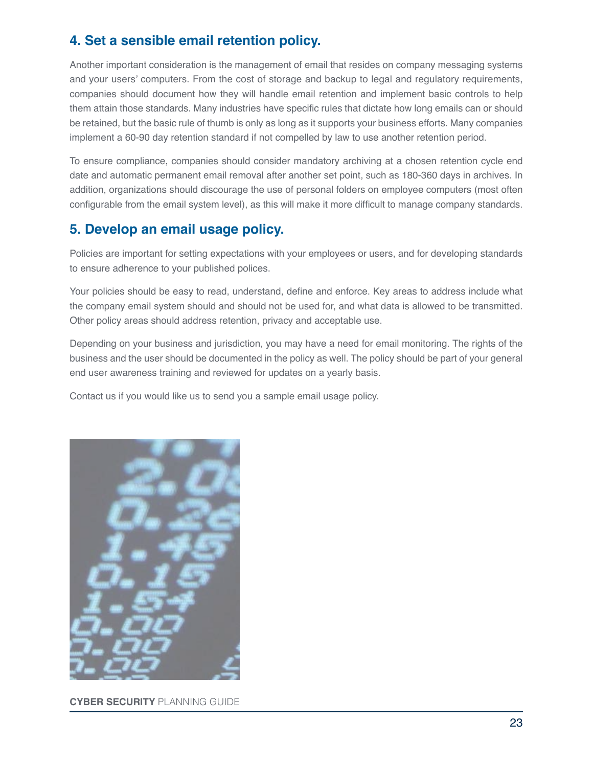## 4. Set a sensible email retention policy.

Another important consideration is the management of email that resides on company messaging systems and your users' computers. From the cost of storage and backup to legal and regulatory requirements, companies should document how they will handle email retention and implement basic controls to help them attain those standards. Many industries have specific rules that dictate how long emails can or should be retained, but the basic rule of thumb is only as long as it supports your business efforts. Many companies implement a 60-90 day retention standard if not compelled by law to use another retention period.

To ensure compliance, companies should consider mandatory archiving at a chosen retention cycle end date and automatic permanent email removal after another set point, such as 180-360 days in archives. In addition, organizations should discourage the use of personal folders on employee computers (most often configurable from the email system level), as this will make it more difficult to manage company standards.

## 5. Develop an email usage policy.

Policies are important for setting expectations with your employees or users, and for developing standards to ensure adherence to your published polices.

Your policies should be easy to read, understand, define and enforce. Key areas to address include what the company email system should and should not be used for, and what data is allowed to be transmitted. Other policy areas should address retention, privacy and acceptable use.

Depending on your business and jurisdiction, you may have a need for email monitoring. The rights of the business and the user should be documented in the policy as well. The policy should be part of your general end user awareness training and reviewed for updates on a yearly basis.

Contact us if you would like us to send you a sample email usage policy.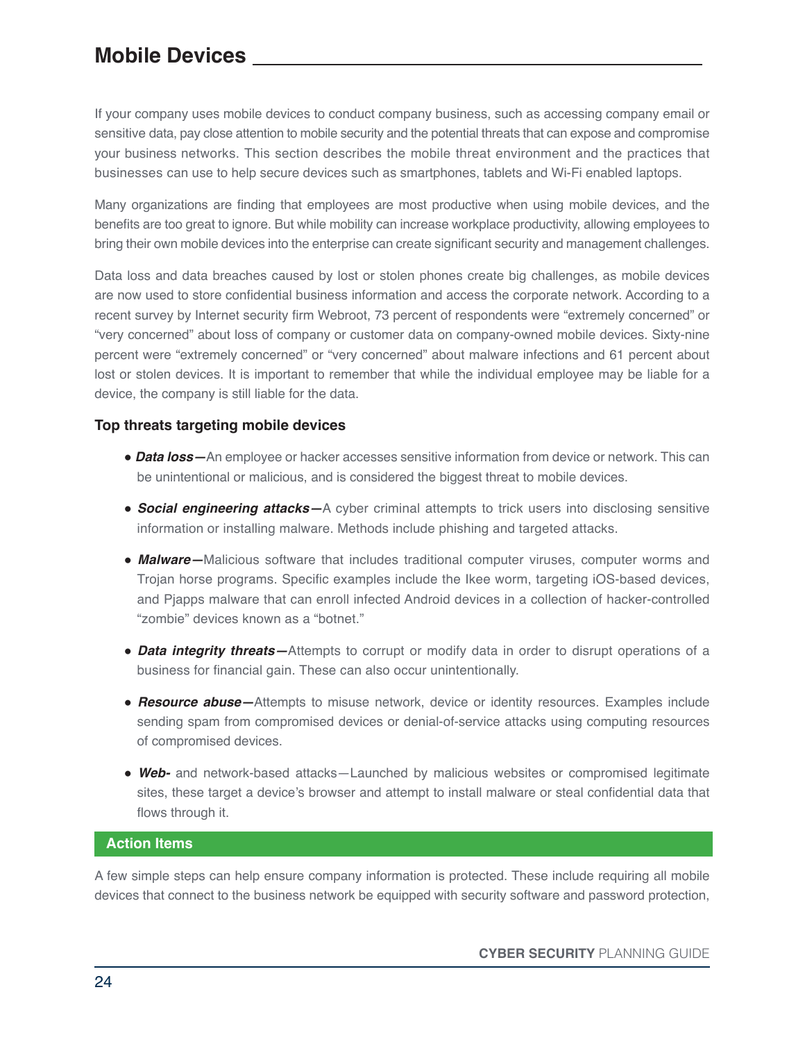# Mobile Devices

If your company uses mobile devices to conduct company business, such as accessing company email or sensitive data, pay close attention to mobile security and the potential threats that can expose and compromise your business networks. This section describes the mobile threat environment and the practices that businesses can use to help secure devices such as smartphones, tablets and Wi-Fi enabled laptops.

Many organizations are finding that employees are most productive when using mobile devices, and the benefits are too great to ignore. But while mobility can increase workplace productivity, allowing employees to bring their own mobile devices into the enterprise can create significant security and management challenges.

Data loss and data breaches caused by lost or stolen phones create big challenges, as mobile devices are now used to store confidential business information and access the corporate network. According to a recent survey by Internet security firm Webroot, 73 percent of respondents were "extremely concerned" or "very concerned" about loss of company or customer data on company-owned mobile devices. Sixty-nine percent were "extremely concerned" or "very concerned" about malware infections and 61 percent about lost or stolen devices. It is important to remember that while the individual employee may be liable for a device, the company is still liable for the data.

### Top threats targeting mobile devices

- ***Data loss—***An employee or hacker accesses sensitive information from device or network. This can be unintentional or malicious, and is considered the biggest threat to mobile devices.
- ***Social engineering attacks—***A cyber criminal attempts to trick users into disclosing sensitive information or installing malware. Methods include phishing and targeted attacks.
- ***Malware—***Malicious software that includes traditional computer viruses, computer worms and Trojan horse programs. Specific examples include the Ikee worm, targeting iOS-based devices, and Pjapps malware that can enroll infected Android devices in a collection of hacker-controlled "zombie" devices known as a "botnet."
- ***Data integrity threats—***Attempts to corrupt or modify data in order to disrupt operations of a business for financial gain. These can also occur unintentionally.
- ***Resource abuse—***Attempts to misuse network, device or identity resources. Examples include sending spam from compromised devices or denial-of-service attacks using computing resources of compromised devices.
- ***Web-*** and network-based attacks—Launched by malicious websites or compromised legitimate sites, these target a device's browser and attempt to install malware or steal confidential data that flows through it.

## Action Items

A few simple steps can help ensure company information is protected. These include requiring all mobile devices that connect to the business network be equipped with security software and password protection,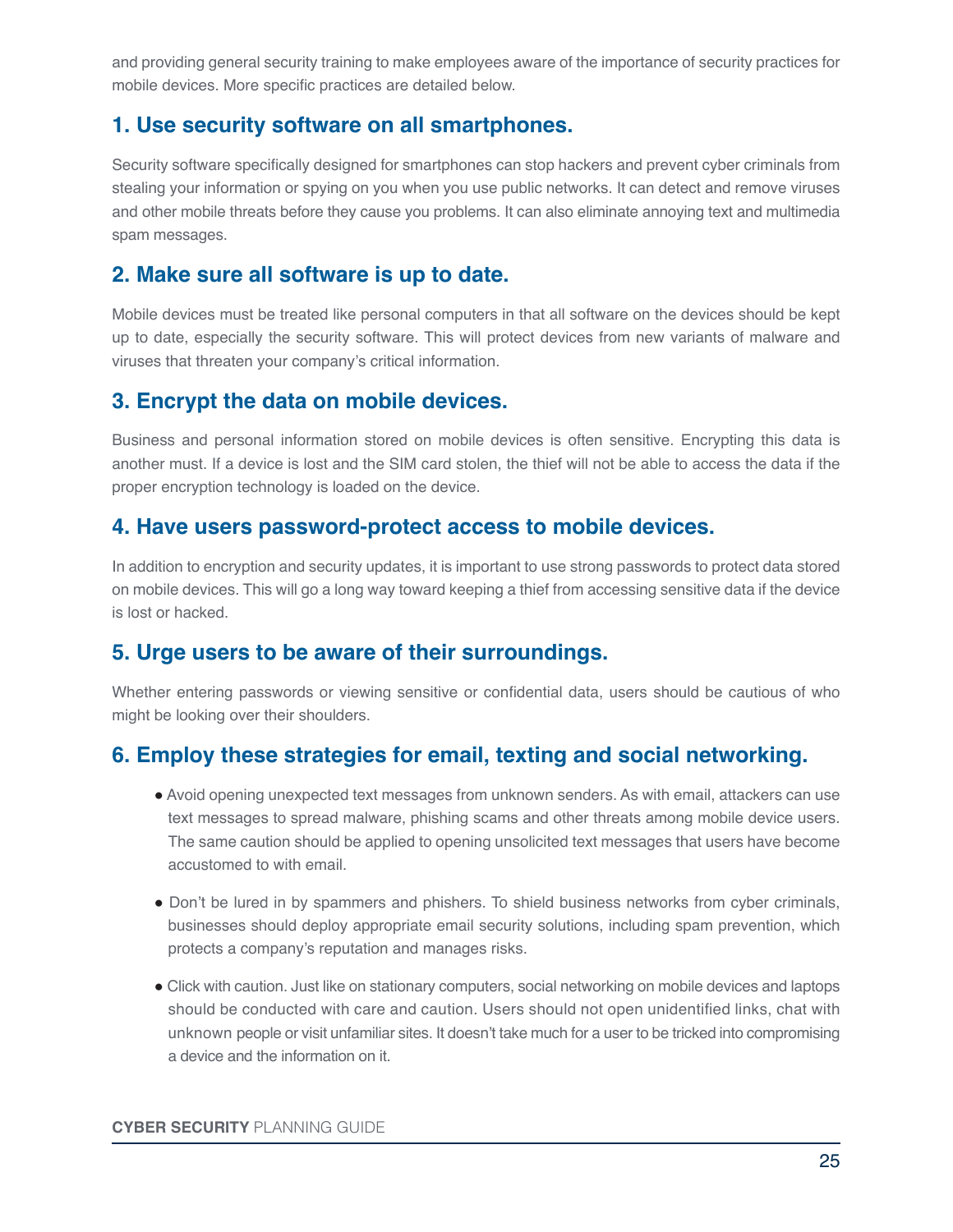and providing general security training to make employees aware of the importance of security practices for mobile devices. More specific practices are detailed below.

## 1. Use security software on all smartphones.

Security software specifically designed for smartphones can stop hackers and prevent cyber criminals from stealing your information or spying on you when you use public networks. It can detect and remove viruses and other mobile threats before they cause you problems. It can also eliminate annoying text and multimedia spam messages.

## 2. Make sure all software is up to date.

Mobile devices must be treated like personal computers in that all software on the devices should be kept up to date, especially the security software. This will protect devices from new variants of malware and viruses that threaten your company's critical information.

## 3. Encrypt the data on mobile devices.

Business and personal information stored on mobile devices is often sensitive. Encrypting this data is another must. If a device is lost and the SIM card stolen, the thief will not be able to access the data if the proper encryption technology is loaded on the device.

## 4. Have users password-protect access to mobile devices.

In addition to encryption and security updates, it is important to use strong passwords to protect data stored on mobile devices. This will go a long way toward keeping a thief from accessing sensitive data if the device is lost or hacked.

## 5. Urge users to be aware of their surroundings.

Whether entering passwords or viewing sensitive or confidential data, users should be cautious of who might be looking over their shoulders.

## 6. Employ these strategies for email, texting and social networking.

- Avoid opening unexpected text messages from unknown senders. As with email, attackers can use text messages to spread malware, phishing scams and other threats among mobile device users. The same caution should be applied to opening unsolicited text messages that users have become accustomed to with email.
- Don't be lured in by spammers and phishers. To shield business networks from cyber criminals, businesses should deploy appropriate email security solutions, including spam prevention, which protects a company's reputation and manages risks.
- Click with caution. Just like on stationary computers, social networking on mobile devices and laptops should be conducted with care and caution. Users should not open unidentified links, chat with unknown people or visit unfamiliar sites. It doesn't take much for a user to be tricked into compromising a device and the information on it.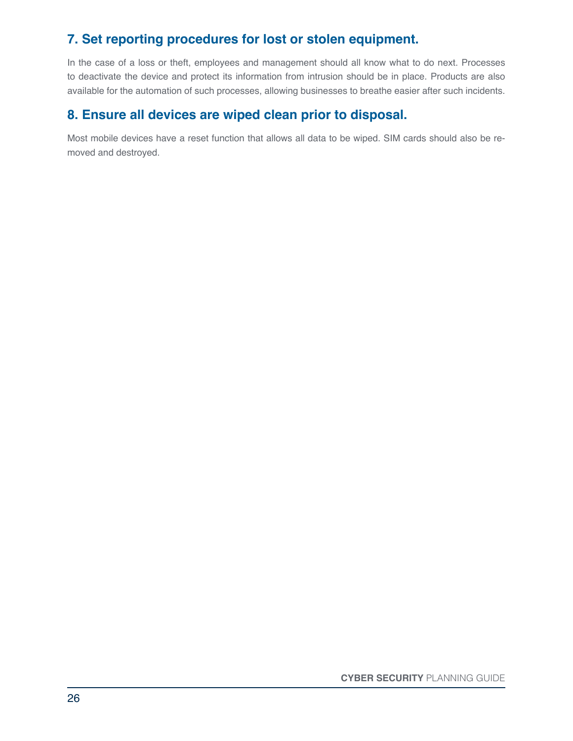## 7. Set reporting procedures for lost or stolen equipment.

In the case of a loss or theft, employees and management should all know what to do next. Processes to deactivate the device and protect its information from intrusion should be in place. Products are also available for the automation of such processes, allowing businesses to breathe easier after such incidents.

## 8. Ensure all devices are wiped clean prior to disposal.

Most mobile devices have a reset function that allows all data to be wiped. SIM cards should also be removed and destroyed.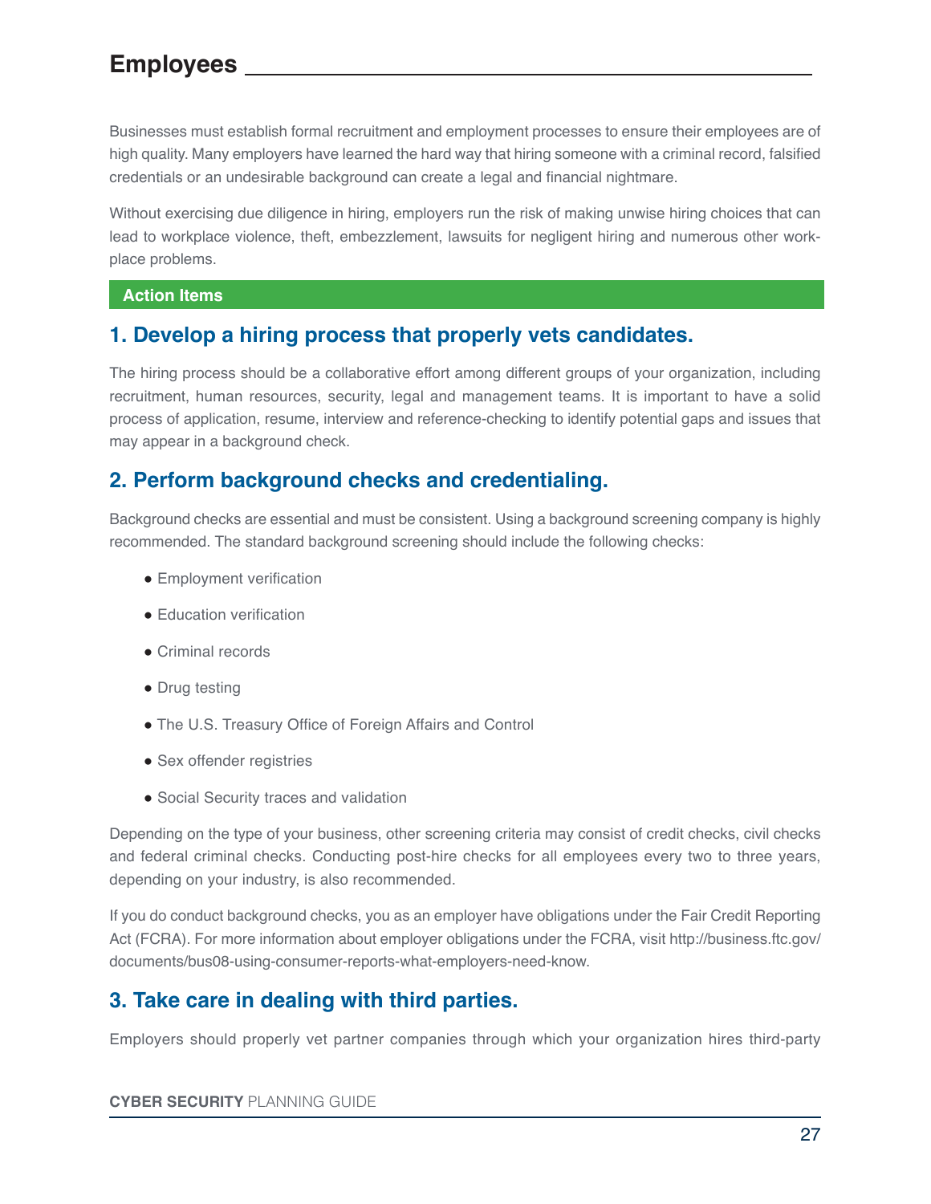# Employees

Businesses must establish formal recruitment and employment processes to ensure their employees are of high quality. Many employers have learned the hard way that hiring someone with a criminal record, falsified credentials or an undesirable background can create a legal and financial nightmare.

Without exercising due diligence in hiring, employers run the risk of making unwise hiring choices that can lead to workplace violence, theft, embezzlement, lawsuits for negligent hiring and numerous other workplace problems.

**Action Items**

## 1. Develop a hiring process that properly vets candidates.

The hiring process should be a collaborative effort among different groups of your organization, including recruitment, human resources, security, legal and management teams. It is important to have a solid process of application, resume, interview and reference-checking to identify potential gaps and issues that may appear in a background check.

## 2. Perform background checks and credentialing.

Background checks are essential and must be consistent. Using a background screening company is highly recommended. The standard background screening should include the following checks:

- Employment verification
- Education verification
- Criminal records
- Drug testing
- The U.S. Treasury Office of Foreign Affairs and Control
- Sex offender registries
- Social Security traces and validation

Depending on the type of your business, other screening criteria may consist of credit checks, civil checks and federal criminal checks. Conducting post-hire checks for all employees every two to three years, depending on your industry, is also recommended.

If you do conduct background checks, you as an employer have obligations under the Fair Credit Reporting Act (FCRA). For more information about employer obligations under the FCRA, visit http://business.ftc.gov/documents/bus08-using-consumer-reports-what-employers-need-know.

## 3. Take care in dealing with third parties.

Employers should properly vet partner companies through which your organization hires third-party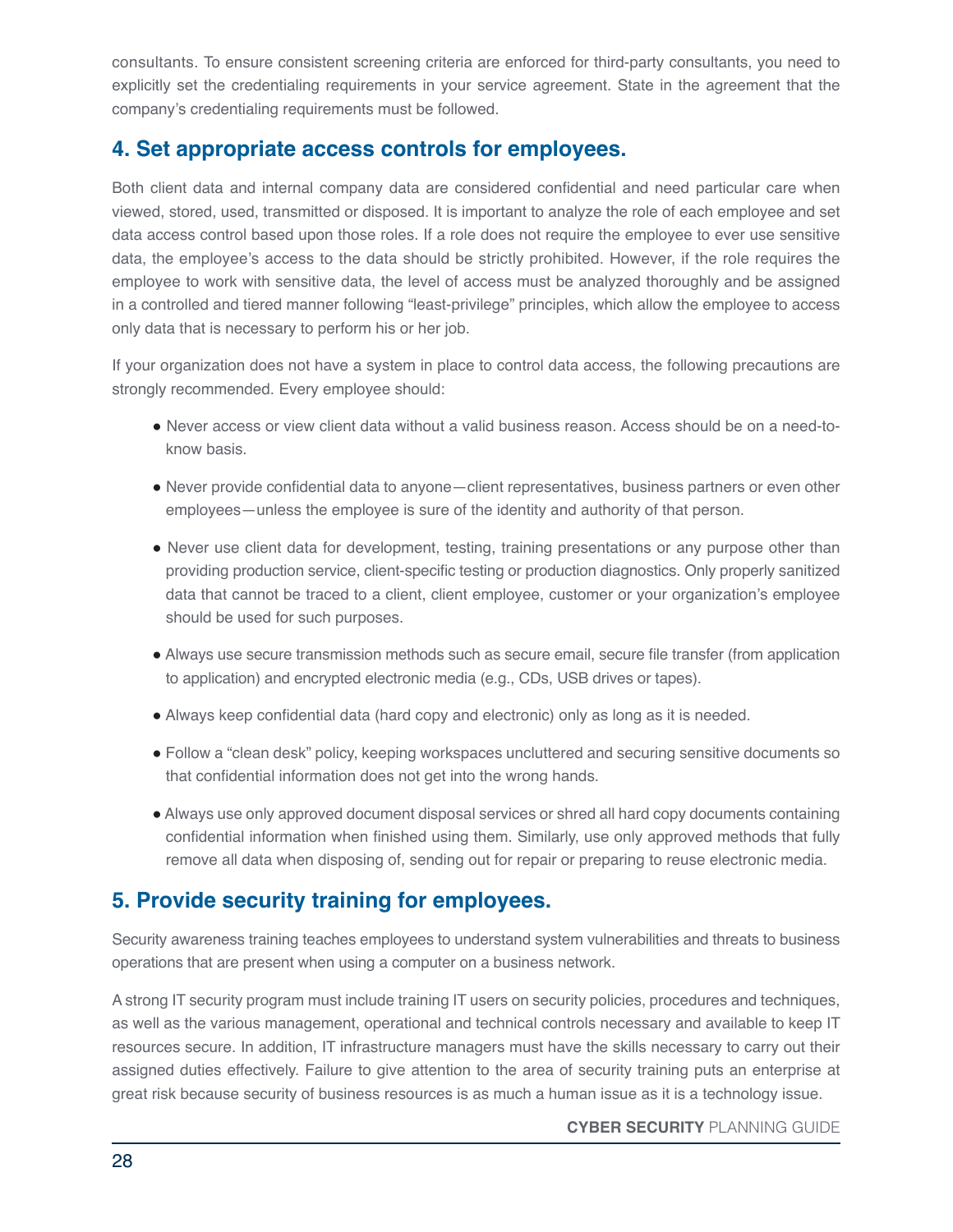consultants. To ensure consistent screening criteria are enforced for third-party consultants, you need to explicitly set the credentialing requirements in your service agreement. State in the agreement that the company's credentialing requirements must be followed.

## 4. Set appropriate access controls for employees.

Both client data and internal company data are considered confidential and need particular care when viewed, stored, used, transmitted or disposed. It is important to analyze the role of each employee and set data access control based upon those roles. If a role does not require the employee to ever use sensitive data, the employee's access to the data should be strictly prohibited. However, if the role requires the employee to work with sensitive data, the level of access must be analyzed thoroughly and be assigned in a controlled and tiered manner following "least-privilege" principles, which allow the employee to access only data that is necessary to perform his or her job.

If your organization does not have a system in place to control data access, the following precautions are strongly recommended. Every employee should:

- Never access or view client data without a valid business reason. Access should be on a need-to-know basis.
- Never provide confidential data to anyone—client representatives, business partners or even other employees—unless the employee is sure of the identity and authority of that person.
- Never use client data for development, testing, training presentations or any purpose other than providing production service, client-specific testing or production diagnostics. Only properly sanitized data that cannot be traced to a client, client employee, customer or your organization's employee should be used for such purposes.
- Always use secure transmission methods such as secure email, secure file transfer (from application to application) and encrypted electronic media (e.g., CDs, USB drives or tapes).
- Always keep confidential data (hard copy and electronic) only as long as it is needed.
- Follow a "clean desk" policy, keeping workspaces uncluttered and securing sensitive documents so that confidential information does not get into the wrong hands.
- Always use only approved document disposal services or shred all hard copy documents containing confidential information when finished using them. Similarly, use only approved methods that fully remove all data when disposing of, sending out for repair or preparing to reuse electronic media.

## 5. Provide security training for employees.

Security awareness training teaches employees to understand system vulnerabilities and threats to business operations that are present when using a computer on a business network.

A strong IT security program must include training IT users on security policies, procedures and techniques, as well as the various management, operational and technical controls necessary and available to keep IT resources secure. In addition, IT infrastructure managers must have the skills necessary to carry out their assigned duties effectively. Failure to give attention to the area of security training puts an enterprise at great risk because security of business resources is as much a human issue as it is a technology issue.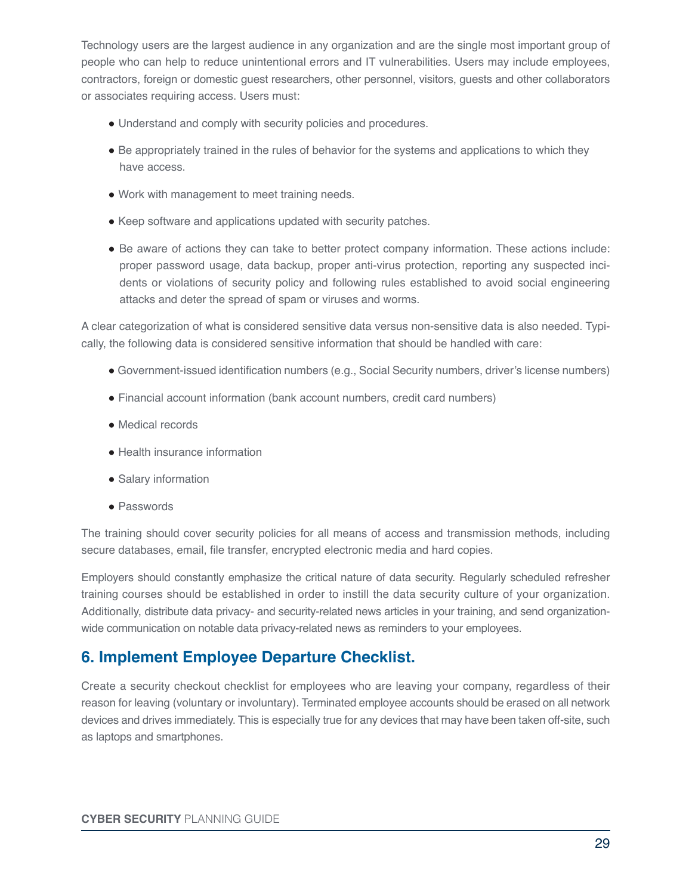Technology users are the largest audience in any organization and are the single most important group of people who can help to reduce unintentional errors and IT vulnerabilities. Users may include employees, contractors, foreign or domestic guest researchers, other personnel, visitors, guests and other collaborators or associates requiring access. Users must:

- Understand and comply with security policies and procedures.
- Be appropriately trained in the rules of behavior for the systems and applications to which they have access.
- Work with management to meet training needs.
- Keep software and applications updated with security patches.
- Be aware of actions they can take to better protect company information. These actions include: proper password usage, data backup, proper anti-virus protection, reporting any suspected incidents or violations of security policy and following rules established to avoid social engineering attacks and deter the spread of spam or viruses and worms.

A clear categorization of what is considered sensitive data versus non-sensitive data is also needed. Typically, the following data is considered sensitive information that should be handled with care:

- Government-issued identification numbers (e.g., Social Security numbers, driver's license numbers)
- Financial account information (bank account numbers, credit card numbers)
- Medical records
- Health insurance information
- Salary information
- Passwords

The training should cover security policies for all means of access and transmission methods, including secure databases, email, file transfer, encrypted electronic media and hard copies.

Employers should constantly emphasize the critical nature of data security. Regularly scheduled refresher training courses should be established in order to instill the data security culture of your organization. Additionally, distribute data privacy- and security-related news articles in your training, and send organization-wide communication on notable data privacy-related news as reminders to your employees.

## 6. Implement Employee Departure Checklist.

Create a security checkout checklist for employees who are leaving your company, regardless of their reason for leaving (voluntary or involuntary). Terminated employee accounts should be erased on all network devices and drives immediately. This is especially true for any devices that may have been taken off-site, such as laptops and smartphones.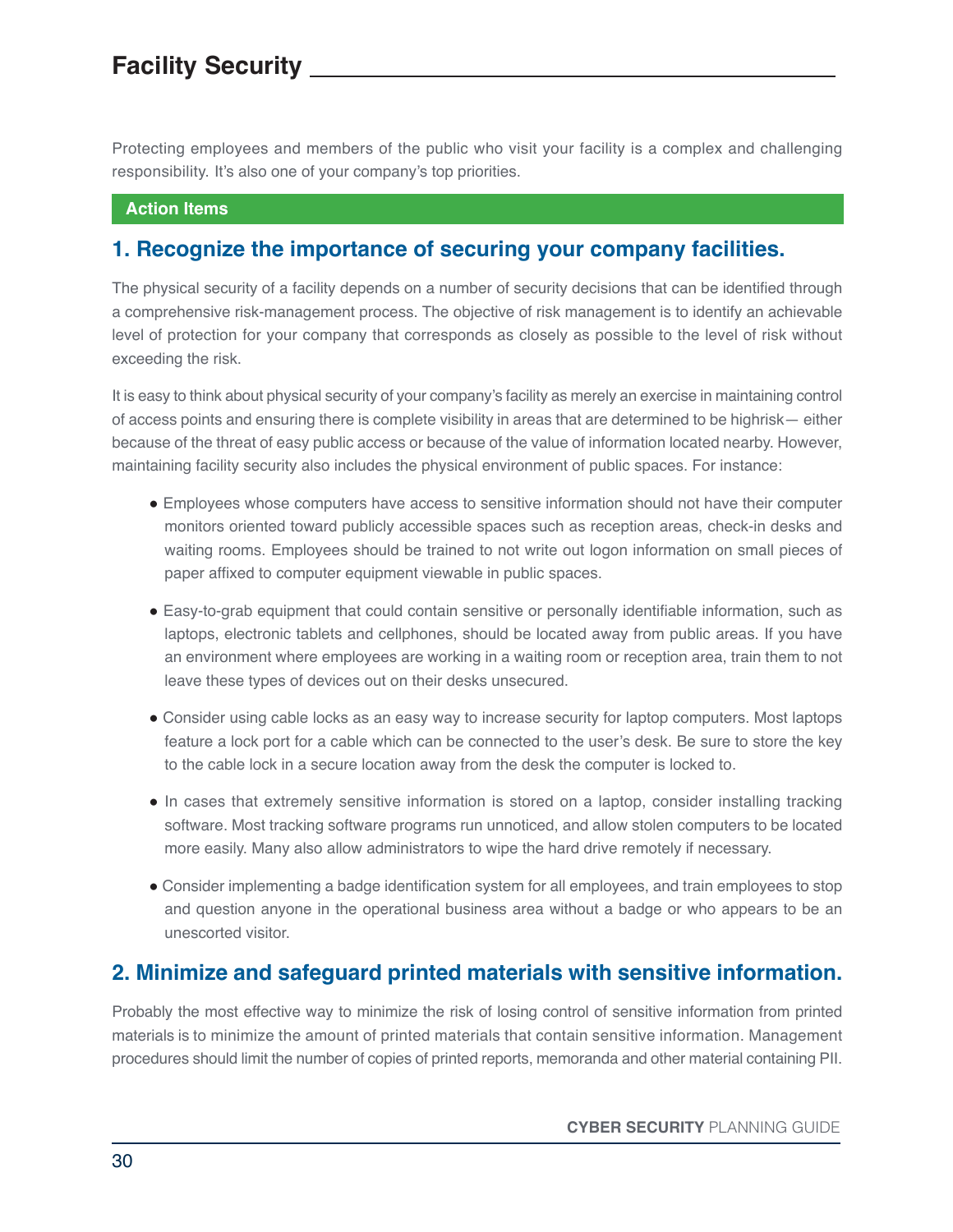# Facility Security

Protecting employees and members of the public who visit your facility is a complex and challenging responsibility. It's also one of your company's top priorities.

**Action Items**

## 1. Recognize the importance of securing your company facilities.

The physical security of a facility depends on a number of security decisions that can be identified through a comprehensive risk-management process. The objective of risk management is to identify an achievable level of protection for your company that corresponds as closely as possible to the level of risk without exceeding the risk.

It is easy to think about physical security of your company's facility as merely an exercise in maintaining control of access points and ensuring there is complete visibility in areas that are determined to be highrisk— either because of the threat of easy public access or because of the value of information located nearby. However, maintaining facility security also includes the physical environment of public spaces. For instance:

- Employees whose computers have access to sensitive information should not have their computer monitors oriented toward publicly accessible spaces such as reception areas, check-in desks and waiting rooms. Employees should be trained to not write out logon information on small pieces of paper affixed to computer equipment viewable in public spaces.
- Easy-to-grab equipment that could contain sensitive or personally identifiable information, such as laptops, electronic tablets and cellphones, should be located away from public areas. If you have an environment where employees are working in a waiting room or reception area, train them to not leave these types of devices out on their desks unsecured.
- Consider using cable locks as an easy way to increase security for laptop computers. Most laptops feature a lock port for a cable which can be connected to the user's desk. Be sure to store the key to the cable lock in a secure location away from the desk the computer is locked to.
- In cases that extremely sensitive information is stored on a laptop, consider installing tracking software. Most tracking software programs run unnoticed, and allow stolen computers to be located more easily. Many also allow administrators to wipe the hard drive remotely if necessary.
- Consider implementing a badge identification system for all employees, and train employees to stop and question anyone in the operational business area without a badge or who appears to be an unescorted visitor.

## 2. Minimize and safeguard printed materials with sensitive information.

Probably the most effective way to minimize the risk of losing control of sensitive information from printed materials is to minimize the amount of printed materials that contain sensitive information. Management procedures should limit the number of copies of printed reports, memoranda and other material containing PII.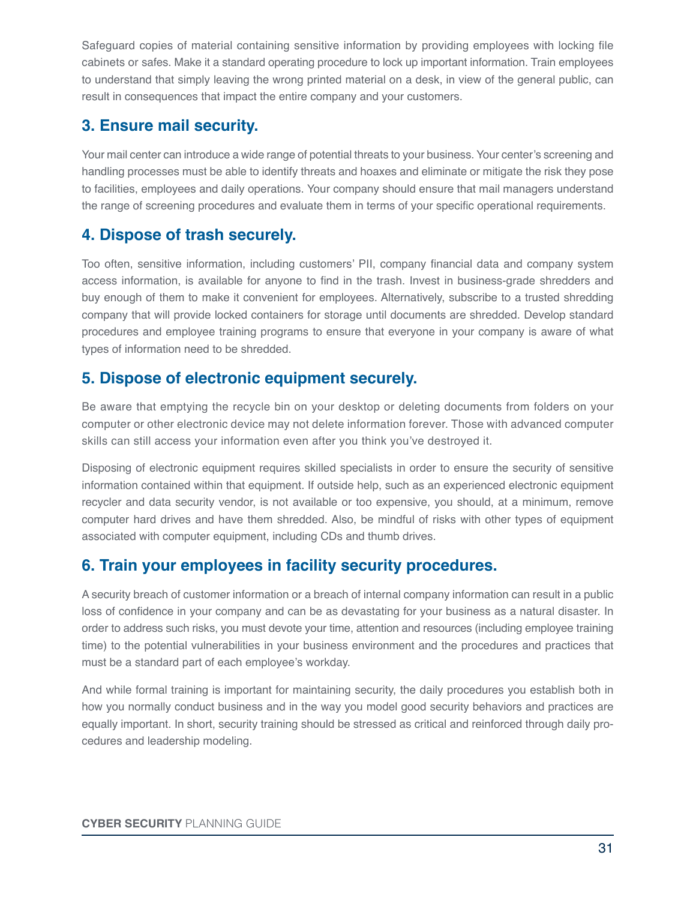Safeguard copies of material containing sensitive information by providing employees with locking file cabinets or safes. Make it a standard operating procedure to lock up important information. Train employees to understand that simply leaving the wrong printed material on a desk, in view of the general public, can result in consequences that impact the entire company and your customers.

## 3. Ensure mail security.

Your mail center can introduce a wide range of potential threats to your business. Your center's screening and handling processes must be able to identify threats and hoaxes and eliminate or mitigate the risk they pose to facilities, employees and daily operations. Your company should ensure that mail managers understand the range of screening procedures and evaluate them in terms of your specific operational requirements.

## 4. Dispose of trash securely.

Too often, sensitive information, including customers' PII, company financial data and company system access information, is available for anyone to find in the trash. Invest in business-grade shredders and buy enough of them to make it convenient for employees. Alternatively, subscribe to a trusted shredding company that will provide locked containers for storage until documents are shredded. Develop standard procedures and employee training programs to ensure that everyone in your company is aware of what types of information need to be shredded.

## 5. Dispose of electronic equipment securely.

Be aware that emptying the recycle bin on your desktop or deleting documents from folders on your computer or other electronic device may not delete information forever. Those with advanced computer skills can still access your information even after you think you've destroyed it.

Disposing of electronic equipment requires skilled specialists in order to ensure the security of sensitive information contained within that equipment. If outside help, such as an experienced electronic equipment recycler and data security vendor, is not available or too expensive, you should, at a minimum, remove computer hard drives and have them shredded. Also, be mindful of risks with other types of equipment associated with computer equipment, including CDs and thumb drives.

## 6. Train your employees in facility security procedures.

A security breach of customer information or a breach of internal company information can result in a public loss of confidence in your company and can be as devastating for your business as a natural disaster. In order to address such risks, you must devote your time, attention and resources (including employee training time) to the potential vulnerabilities in your business environment and the procedures and practices that must be a standard part of each employee's workday.

And while formal training is important for maintaining security, the daily procedures you establish both in how you normally conduct business and in the way you model good security behaviors and practices are equally important. In short, security training should be stressed as critical and reinforced through daily procedures and leadership modeling.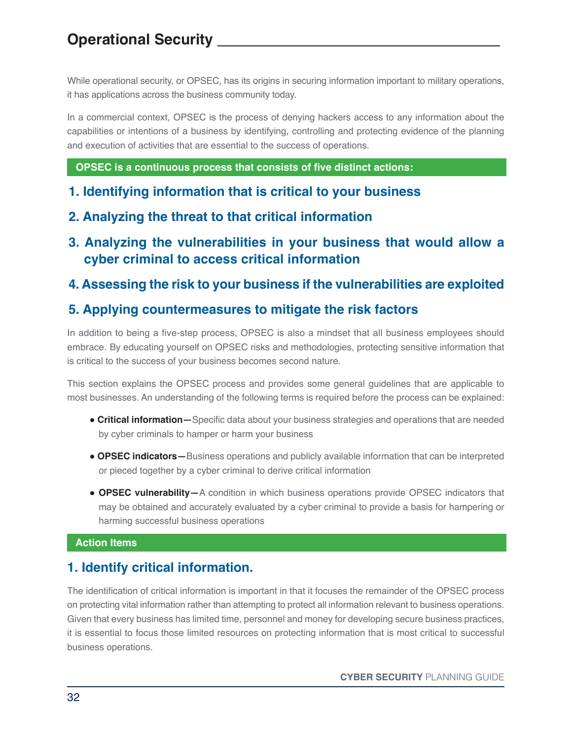## Operational Security

While operational security, or OPSEC, has its origins in securing information important to military operations, it has applications across the business community today.

In a commercial context, OPSEC is the process of denying hackers access to any information about the capabilities or intentions of a business by identifying, controlling and protecting evidence of the planning and execution of activities that are essential to the success of operations.

**OPSEC is a continuous process that consists of five distinct actions:**

### 1. Identifying information that is critical to your business

### 2. Analyzing the threat to that critical information

### 3. Analyzing the vulnerabilities in your business that would allow a cyber criminal to access critical information

### 4. Assessing the risk to your business if the vulnerabilities are exploited

### 5. Applying countermeasures to mitigate the risk factors

In addition to being a five-step process, OPSEC is also a mindset that all business employees should embrace. By educating yourself on OPSEC risks and methodologies, protecting sensitive information that is critical to the success of your business becomes second nature.

This section explains the OPSEC process and provides some general guidelines that are applicable to most businesses. An understanding of the following terms is required before the process can be explained:

- **Critical information—**Specific data about your business strategies and operations that are needed by cyber criminals to hamper or harm your business
- **OPSEC indicators—**Business operations and publicly available information that can be interpreted or pieced together by a cyber criminal to derive critical information
- **OPSEC vulnerability—**A condition in which business operations provide OPSEC indicators that may be obtained and accurately evaluated by a cyber criminal to provide a basis for hampering or harming successful business operations

**Action Items**

### 1. Identify critical information.

The identification of critical information is important in that it focuses the remainder of the OPSEC process on protecting vital information rather than attempting to protect all information relevant to business operations. Given that every business has limited time, personnel and money for developing secure business practices, it is essential to focus those limited resources on protecting information that is most critical to successful business operations.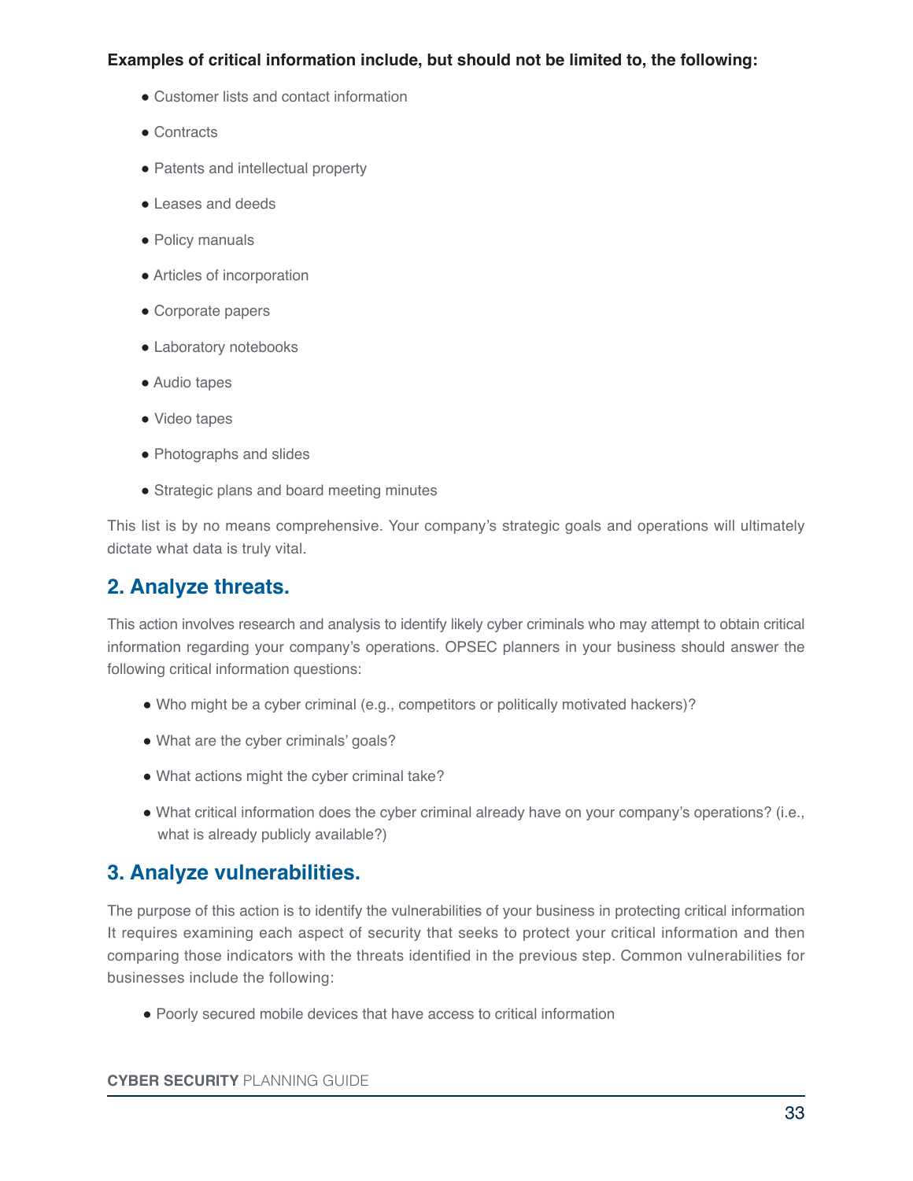**Examples of critical information include, but should not be limited to, the following:**

- Customer lists and contact information
- Contracts
- Patents and intellectual property
- Leases and deeds
- Policy manuals
- Articles of incorporation
- Corporate papers
- Laboratory notebooks
- Audio tapes
- Video tapes
- Photographs and slides
- Strategic plans and board meeting minutes

This list is by no means comprehensive. Your company's strategic goals and operations will ultimately dictate what data is truly vital.

## 2. Analyze threats.

This action involves research and analysis to identify likely cyber criminals who may attempt to obtain critical information regarding your company's operations. OPSEC planners in your business should answer the following critical information questions:

- Who might be a cyber criminal (e.g., competitors or politically motivated hackers)?
- What are the cyber criminals' goals?
- What actions might the cyber criminal take?
- What critical information does the cyber criminal already have on your company's operations? (i.e., what is already publicly available?)

## 3. Analyze vulnerabilities.

The purpose of this action is to identify the vulnerabilities of your business in protecting critical information It requires examining each aspect of security that seeks to protect your critical information and then comparing those indicators with the threats identified in the previous step. Common vulnerabilities for businesses include the following:

- Poorly secured mobile devices that have access to critical information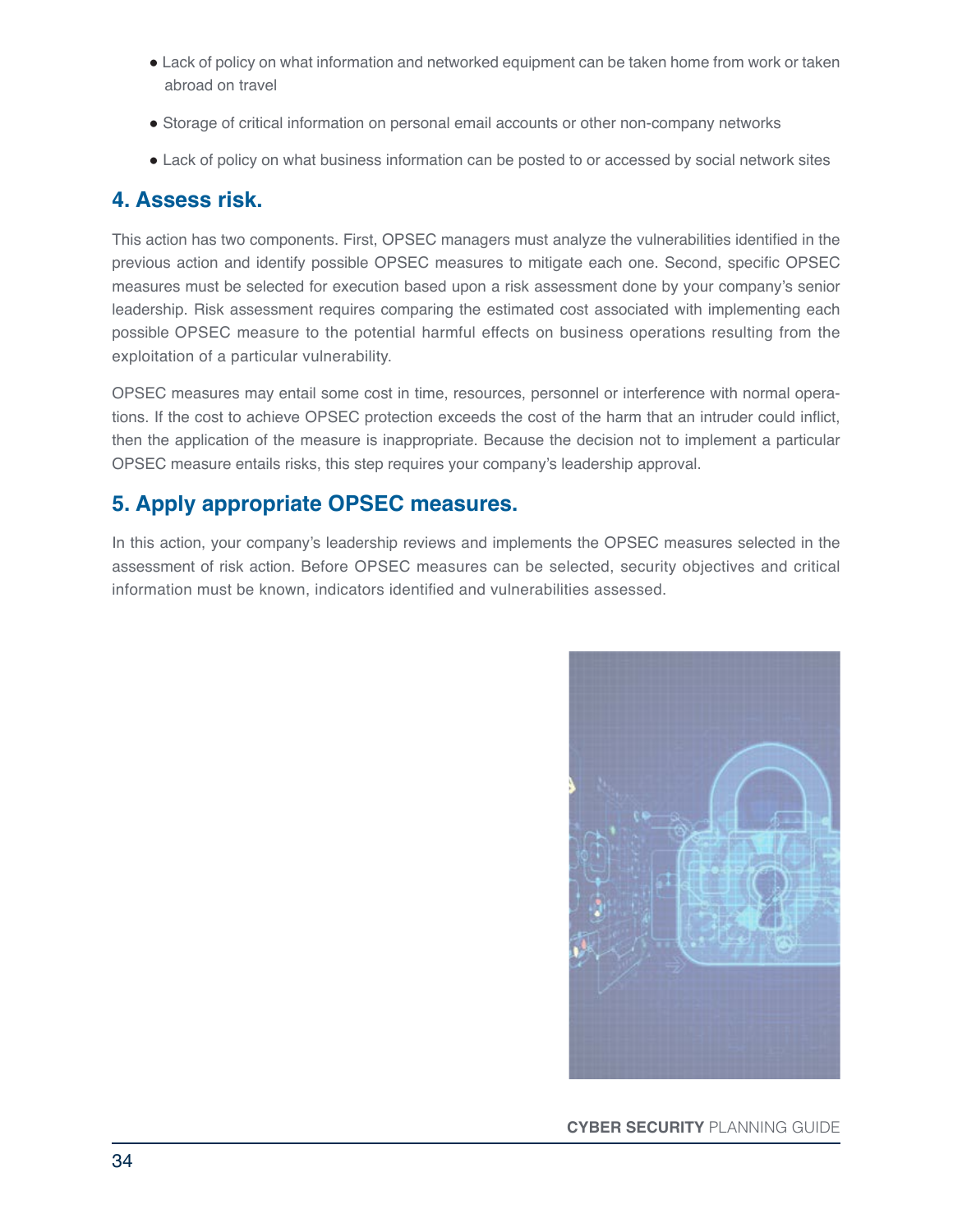- Lack of policy on what information and networked equipment can be taken home from work or taken abroad on travel
- Storage of critical information on personal email accounts or other non-company networks
- Lack of policy on what business information can be posted to or accessed by social network sites

## 4. Assess risk.

This action has two components. First, OPSEC managers must analyze the vulnerabilities identified in the previous action and identify possible OPSEC measures to mitigate each one. Second, specific OPSEC measures must be selected for execution based upon a risk assessment done by your company's senior leadership. Risk assessment requires comparing the estimated cost associated with implementing each possible OPSEC measure to the potential harmful effects on business operations resulting from the exploitation of a particular vulnerability.

OPSEC measures may entail some cost in time, resources, personnel or interference with normal operations. If the cost to achieve OPSEC protection exceeds the cost of the harm that an intruder could inflict, then the application of the measure is inappropriate. Because the decision not to implement a particular OPSEC measure entails risks, this step requires your company's leadership approval.

## 5. Apply appropriate OPSEC measures.

In this action, your company's leadership reviews and implements the OPSEC measures selected in the assessment of risk action. Before OPSEC measures can be selected, security objectives and critical information must be known, indicators identified and vulnerabilities assessed.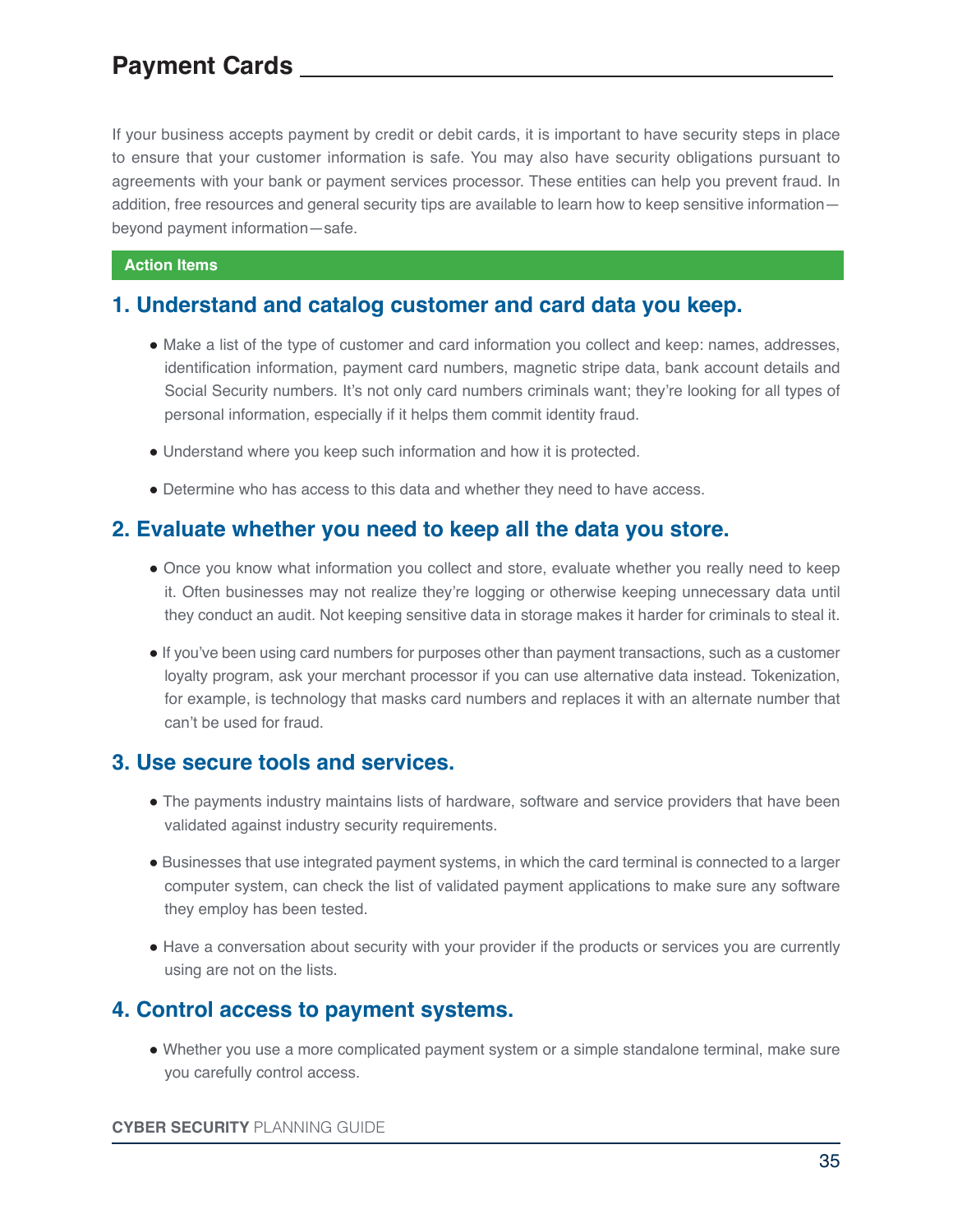# Payment Cards

If your business accepts payment by credit or debit cards, it is important to have security steps in place to ensure that your customer information is safe. You may also have security obligations pursuant to agreements with your bank or payment services processor. These entities can help you prevent fraud. In addition, free resources and general security tips are available to learn how to keep sensitive information—beyond payment information—safe.

**Action Items**

## 1. Understand and catalog customer and card data you keep.

- Make a list of the type of customer and card information you collect and keep: names, addresses, identification information, payment card numbers, magnetic stripe data, bank account details and Social Security numbers. It's not only card numbers criminals want; they're looking for all types of personal information, especially if it helps them commit identity fraud.
- Understand where you keep such information and how it is protected.
- Determine who has access to this data and whether they need to have access.

## 2. Evaluate whether you need to keep all the data you store.

- Once you know what information you collect and store, evaluate whether you really need to keep it. Often businesses may not realize they're logging or otherwise keeping unnecessary data until they conduct an audit. Not keeping sensitive data in storage makes it harder for criminals to steal it.
- If you've been using card numbers for purposes other than payment transactions, such as a customer loyalty program, ask your merchant processor if you can use alternative data instead. Tokenization, for example, is technology that masks card numbers and replaces it with an alternate number that can't be used for fraud.

## 3. Use secure tools and services.

- The payments industry maintains lists of hardware, software and service providers that have been validated against industry security requirements.
- Businesses that use integrated payment systems, in which the card terminal is connected to a larger computer system, can check the list of validated payment applications to make sure any software they employ has been tested.
- Have a conversation about security with your provider if the products or services you are currently using are not on the lists.

## 4. Control access to payment systems.

- Whether you use a more complicated payment system or a simple standalone terminal, make sure you carefully control access.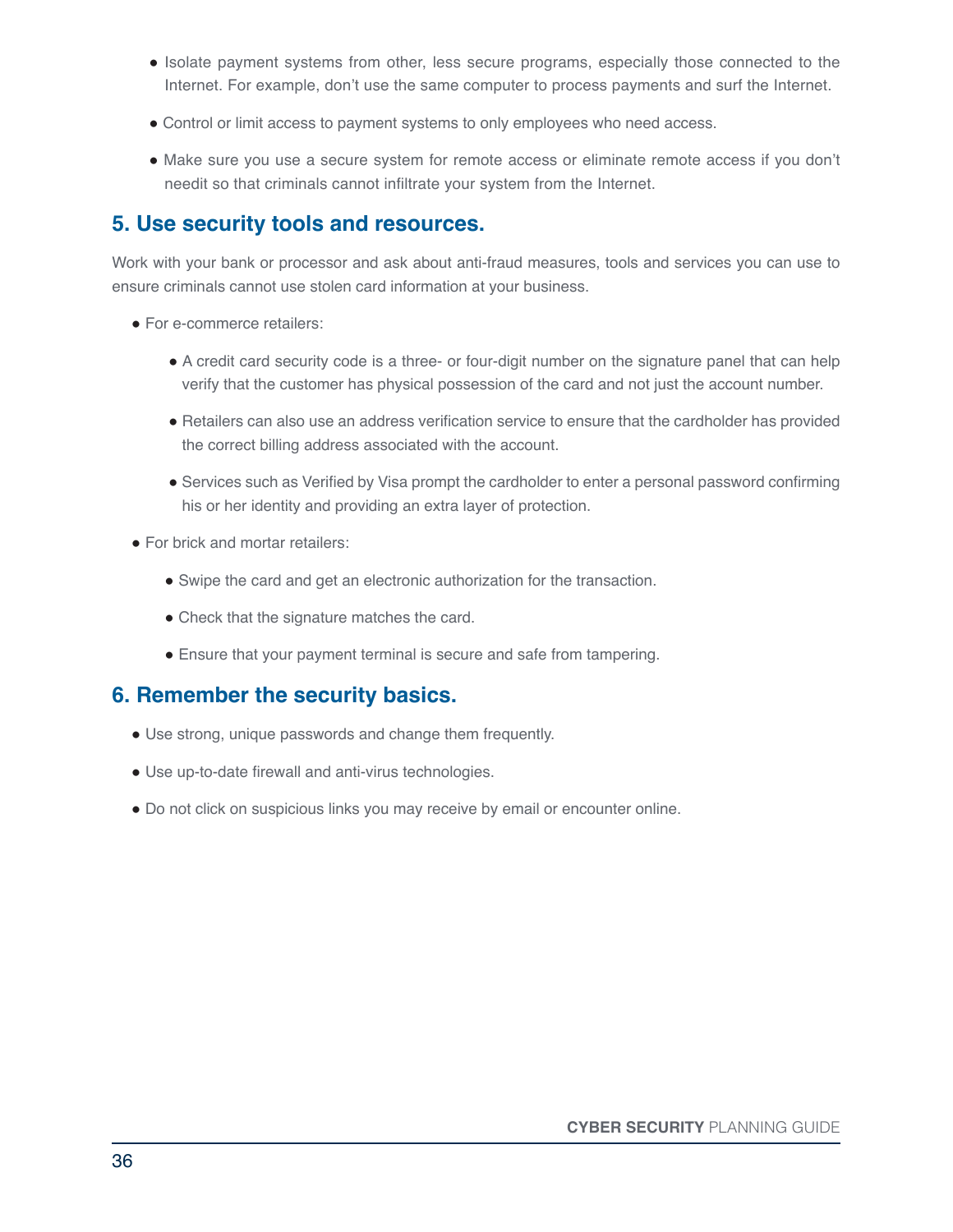- Isolate payment systems from other, less secure programs, especially those connected to the Internet. For example, don't use the same computer to process payments and surf the Internet.
- Control or limit access to payment systems to only employees who need access.
- Make sure you use a secure system for remote access or eliminate remote access if you don't needit so that criminals cannot infiltrate your system from the Internet.

## 5. Use security tools and resources.

Work with your bank or processor and ask about anti-fraud measures, tools and services you can use to ensure criminals cannot use stolen card information at your business.

- For e-commerce retailers:
  - A credit card security code is a three- or four-digit number on the signature panel that can help verify that the customer has physical possession of the card and not just the account number.
  - Retailers can also use an address verification service to ensure that the cardholder has provided the correct billing address associated with the account.
  - Services such as Verified by Visa prompt the cardholder to enter a personal password confirming his or her identity and providing an extra layer of protection.
- For brick and mortar retailers:
  - Swipe the card and get an electronic authorization for the transaction.
  - Check that the signature matches the card.
  - Ensure that your payment terminal is secure and safe from tampering.

## 6. Remember the security basics.

- Use strong, unique passwords and change them frequently.
- Use up-to-date firewall and anti-virus technologies.
- Do not click on suspicious links you may receive by email or encounter online.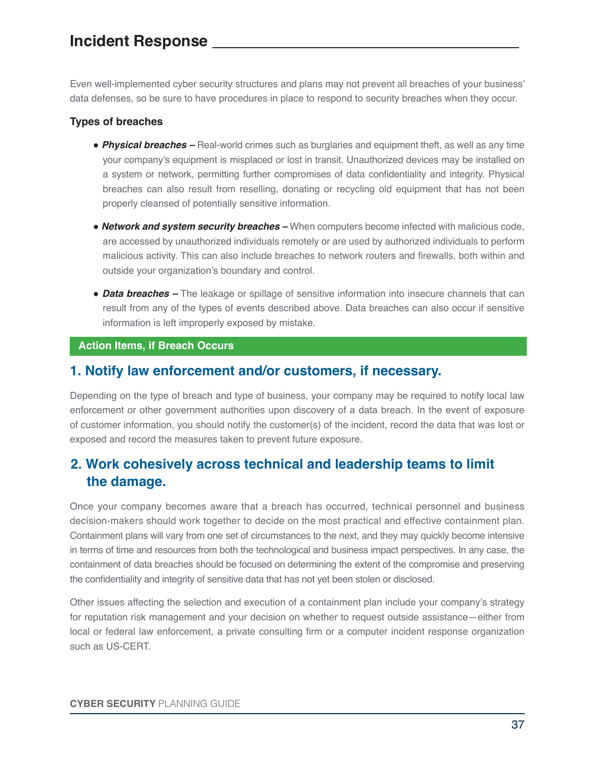## Incident Response

Even well-implemented cyber security structures and plans may not prevent all breaches of your business' data defenses, so be sure to have procedures in place to respond to security breaches when they occur.

**Types of breaches**

- ***Physical breaches –*** Real-world crimes such as burglaries and equipment theft, as well as any time your company's equipment is misplaced or lost in transit. Unauthorized devices may be installed on a system or network, permitting further compromises of data confidentiality and integrity. Physical breaches can also result from reselling, donating or recycling old equipment that has not been properly cleansed of potentially sensitive information.
- ***Network and system security breaches –*** When computers become infected with malicious code, are accessed by unauthorized individuals remotely or are used by authorized individuals to perform malicious activity. This can also include breaches to network routers and firewalls, both within and outside your organization's boundary and control.
- ***Data breaches –*** The leakage or spillage of sensitive information into insecure channels that can result from any of the types of events described above. Data breaches can also occur if sensitive information is left improperly exposed by mistake.

**Action Items, if Breach Occurs**

### 1. Notify law enforcement and/or customers, if necessary.

Depending on the type of breach and type of business, your company may be required to notify local law enforcement or other government authorities upon discovery of a data breach. In the event of exposure of customer information, you should notify the customer(s) of the incident, record the data that was lost or exposed and record the measures taken to prevent future exposure.

### 2. Work cohesively across technical and leadership teams to limit the damage.

Once your company becomes aware that a breach has occurred, technical personnel and business decision-makers should work together to decide on the most practical and effective containment plan. Containment plans will vary from one set of circumstances to the next, and they may quickly become intensive in terms of time and resources from both the technological and business impact perspectives. In any case, the containment of data breaches should be focused on determining the extent of the compromise and preserving the confidentiality and integrity of sensitive data that has not yet been stolen or disclosed.

Other issues affecting the selection and execution of a containment plan include your company's strategy for reputation risk management and your decision on whether to request outside assistance—either from local or federal law enforcement, a private consulting firm or a computer incident response organization such as US-CERT.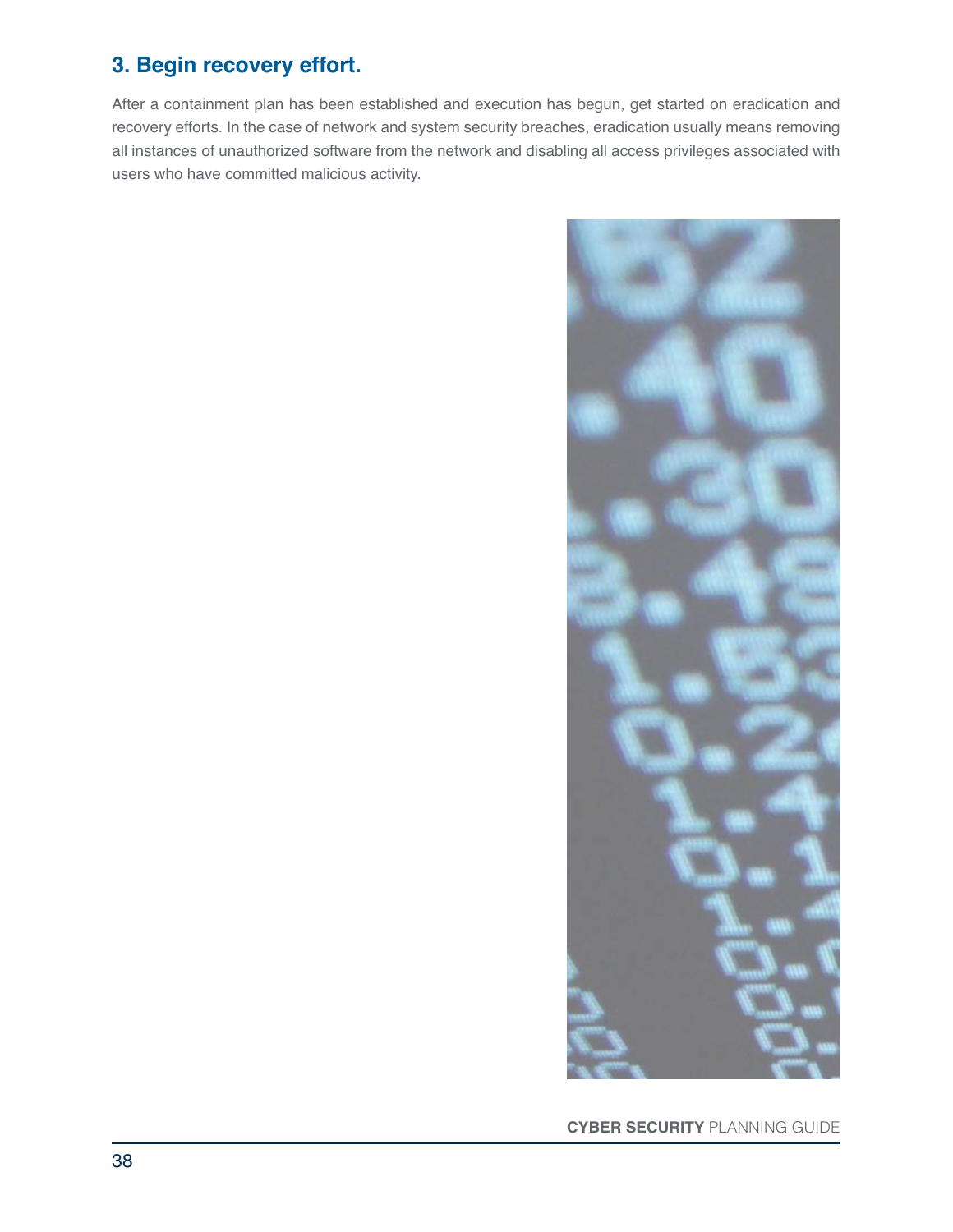### 3. Begin recovery effort.

After a containment plan has been established and execution has begun, get started on eradication and recovery efforts. In the case of network and system security breaches, eradication usually means removing all instances of unauthorized software from the network and disabling all access privileges associated with users who have committed malicious activity.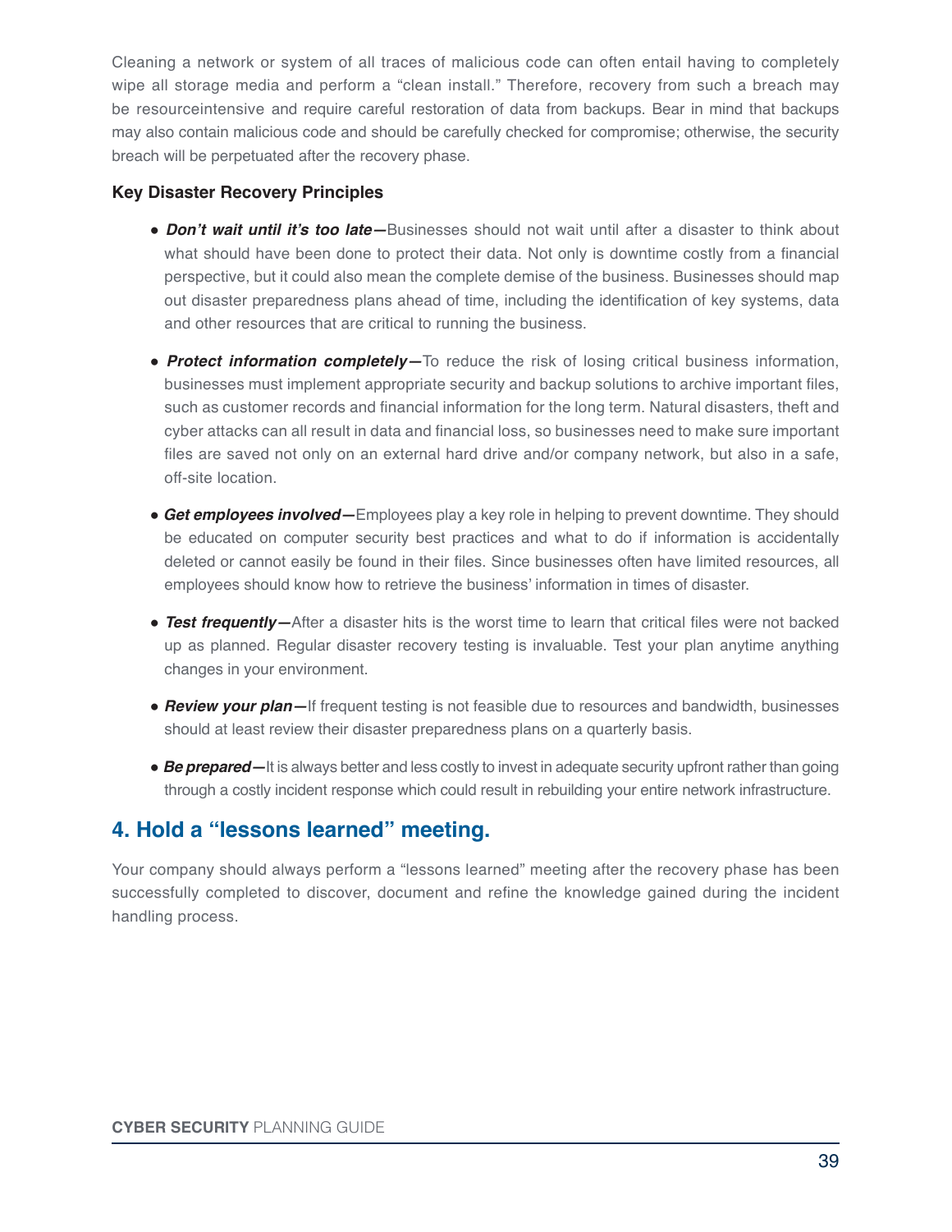Cleaning a network or system of all traces of malicious code can often entail having to completely wipe all storage media and perform a "clean install." Therefore, recovery from such a breach may be resourceintensive and require careful restoration of data from backups. Bear in mind that backups may also contain malicious code and should be carefully checked for compromise; otherwise, the security breach will be perpetuated after the recovery phase.

**Key Disaster Recovery Principles**

- ***Don't wait until it's too late—***Businesses should not wait until after a disaster to think about what should have been done to protect their data. Not only is downtime costly from a financial perspective, but it could also mean the complete demise of the business. Businesses should map out disaster preparedness plans ahead of time, including the identification of key systems, data and other resources that are critical to running the business.
- ***Protect information completely—***To reduce the risk of losing critical business information, businesses must implement appropriate security and backup solutions to archive important files, such as customer records and financial information for the long term. Natural disasters, theft and cyber attacks can all result in data and financial loss, so businesses need to make sure important files are saved not only on an external hard drive and/or company network, but also in a safe, off-site location.
- ***Get employees involved—***Employees play a key role in helping to prevent downtime. They should be educated on computer security best practices and what to do if information is accidentally deleted or cannot easily be found in their files. Since businesses often have limited resources, all employees should know how to retrieve the business' information in times of disaster.
- ***Test frequently—***After a disaster hits is the worst time to learn that critical files were not backed up as planned. Regular disaster recovery testing is invaluable. Test your plan anytime anything changes in your environment.
- ***Review your plan—***If frequent testing is not feasible due to resources and bandwidth, businesses should at least review their disaster preparedness plans on a quarterly basis.
- ***Be prepared—***It is always better and less costly to invest in adequate security upfront rather than going through a costly incident response which could result in rebuilding your entire network infrastructure.

## 4. Hold a "lessons learned" meeting.

Your company should always perform a "lessons learned" meeting after the recovery phase has been successfully completed to discover, document and refine the knowledge gained during the incident handling process.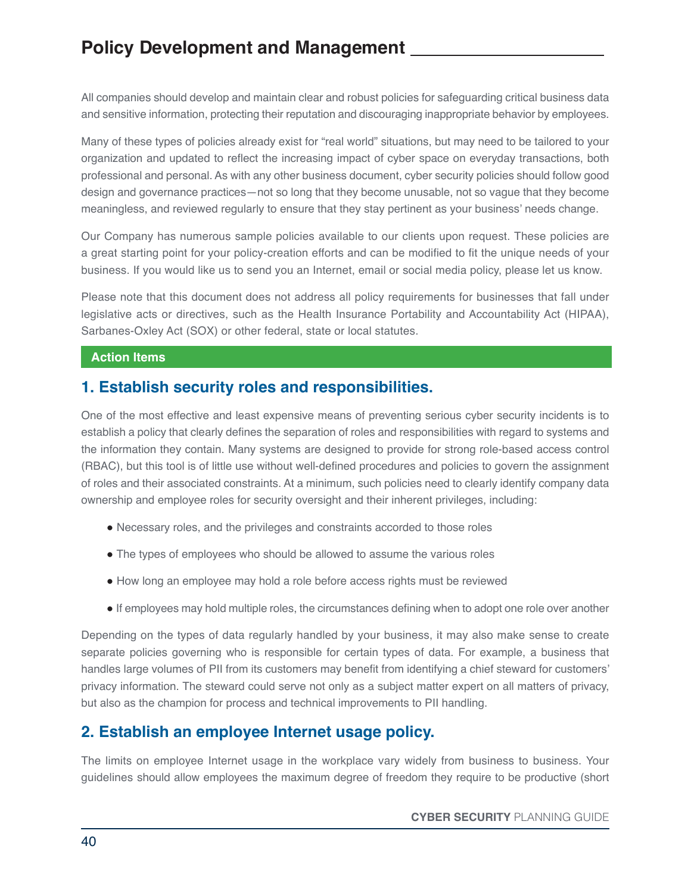# Policy Development and Management

All companies should develop and maintain clear and robust policies for safeguarding critical business data and sensitive information, protecting their reputation and discouraging inappropriate behavior by employees.

Many of these types of policies already exist for "real world" situations, but may need to be tailored to your organization and updated to reflect the increasing impact of cyber space on everyday transactions, both professional and personal. As with any other business document, cyber security policies should follow good design and governance practices—not so long that they become unusable, not so vague that they become meaningless, and reviewed regularly to ensure that they stay pertinent as your business' needs change.

Our Company has numerous sample policies available to our clients upon request. These policies are a great starting point for your policy-creation efforts and can be modified to fit the unique needs of your business. If you would like us to send you an Internet, email or social media policy, please let us know.

Please note that this document does not address all policy requirements for businesses that fall under legislative acts or directives, such as the Health Insurance Portability and Accountability Act (HIPAA), Sarbanes-Oxley Act (SOX) or other federal, state or local statutes.

**Action Items**

## 1. Establish security roles and responsibilities.

One of the most effective and least expensive means of preventing serious cyber security incidents is to establish a policy that clearly defines the separation of roles and responsibilities with regard to systems and the information they contain. Many systems are designed to provide for strong role-based access control (RBAC), but this tool is of little use without well-defined procedures and policies to govern the assignment of roles and their associated constraints. At a minimum, such policies need to clearly identify company data ownership and employee roles for security oversight and their inherent privileges, including:

- Necessary roles, and the privileges and constraints accorded to those roles
- The types of employees who should be allowed to assume the various roles
- How long an employee may hold a role before access rights must be reviewed
- If employees may hold multiple roles, the circumstances defining when to adopt one role over another

Depending on the types of data regularly handled by your business, it may also make sense to create separate policies governing who is responsible for certain types of data. For example, a business that handles large volumes of PII from its customers may benefit from identifying a chief steward for customers' privacy information. The steward could serve not only as a subject matter expert on all matters of privacy, but also as the champion for process and technical improvements to PII handling.

## 2. Establish an employee Internet usage policy.

The limits on employee Internet usage in the workplace vary widely from business to business. Your guidelines should allow employees the maximum degree of freedom they require to be productive (short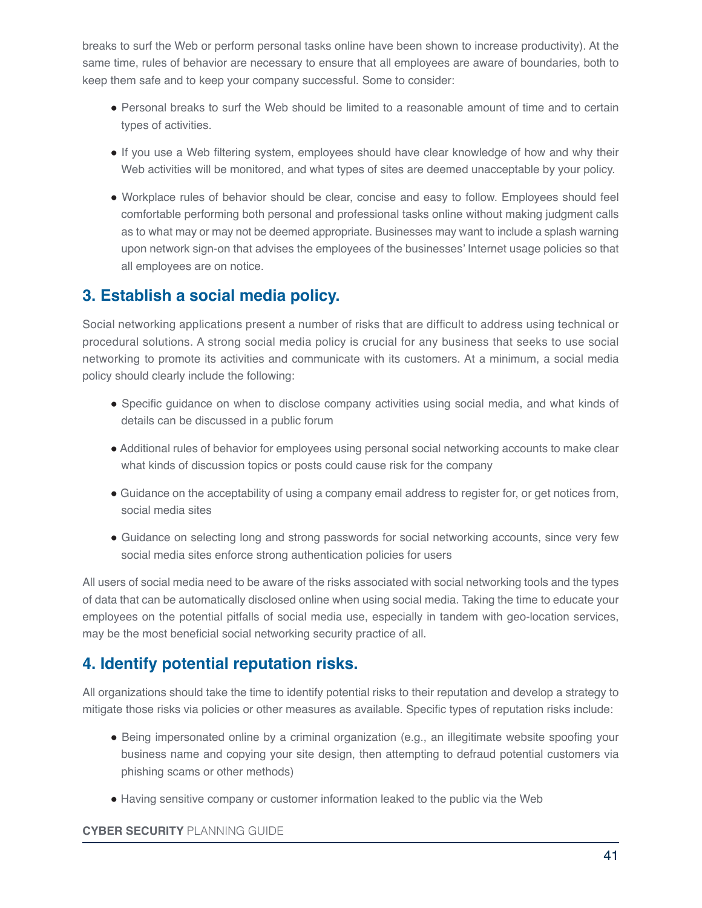breaks to surf the Web or perform personal tasks online have been shown to increase productivity). At the same time, rules of behavior are necessary to ensure that all employees are aware of boundaries, both to keep them safe and to keep your company successful. Some to consider:

- Personal breaks to surf the Web should be limited to a reasonable amount of time and to certain types of activities.
- If you use a Web filtering system, employees should have clear knowledge of how and why their Web activities will be monitored, and what types of sites are deemed unacceptable by your policy.
- Workplace rules of behavior should be clear, concise and easy to follow. Employees should feel comfortable performing both personal and professional tasks online without making judgment calls as to what may or may not be deemed appropriate. Businesses may want to include a splash warning upon network sign-on that advises the employees of the businesses' Internet usage policies so that all employees are on notice.

## 3. Establish a social media policy.

Social networking applications present a number of risks that are difficult to address using technical or procedural solutions. A strong social media policy is crucial for any business that seeks to use social networking to promote its activities and communicate with its customers. At a minimum, a social media policy should clearly include the following:

- Specific guidance on when to disclose company activities using social media, and what kinds of details can be discussed in a public forum
- Additional rules of behavior for employees using personal social networking accounts to make clear what kinds of discussion topics or posts could cause risk for the company
- Guidance on the acceptability of using a company email address to register for, or get notices from, social media sites
- Guidance on selecting long and strong passwords for social networking accounts, since very few social media sites enforce strong authentication policies for users

All users of social media need to be aware of the risks associated with social networking tools and the types of data that can be automatically disclosed online when using social media. Taking the time to educate your employees on the potential pitfalls of social media use, especially in tandem with geo-location services, may be the most beneficial social networking security practice of all.

## 4. Identify potential reputation risks.

All organizations should take the time to identify potential risks to their reputation and develop a strategy to mitigate those risks via policies or other measures as available. Specific types of reputation risks include:

- Being impersonated online by a criminal organization (e.g., an illegitimate website spoofing your business name and copying your site design, then attempting to defraud potential customers via phishing scams or other methods)
- Having sensitive company or customer information leaked to the public via the Web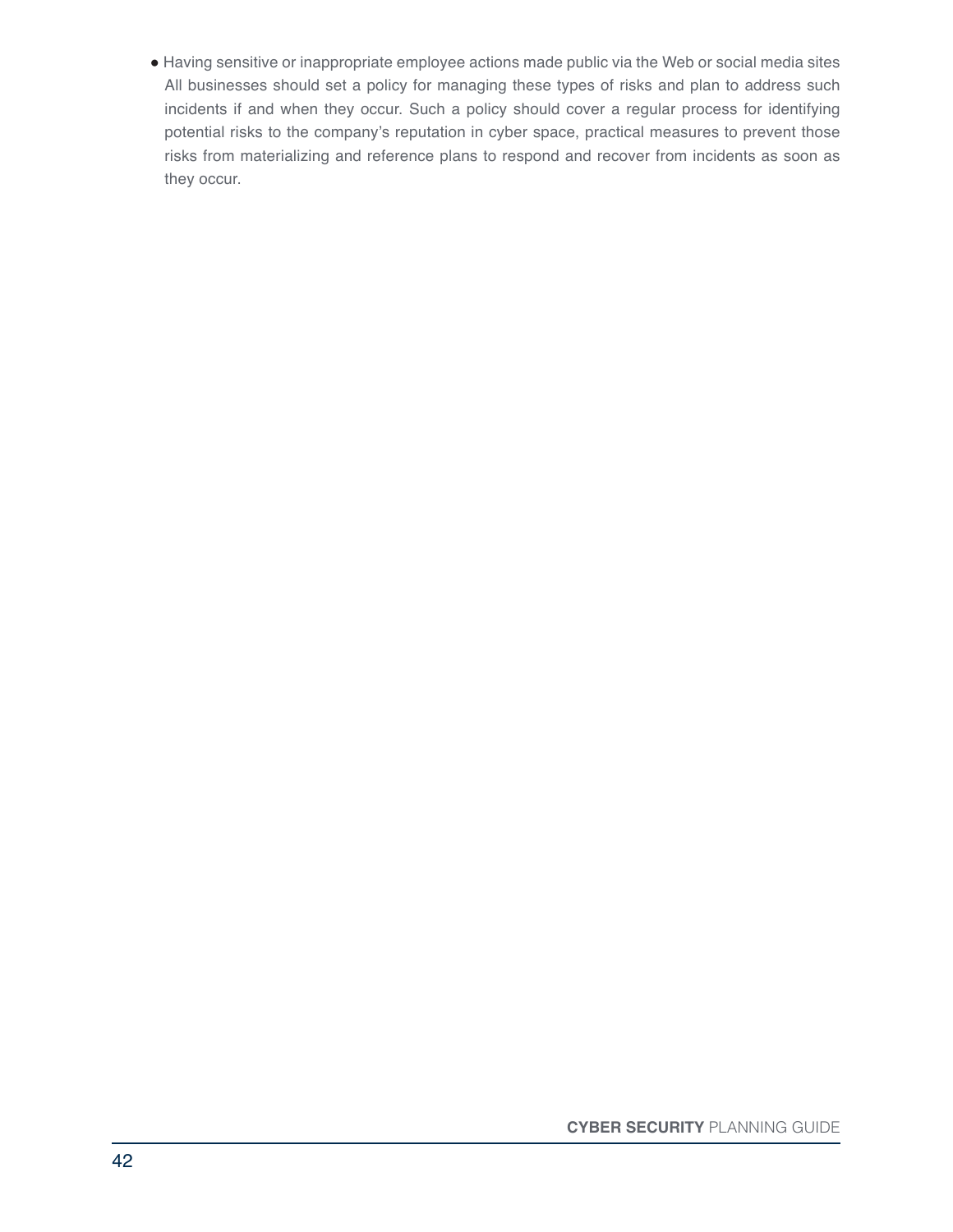- Having sensitive or inappropriate employee actions made public via the Web or social media sites

All businesses should set a policy for managing these types of risks and plan to address such incidents if and when they occur. Such a policy should cover a regular process for identifying potential risks to the company's reputation in cyber space, practical measures to prevent those risks from materializing and reference plans to respond and recover from incidents as soon as they occur.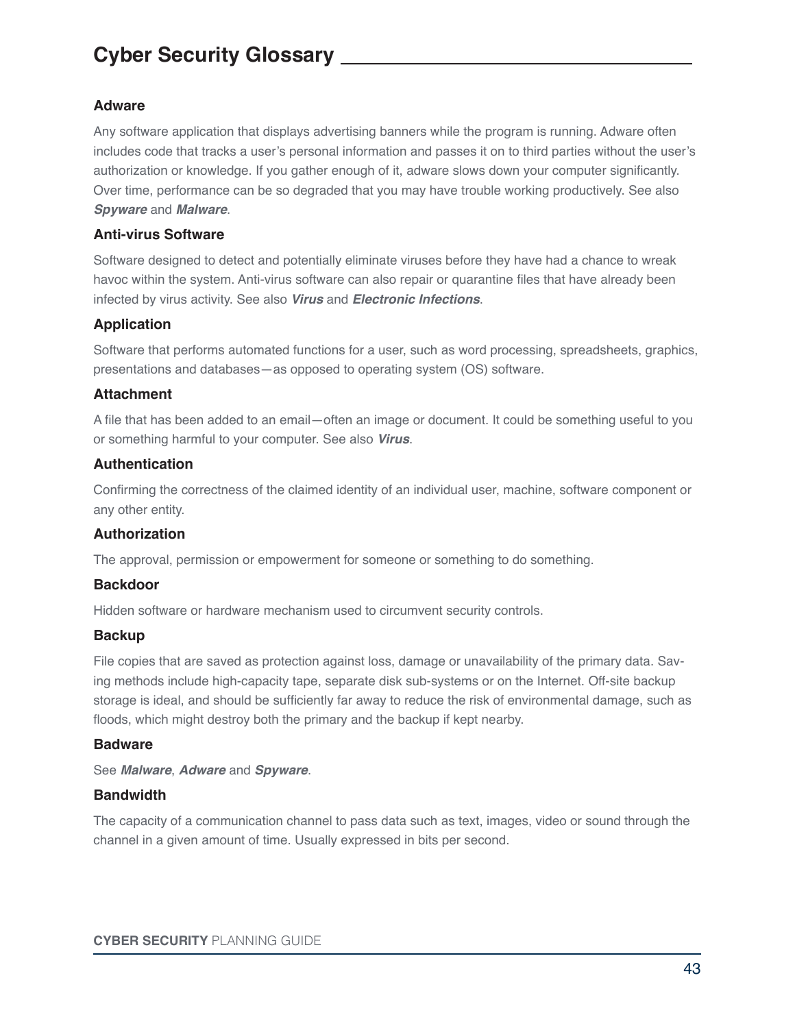# Cyber Security Glossary

### Adware

Any software application that displays advertising banners while the program is running. Adware often includes code that tracks a user's personal information and passes it on to third parties without the user's authorization or knowledge. If you gather enough of it, adware slows down your computer significantly. Over time, performance can be so degraded that you may have trouble working productively. See also ***Spyware*** and ***Malware***.

### Anti-virus Software

Software designed to detect and potentially eliminate viruses before they have had a chance to wreak havoc within the system. Anti-virus software can also repair or quarantine files that have already been infected by virus activity. See also ***Virus*** and ***Electronic Infections***.

### Application

Software that performs automated functions for a user, such as word processing, spreadsheets, graphics, presentations and databases—as opposed to operating system (OS) software.

### Attachment

A file that has been added to an email—often an image or document. It could be something useful to you or something harmful to your computer. See also ***Virus***.

### Authentication

Confirming the correctness of the claimed identity of an individual user, machine, software component or any other entity.

### Authorization

The approval, permission or empowerment for someone or something to do something.

### Backdoor

Hidden software or hardware mechanism used to circumvent security controls.

### Backup

File copies that are saved as protection against loss, damage or unavailability of the primary data. Saving methods include high-capacity tape, separate disk sub-systems or on the Internet. Off-site backup storage is ideal, and should be sufficiently far away to reduce the risk of environmental damage, such as floods, which might destroy both the primary and the backup if kept nearby.

### Badware

See ***Malware***, ***Adware*** and ***Spyware***.

### Bandwidth

The capacity of a communication channel to pass data such as text, images, video or sound through the channel in a given amount of time. Usually expressed in bits per second.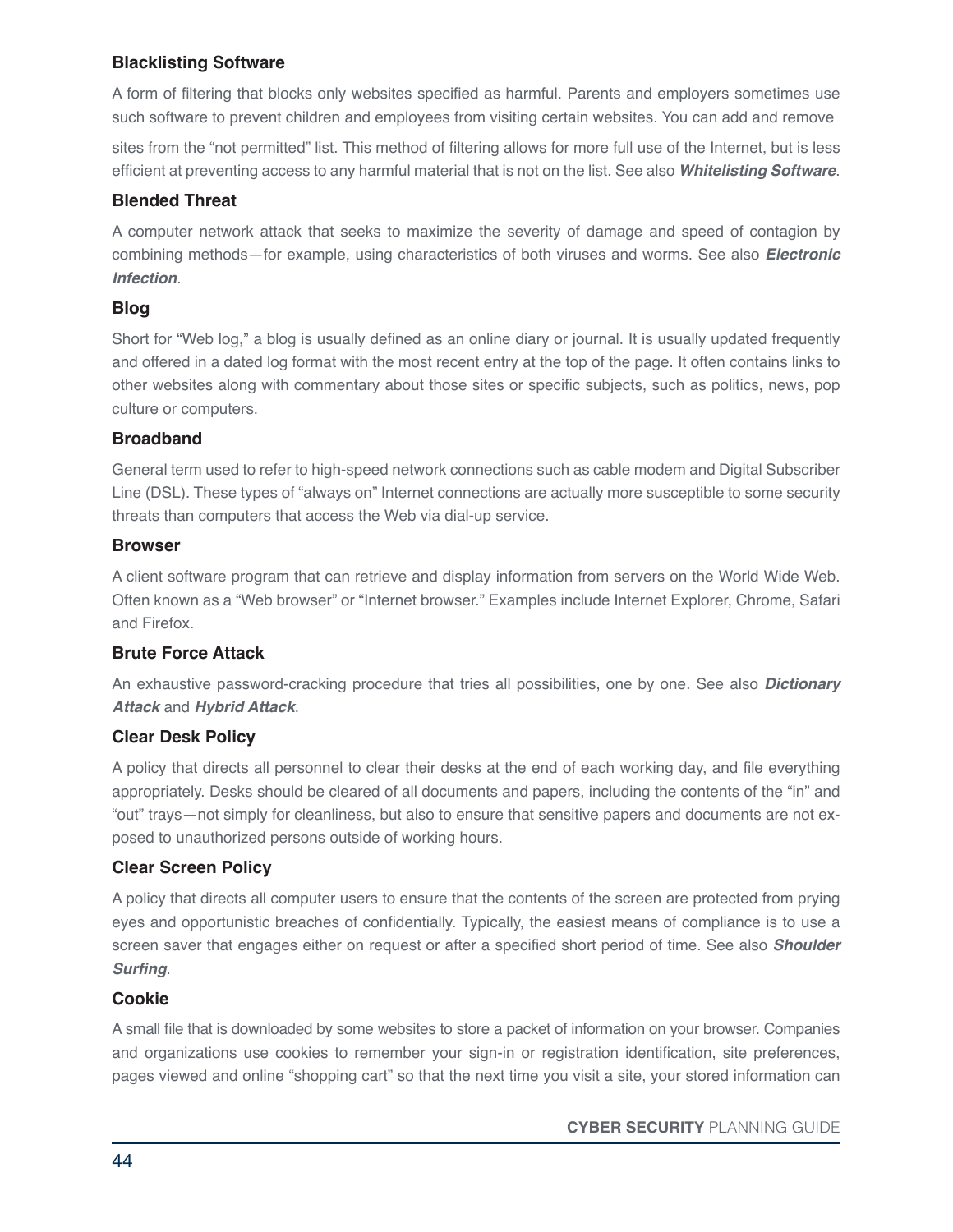### Blacklisting Software

A form of filtering that blocks only websites specified as harmful. Parents and employers sometimes use such software to prevent children and employees from visiting certain websites. You can add and remove sites from the "not permitted" list. This method of filtering allows for more full use of the Internet, but is less efficient at preventing access to any harmful material that is not on the list. See also ***Whitelisting Software***.

### Blended Threat

A computer network attack that seeks to maximize the severity of damage and speed of contagion by combining methods—for example, using characteristics of both viruses and worms. See also ***Electronic Infection***.

### Blog

Short for "Web log," a blog is usually defined as an online diary or journal. It is usually updated frequently and offered in a dated log format with the most recent entry at the top of the page. It often contains links to other websites along with commentary about those sites or specific subjects, such as politics, news, pop culture or computers.

### Broadband

General term used to refer to high-speed network connections such as cable modem and Digital Subscriber Line (DSL). These types of "always on" Internet connections are actually more susceptible to some security threats than computers that access the Web via dial-up service.

### Browser

A client software program that can retrieve and display information from servers on the World Wide Web. Often known as a "Web browser" or "Internet browser." Examples include Internet Explorer, Chrome, Safari and Firefox.

### Brute Force Attack

An exhaustive password-cracking procedure that tries all possibilities, one by one. See also ***Dictionary Attack*** and ***Hybrid Attack***.

### Clear Desk Policy

A policy that directs all personnel to clear their desks at the end of each working day, and file everything appropriately. Desks should be cleared of all documents and papers, including the contents of the "in" and "out" trays—not simply for cleanliness, but also to ensure that sensitive papers and documents are not exposed to unauthorized persons outside of working hours.

### Clear Screen Policy

A policy that directs all computer users to ensure that the contents of the screen are protected from prying eyes and opportunistic breaches of confidentially. Typically, the easiest means of compliance is to use a screen saver that engages either on request or after a specified short period of time. See also ***Shoulder Surfing***.

### Cookie

A small file that is downloaded by some websites to store a packet of information on your browser. Companies and organizations use cookies to remember your sign-in or registration identification, site preferences, pages viewed and online "shopping cart" so that the next time you visit a site, your stored information can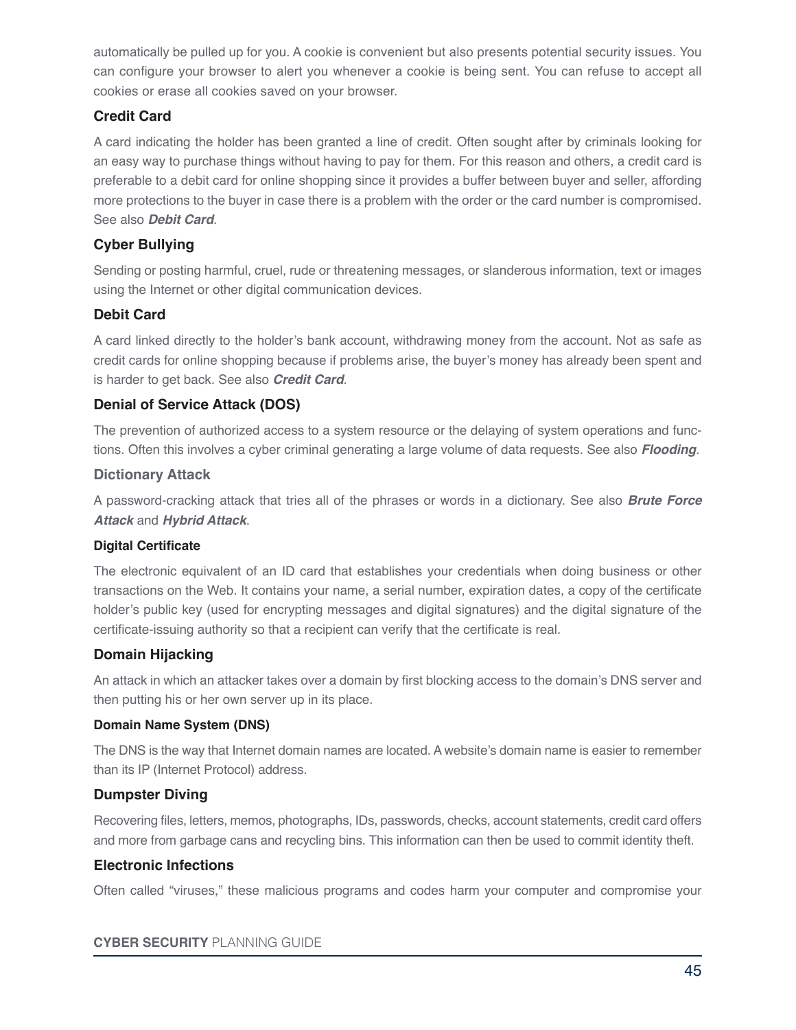automatically be pulled up for you. A cookie is convenient but also presents potential security issues. You can configure your browser to alert you whenever a cookie is being sent. You can refuse to accept all cookies or erase all cookies saved on your browser.

### Credit Card

A card indicating the holder has been granted a line of credit. Often sought after by criminals looking for an easy way to purchase things without having to pay for them. For this reason and others, a credit card is preferable to a debit card for online shopping since it provides a buffer between buyer and seller, affording more protections to the buyer in case there is a problem with the order or the card number is compromised. See also ***Debit Card***.

### Cyber Bullying

Sending or posting harmful, cruel, rude or threatening messages, or slanderous information, text or images using the Internet or other digital communication devices.

### Debit Card

A card linked directly to the holder's bank account, withdrawing money from the account. Not as safe as credit cards for online shopping because if problems arise, the buyer's money has already been spent and is harder to get back. See also ***Credit Card***.

### Denial of Service Attack (DOS)

The prevention of authorized access to a system resource or the delaying of system operations and functions. Often this involves a cyber criminal generating a large volume of data requests. See also ***Flooding***.

### Dictionary Attack

A password-cracking attack that tries all of the phrases or words in a dictionary. See also ***Brute Force Attack*** and ***Hybrid Attack***.

#### Digital Certificate

The electronic equivalent of an ID card that establishes your credentials when doing business or other transactions on the Web. It contains your name, a serial number, expiration dates, a copy of the certificate holder's public key (used for encrypting messages and digital signatures) and the digital signature of the certificate-issuing authority so that a recipient can verify that the certificate is real.

### Domain Hijacking

An attack in which an attacker takes over a domain by first blocking access to the domain's DNS server and then putting his or her own server up in its place.

#### Domain Name System (DNS)

The DNS is the way that Internet domain names are located. A website's domain name is easier to remember than its IP (Internet Protocol) address.

### Dumpster Diving

Recovering files, letters, memos, photographs, IDs, passwords, checks, account statements, credit card offers and more from garbage cans and recycling bins. This information can then be used to commit identity theft.

### Electronic Infections

Often called "viruses," these malicious programs and codes harm your computer and compromise your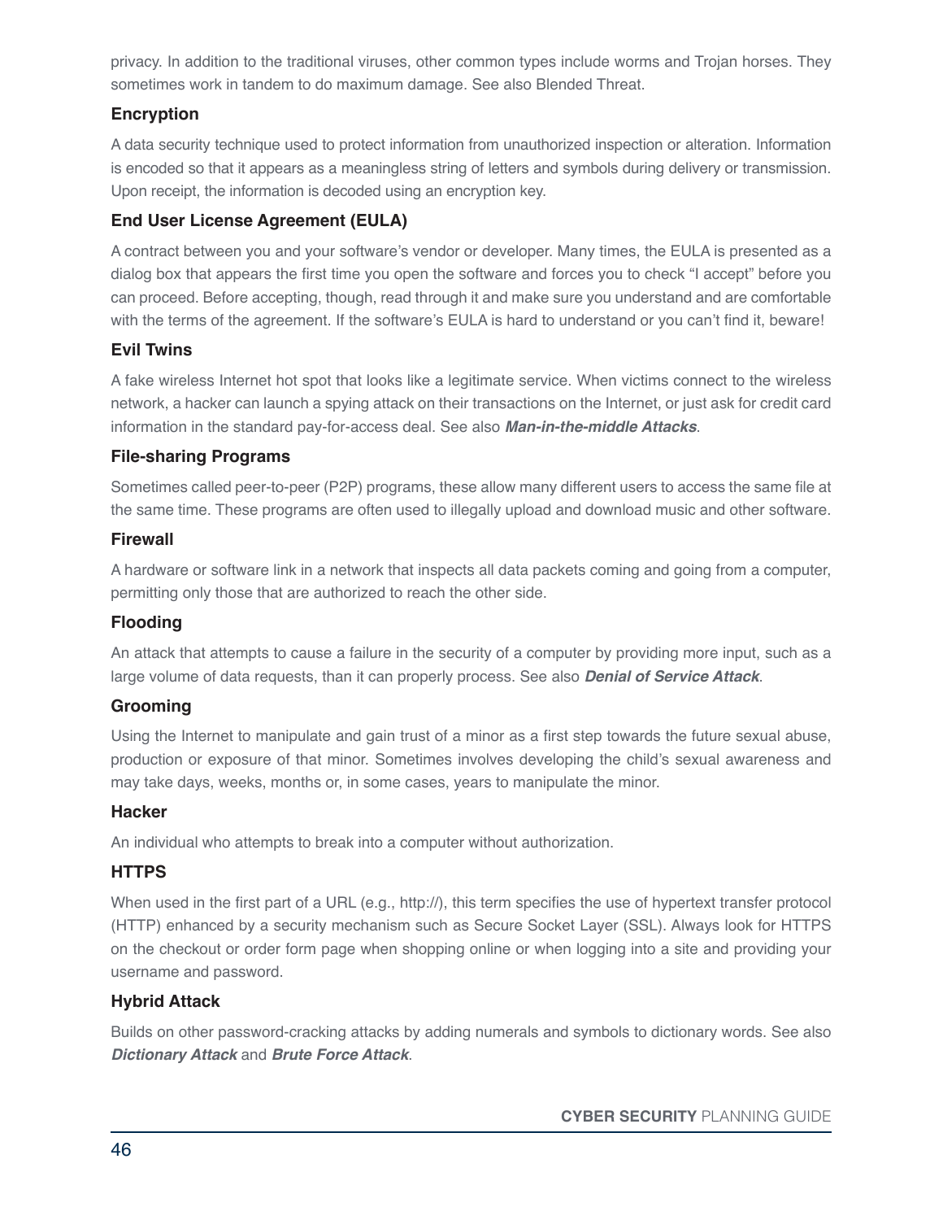privacy. In addition to the traditional viruses, other common types include worms and Trojan horses. They sometimes work in tandem to do maximum damage. See also Blended Threat.

### Encryption

A data security technique used to protect information from unauthorized inspection or alteration. Information is encoded so that it appears as a meaningless string of letters and symbols during delivery or transmission. Upon receipt, the information is decoded using an encryption key.

### End User License Agreement (EULA)

A contract between you and your software's vendor or developer. Many times, the EULA is presented as a dialog box that appears the first time you open the software and forces you to check "I accept" before you can proceed. Before accepting, though, read through it and make sure you understand and are comfortable with the terms of the agreement. If the software's EULA is hard to understand or you can't find it, beware!

### Evil Twins

A fake wireless Internet hot spot that looks like a legitimate service. When victims connect to the wireless network, a hacker can launch a spying attack on their transactions on the Internet, or just ask for credit card information in the standard pay-for-access deal. See also ***Man-in-the-middle Attacks***.

### File-sharing Programs

Sometimes called peer-to-peer (P2P) programs, these allow many different users to access the same file at the same time. These programs are often used to illegally upload and download music and other software.

### Firewall

A hardware or software link in a network that inspects all data packets coming and going from a computer, permitting only those that are authorized to reach the other side.

### Flooding

An attack that attempts to cause a failure in the security of a computer by providing more input, such as a large volume of data requests, than it can properly process. See also ***Denial of Service Attack***.

### Grooming

Using the Internet to manipulate and gain trust of a minor as a first step towards the future sexual abuse, production or exposure of that minor. Sometimes involves developing the child's sexual awareness and may take days, weeks, months or, in some cases, years to manipulate the minor.

### Hacker

An individual who attempts to break into a computer without authorization.

### HTTPS

When used in the first part of a URL (e.g., http://), this term specifies the use of hypertext transfer protocol (HTTP) enhanced by a security mechanism such as Secure Socket Layer (SSL). Always look for HTTPS on the checkout or order form page when shopping online or when logging into a site and providing your username and password.

### Hybrid Attack

Builds on other password-cracking attacks by adding numerals and symbols to dictionary words. See also ***Dictionary Attack*** and ***Brute Force Attack***.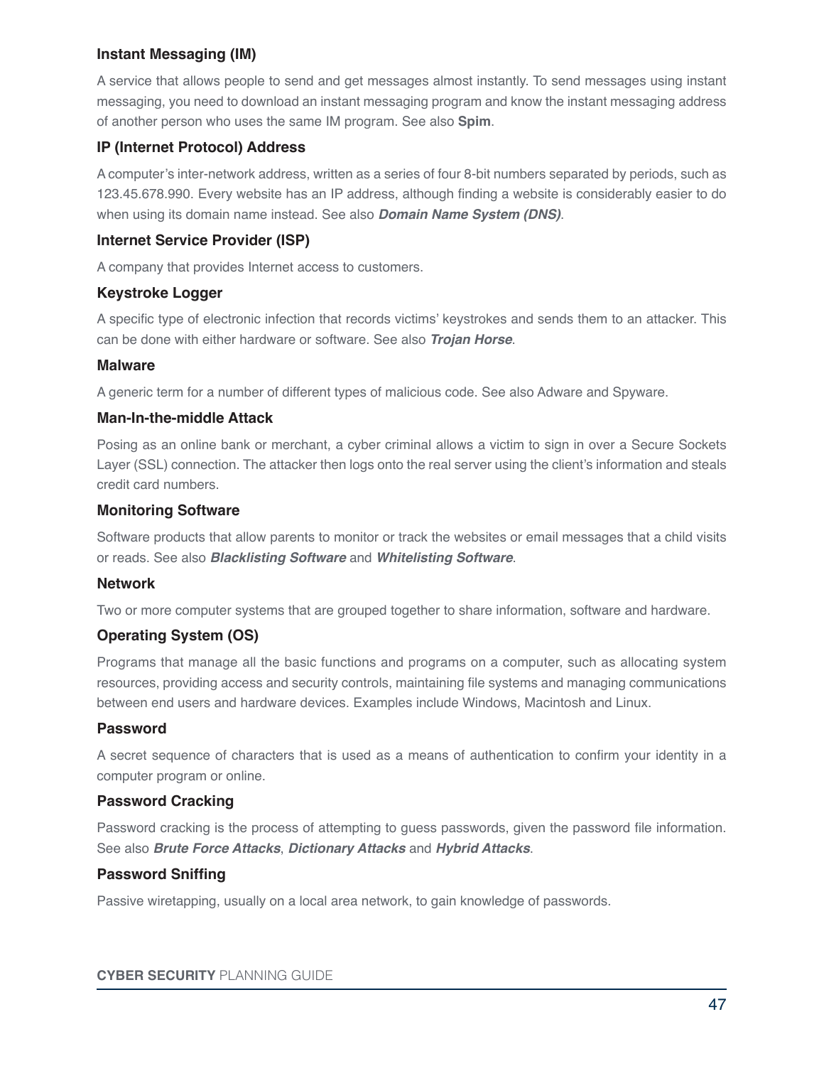### Instant Messaging (IM)

A service that allows people to send and get messages almost instantly. To send messages using instant messaging, you need to download an instant messaging program and know the instant messaging address of another person who uses the same IM program. See also **Spim**.

### IP (Internet Protocol) Address

A computer's inter-network address, written as a series of four 8-bit numbers separated by periods, such as 123.45.678.990. Every website has an IP address, although finding a website is considerably easier to do when using its domain name instead. See also ***Domain Name System (DNS)***.

### Internet Service Provider (ISP)

A company that provides Internet access to customers.

### Keystroke Logger

A specific type of electronic infection that records victims' keystrokes and sends them to an attacker. This can be done with either hardware or software. See also ***Trojan Horse***.

### Malware

A generic term for a number of different types of malicious code. See also Adware and Spyware.

### Man-In-the-middle Attack

Posing as an online bank or merchant, a cyber criminal allows a victim to sign in over a Secure Sockets Layer (SSL) connection. The attacker then logs onto the real server using the client's information and steals credit card numbers.

### Monitoring Software

Software products that allow parents to monitor or track the websites or email messages that a child visits or reads. See also ***Blacklisting Software*** and ***Whitelisting Software***.

### Network

Two or more computer systems that are grouped together to share information, software and hardware.

### Operating System (OS)

Programs that manage all the basic functions and programs on a computer, such as allocating system resources, providing access and security controls, maintaining file systems and managing communications between end users and hardware devices. Examples include Windows, Macintosh and Linux.

### Password

A secret sequence of characters that is used as a means of authentication to confirm your identity in a computer program or online.

### Password Cracking

Password cracking is the process of attempting to guess passwords, given the password file information. See also ***Brute Force Attacks***, ***Dictionary Attacks*** and ***Hybrid Attacks***.

### Password Sniffing

Passive wiretapping, usually on a local area network, to gain knowledge of passwords.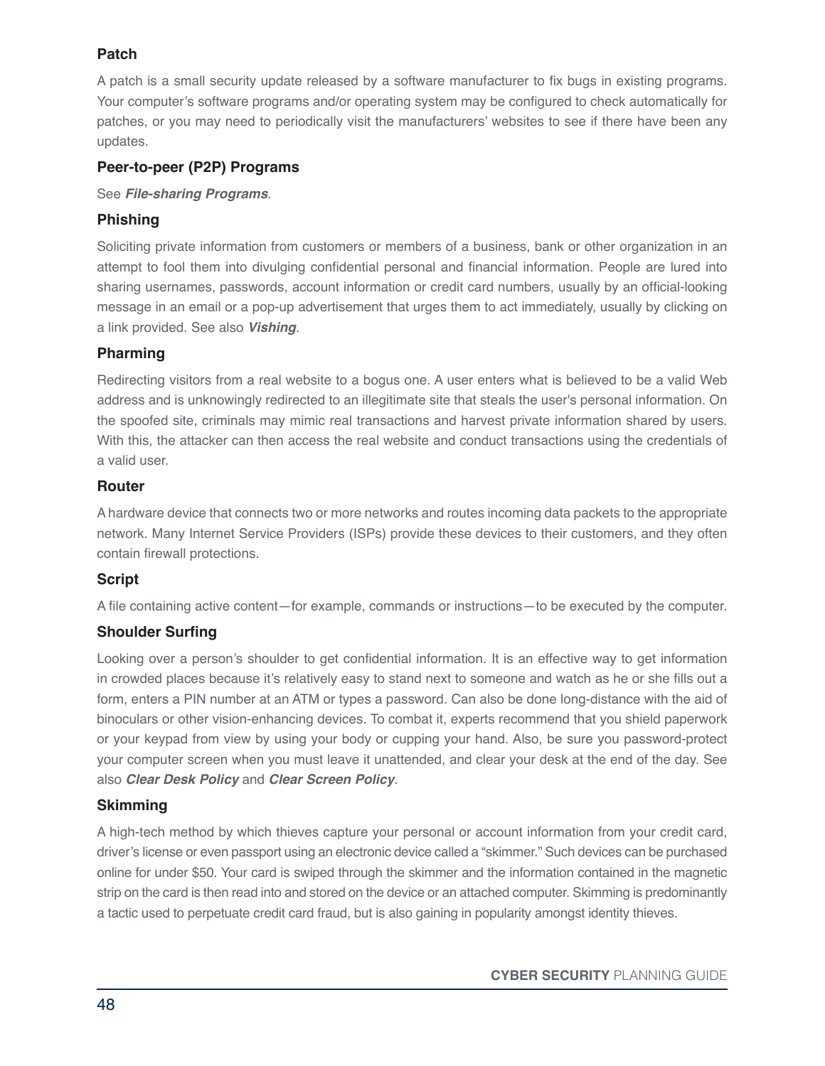### Patch

A patch is a small security update released by a software manufacturer to fix bugs in existing programs. Your computer's software programs and/or operating system may be configured to check automatically for patches, or you may need to periodically visit the manufacturers' websites to see if there have been any updates.

### Peer-to-peer (P2P) Programs

See ***File-sharing Programs***.

### Phishing

Soliciting private information from customers or members of a business, bank or other organization in an attempt to fool them into divulging confidential personal and financial information. People are lured into sharing usernames, passwords, account information or credit card numbers, usually by an official-looking message in an email or a pop-up advertisement that urges them to act immediately, usually by clicking on a link provided. See also ***Vishing***.

### Pharming

Redirecting visitors from a real website to a bogus one. A user enters what is believed to be a valid Web address and is unknowingly redirected to an illegitimate site that steals the user's personal information. On the spoofed site, criminals may mimic real transactions and harvest private information shared by users. With this, the attacker can then access the real website and conduct transactions using the credentials of a valid user.

### Router

A hardware device that connects two or more networks and routes incoming data packets to the appropriate network. Many Internet Service Providers (ISPs) provide these devices to their customers, and they often contain firewall protections.

### Script

A file containing active content—for example, commands or instructions—to be executed by the computer.

### Shoulder Surfing

Looking over a person's shoulder to get confidential information. It is an effective way to get information in crowded places because it's relatively easy to stand next to someone and watch as he or she fills out a form, enters a PIN number at an ATM or types a password. Can also be done long-distance with the aid of binoculars or other vision-enhancing devices. To combat it, experts recommend that you shield paperwork or your keypad from view by using your body or cupping your hand. Also, be sure you password-protect your computer screen when you must leave it unattended, and clear your desk at the end of the day. See also ***Clear Desk Policy*** and ***Clear Screen Policy***.

### Skimming

A high-tech method by which thieves capture your personal or account information from your credit card, driver's license or even passport using an electronic device called a "skimmer." Such devices can be purchased online for under $50. Your card is swiped through the skimmer and the information contained in the magnetic strip on the card is then read into and stored on the device or an attached computer. Skimming is predominantly a tactic used to perpetuate credit card fraud, but is also gaining in popularity amongst identity thieves.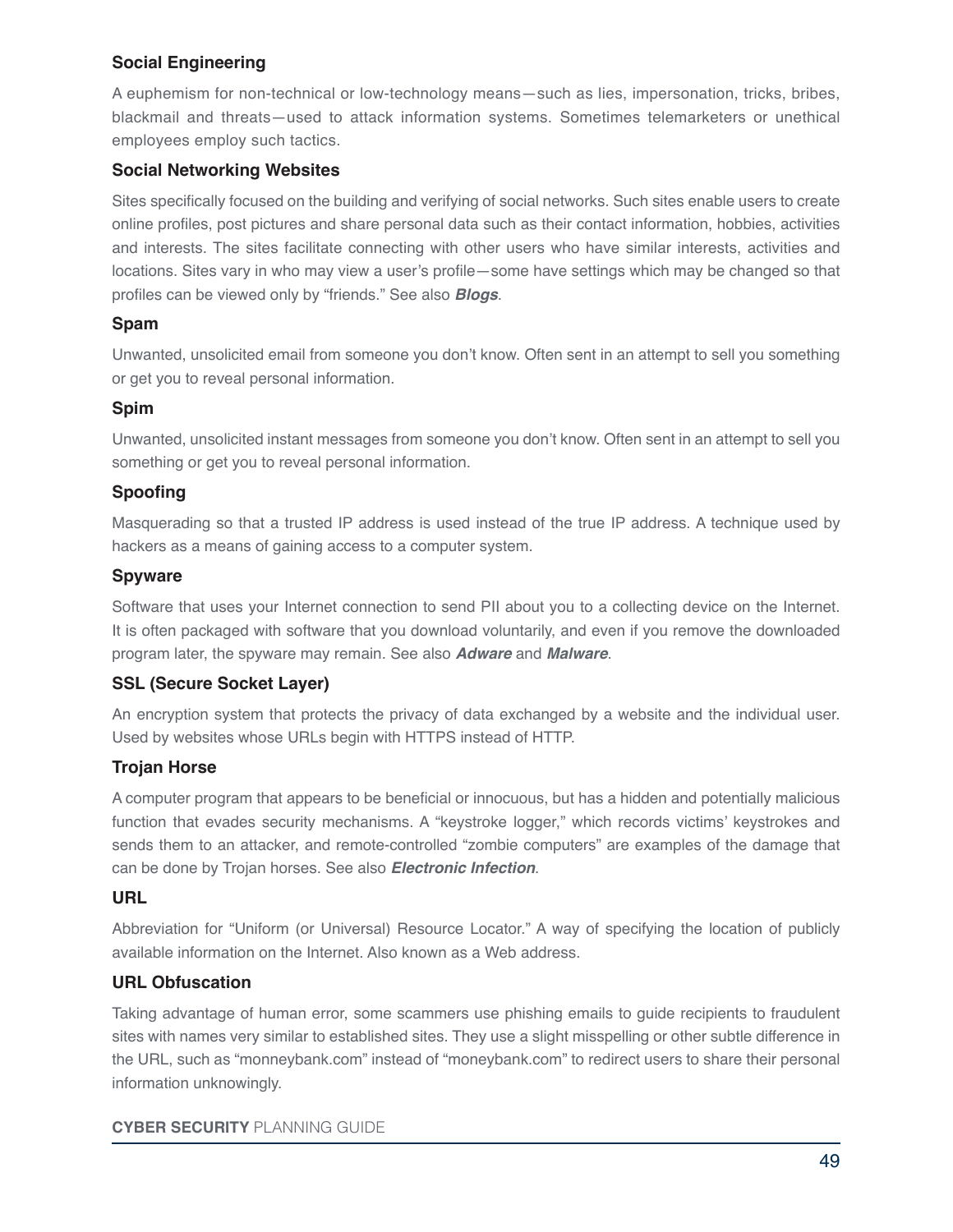### Social Engineering

A euphemism for non-technical or low-technology means—such as lies, impersonation, tricks, bribes, blackmail and threats—used to attack information systems. Sometimes telemarketers or unethical employees employ such tactics.

### Social Networking Websites

Sites specifically focused on the building and verifying of social networks. Such sites enable users to create online profiles, post pictures and share personal data such as their contact information, hobbies, activities and interests. The sites facilitate connecting with other users who have similar interests, activities and locations. Sites vary in who may view a user's profile—some have settings which may be changed so that profiles can be viewed only by "friends." See also ***Blogs***.

### Spam

Unwanted, unsolicited email from someone you don't know. Often sent in an attempt to sell you something or get you to reveal personal information.

### Spim

Unwanted, unsolicited instant messages from someone you don't know. Often sent in an attempt to sell you something or get you to reveal personal information.

### Spoofing

Masquerading so that a trusted IP address is used instead of the true IP address. A technique used by hackers as a means of gaining access to a computer system.

### Spyware

Software that uses your Internet connection to send PII about you to a collecting device on the Internet. It is often packaged with software that you download voluntarily, and even if you remove the downloaded program later, the spyware may remain. See also ***Adware*** and ***Malware***.

### SSL (Secure Socket Layer)

An encryption system that protects the privacy of data exchanged by a website and the individual user. Used by websites whose URLs begin with HTTPS instead of HTTP.

### Trojan Horse

A computer program that appears to be beneficial or innocuous, but has a hidden and potentially malicious function that evades security mechanisms. A "keystroke logger," which records victims' keystrokes and sends them to an attacker, and remote-controlled "zombie computers" are examples of the damage that can be done by Trojan horses. See also ***Electronic Infection***.

### URL

Abbreviation for "Uniform (or Universal) Resource Locator." A way of specifying the location of publicly available information on the Internet. Also known as a Web address.

### URL Obfuscation

Taking advantage of human error, some scammers use phishing emails to guide recipients to fraudulent sites with names very similar to established sites. They use a slight misspelling or other subtle difference in the URL, such as "monneybank.com" instead of "moneybank.com" to redirect users to share their personal information unknowingly.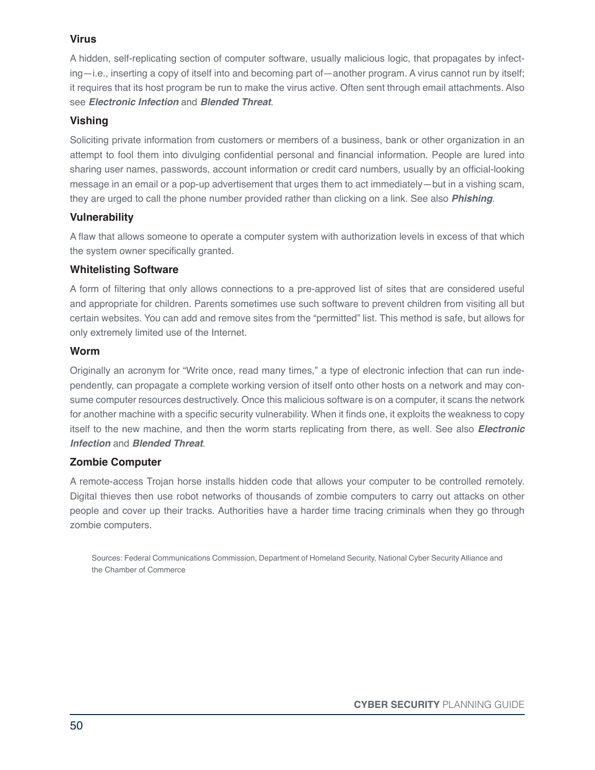### Virus

A hidden, self-replicating section of computer software, usually malicious logic, that propagates by infecting—i.e., inserting a copy of itself into and becoming part of—another program. A virus cannot run by itself; it requires that its host program be run to make the virus active. Often sent through email attachments. Also see ***Electronic Infection*** and ***Blended Threat***.

### Vishing

Soliciting private information from customers or members of a business, bank or other organization in an attempt to fool them into divulging confidential personal and financial information. People are lured into sharing user names, passwords, account information or credit card numbers, usually by an official-looking message in an email or a pop-up advertisement that urges them to act immediately—but in a vishing scam, they are urged to call the phone number provided rather than clicking on a link. See also ***Phishing***.

### Vulnerability

A flaw that allows someone to operate a computer system with authorization levels in excess of that which the system owner specifically granted.

### Whitelisting Software

A form of filtering that only allows connections to a pre-approved list of sites that are considered useful and appropriate for children. Parents sometimes use such software to prevent children from visiting all but certain websites. You can add and remove sites from the "permitted" list. This method is safe, but allows for only extremely limited use of the Internet.

### Worm

Originally an acronym for "Write once, read many times," a type of electronic infection that can run independently, can propagate a complete working version of itself onto other hosts on a network and may consume computer resources destructively. Once this malicious software is on a computer, it scans the network for another machine with a specific security vulnerability. When it finds one, it exploits the weakness to copy itself to the new machine, and then the worm starts replicating from there, as well. See also ***Electronic Infection*** and ***Blended Threat***.

### Zombie Computer

A remote-access Trojan horse installs hidden code that allows your computer to be controlled remotely. Digital thieves then use robot networks of thousands of zombie computers to carry out attacks on other people and cover up their tracks. Authorities have a harder time tracing criminals when they go through zombie computers.

Sources: Federal Communications Commission, Department of Homeland Security, National Cyber Security Alliance and the Chamber of Commerce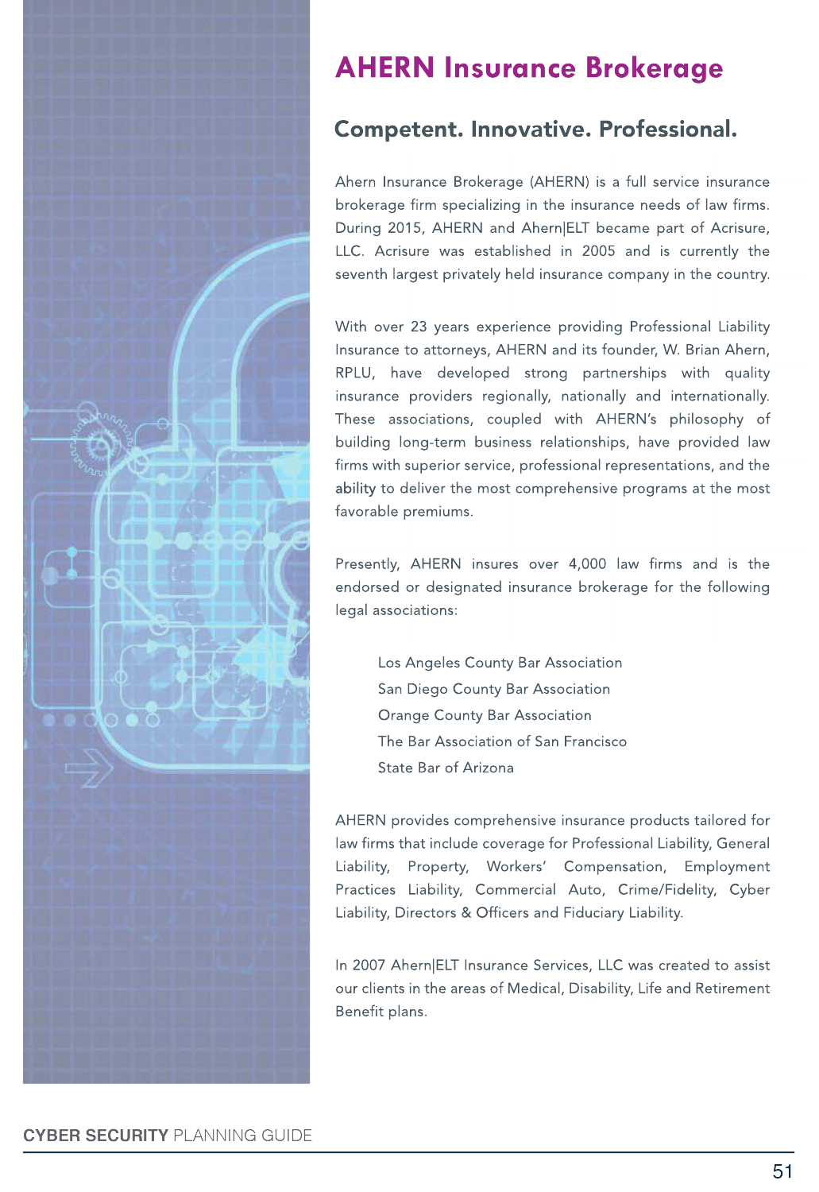# AHERN Insurance Brokerage

## Competent. Innovative. Professional.

Ahern Insurance Brokerage (AHERN) is a full service insurance brokerage firm specializing in the insurance needs of law firms. During 2015, AHERN and Ahern|ELT became part of Acrisure, LLC. Acrisure was established in 2005 and is currently the seventh largest privately held insurance company in the country.

With over 23 years experience providing Professional Liability Insurance to attorneys, AHERN and its founder, W. Brian Ahern, RPLU, have developed strong partnerships with quality insurance providers regionally, nationally and internationally. These associations, coupled with AHERN's philosophy of building long-term business relationships, have provided law firms with superior service, professional representations, and the ability to deliver the most comprehensive programs at the most favorable premiums.

Presently, AHERN insures over 4,000 law firms and is the endorsed or designated insurance brokerage for the following legal associations:

- Los Angeles County Bar Association
- San Diego County Bar Association
- Orange County Bar Association
- The Bar Association of San Francisco
- State Bar of Arizona

AHERN provides comprehensive insurance products tailored for law firms that include coverage for Professional Liability, General Liability, Property, Workers' Compensation, Employment Practices Liability, Commercial Auto, Crime/Fidelity, Cyber Liability, Directors & Officers and Fiduciary Liability.

In 2007 Ahern|ELT Insurance Services, LLC was created to assist our clients in the areas of Medical, Disability, Life and Retirement Benefit plans.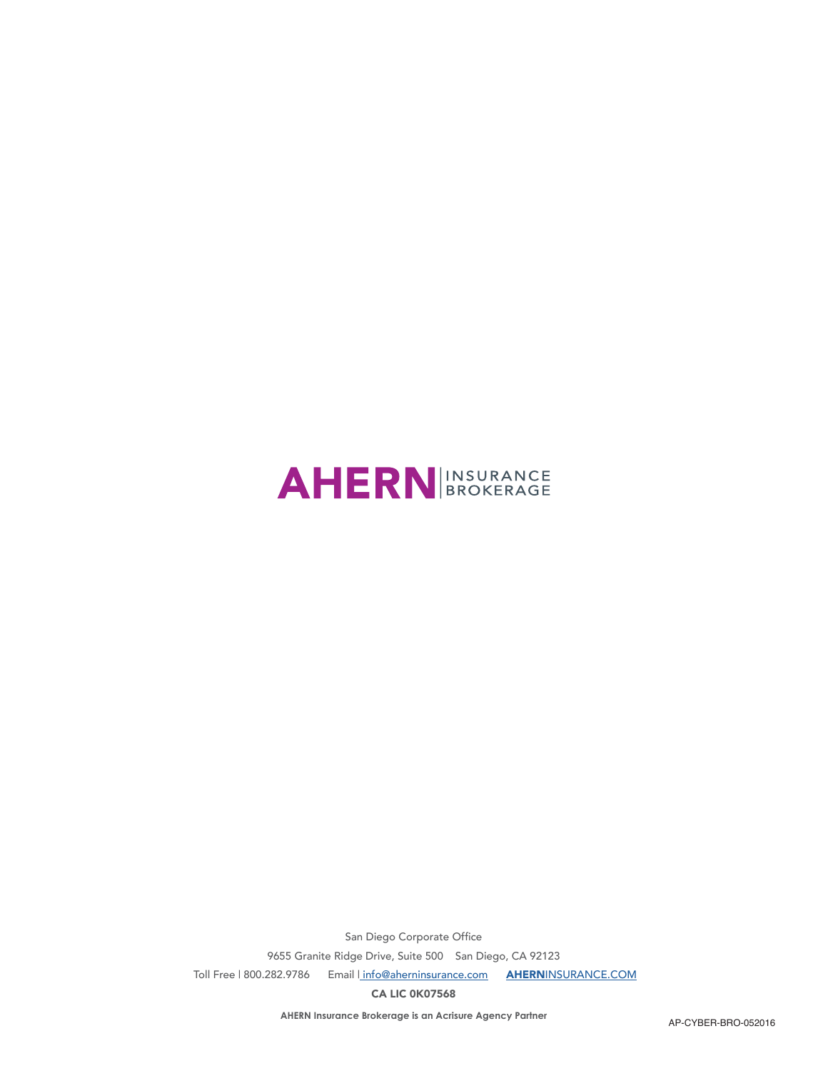**AHERN** INSURANCE BROKERAGE

San Diego Corporate Office

9655 Granite Ridge Drive, Suite 500 San Diego, CA 92123

Toll Free | 800.282.9786 Email | info@aherninsurance.com **AHERN**INSURANCE.COM

**CA LIC 0K07568**

**AHERN Insurance Brokerage is an Acrisure Agency Partner**

AP-CYBER-BRO-052016